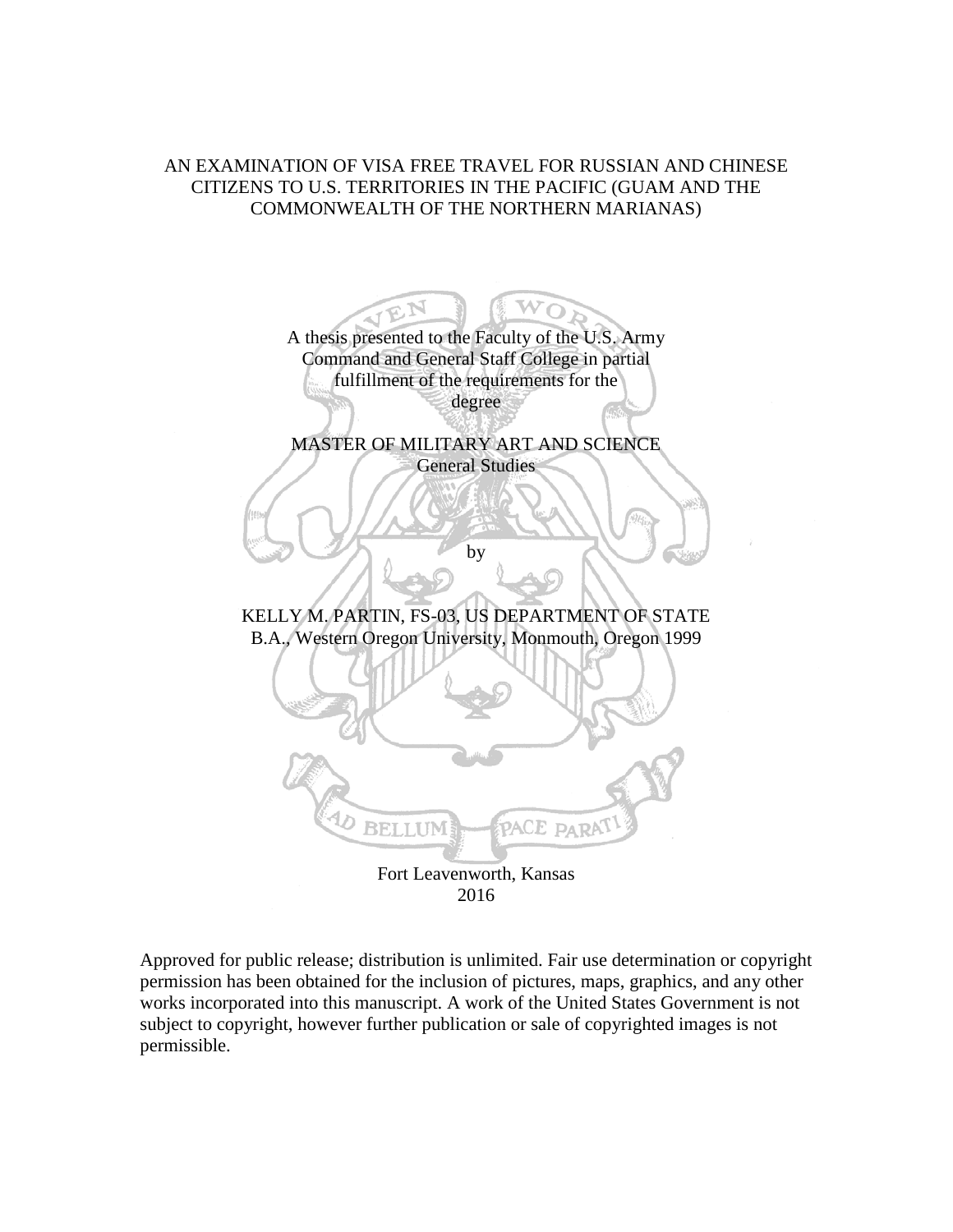# AN EXAMINATION OF VISA FREE TRAVEL FOR RUSSIAN AND CHINESE CITIZENS TO U.S. TERRITORIES IN THE PACIFIC (GUAM AND THE COMMONWEALTH OF THE NORTHERN MARIANAS)

A thesis presented to the Faculty of the U.S. Army Command and General Staff College in partial fulfillment of the requirements for the degree

MASTER OF MILITARY ART AND SCIENCE
General Studies

by

KELLY M. PARTIN, FS-03, US DEPARTMENT OF STATE
B.A., Western Oregon University, Monmouth, Oregon 1999

Fort Leavenworth, Kansas
2016

Approved for public release; distribution is unlimited. Fair use determination or copyright permission has been obtained for the inclusion of pictures, maps, graphics, and any other works incorporated into this manuscript. A work of the United States Government is not subject to copyright, however further publication or sale of copyrighted images is not permissible.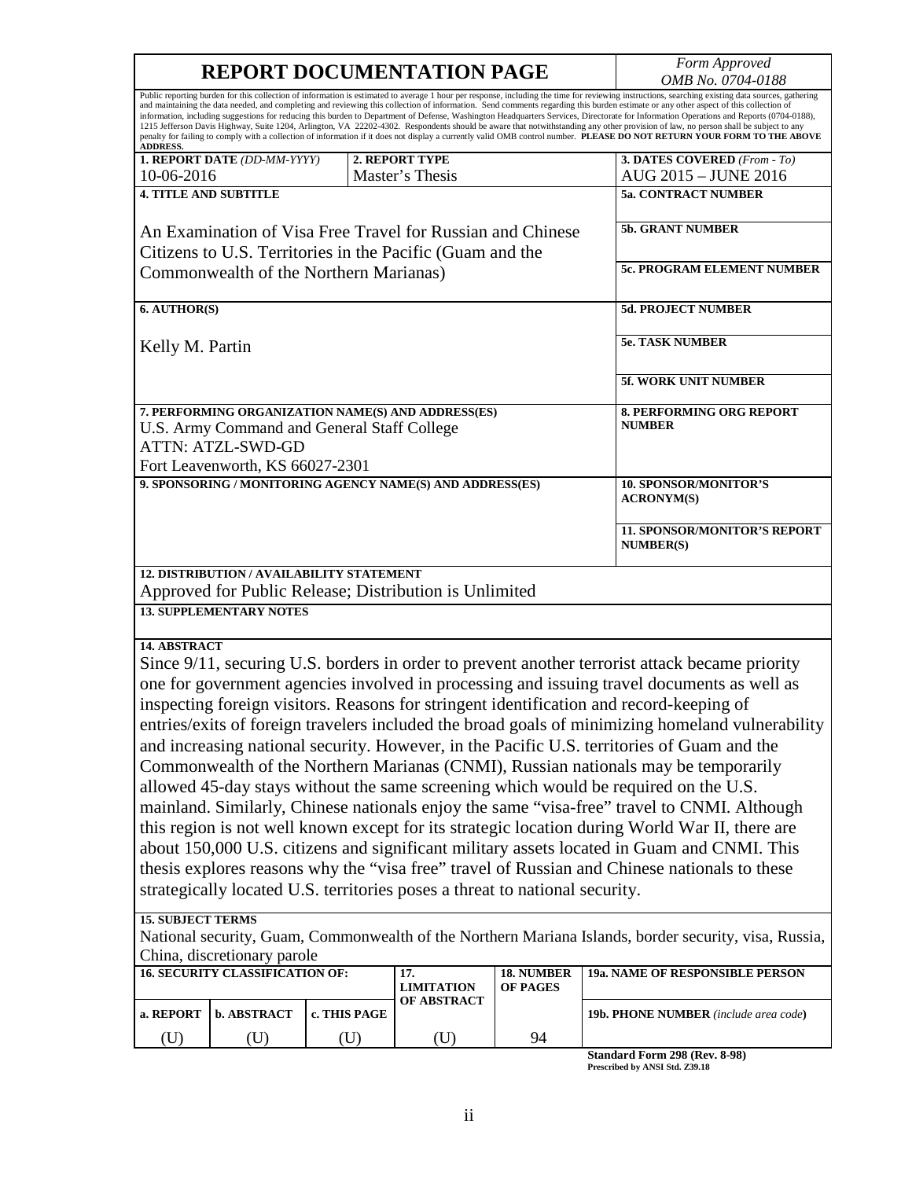# REPORT DOCUMENTATION PAGE

*Form Approved*
*OMB No. 0704-0188*

Public reporting burden for this collection of information is estimated to average 1 hour per response, including the time for reviewing instructions, searching existing data sources, gathering and maintaining the data needed, and completing and reviewing this collection of information. Send comments regarding this burden estimate or any other aspect of this collection of information, including suggestions for reducing this burden to Department of Defense, Washington Headquarters Services, Directorate for Information Operations and Reports (0704-0188), 1215 Jefferson Davis Highway, Suite 1204, Arlington, VA 22202-4302. Respondents should be aware that notwithstanding any other provision of law, no person shall be subject to any penalty for failing to comply with a collection of information if it does not display a currently valid OMB control number. **PLEASE DO NOT RETURN YOUR FORM TO THE ABOVE ADDRESS.**

| **1. REPORT DATE** *(DD-MM-YYYY)* | **2. REPORT TYPE** | **3. DATES COVERED** *(From - To)* |
|---|---|---|
| 10-06-2016 | Master's Thesis | AUG 2015 – JUNE 2016 |

**4. TITLE AND SUBTITLE**

An Examination of Visa Free Travel for Russian and Chinese Citizens to U.S. Territories in the Pacific (Guam and the Commonwealth of the Northern Marianas)

**5a. CONTRACT NUMBER**

**5b. GRANT NUMBER**

**5c. PROGRAM ELEMENT NUMBER**

**6. AUTHOR(S)**

Kelly M. Partin

**5d. PROJECT NUMBER**

**5e. TASK NUMBER**

**5f. WORK UNIT NUMBER**

**7. PERFORMING ORGANIZATION NAME(S) AND ADDRESS(ES)**

U.S. Army Command and General Staff College
ATTN: ATZL-SWD-GD
Fort Leavenworth, KS 66027-2301

**8. PERFORMING ORG REPORT NUMBER**

**9. SPONSORING / MONITORING AGENCY NAME(S) AND ADDRESS(ES)**

**10. SPONSOR/MONITOR'S ACRONYM(S)**

**11. SPONSOR/MONITOR'S REPORT NUMBER(S)**

**12. DISTRIBUTION / AVAILABILITY STATEMENT**

Approved for Public Release; Distribution is Unlimited

**13. SUPPLEMENTARY NOTES**

**14. ABSTRACT**

Since 9/11, securing U.S. borders in order to prevent another terrorist attack became priority one for government agencies involved in processing and issuing travel documents as well as inspecting foreign visitors. Reasons for stringent identification and record-keeping of entries/exits of foreign travelers included the broad goals of minimizing homeland vulnerability and increasing national security. However, in the Pacific U.S. territories of Guam and the Commonwealth of the Northern Marianas (CNMI), Russian nationals may be temporarily allowed 45-day stays without the same screening which would be required on the U.S. mainland. Similarly, Chinese nationals enjoy the same "visa-free" travel to CNMI. Although this region is not well known except for its strategic location during World War II, there are about 150,000 U.S. citizens and significant military assets located in Guam and CNMI. This thesis explores reasons why the "visa free" travel of Russian and Chinese nationals to these strategically located U.S. territories poses a threat to national security.

**15. SUBJECT TERMS**

National security, Guam, Commonwealth of the Northern Mariana Islands, border security, visa, Russia, China, discretionary parole

| **16. SECURITY CLASSIFICATION OF:** | | | **17. LIMITATION OF ABSTRACT** | **18. NUMBER OF PAGES** | **19a. NAME OF RESPONSIBLE PERSON** |
|---|---|---|---|---|---|
| **a. REPORT** | **b. ABSTRACT** | **c. THIS PAGE** | | | **19b. PHONE NUMBER** *(include area code)* |
| (U) | (U) | (U) | (U) | 94 | |

**Standard Form 298 (Rev. 8-98)**
**Prescribed by ANSI Std. Z39.18**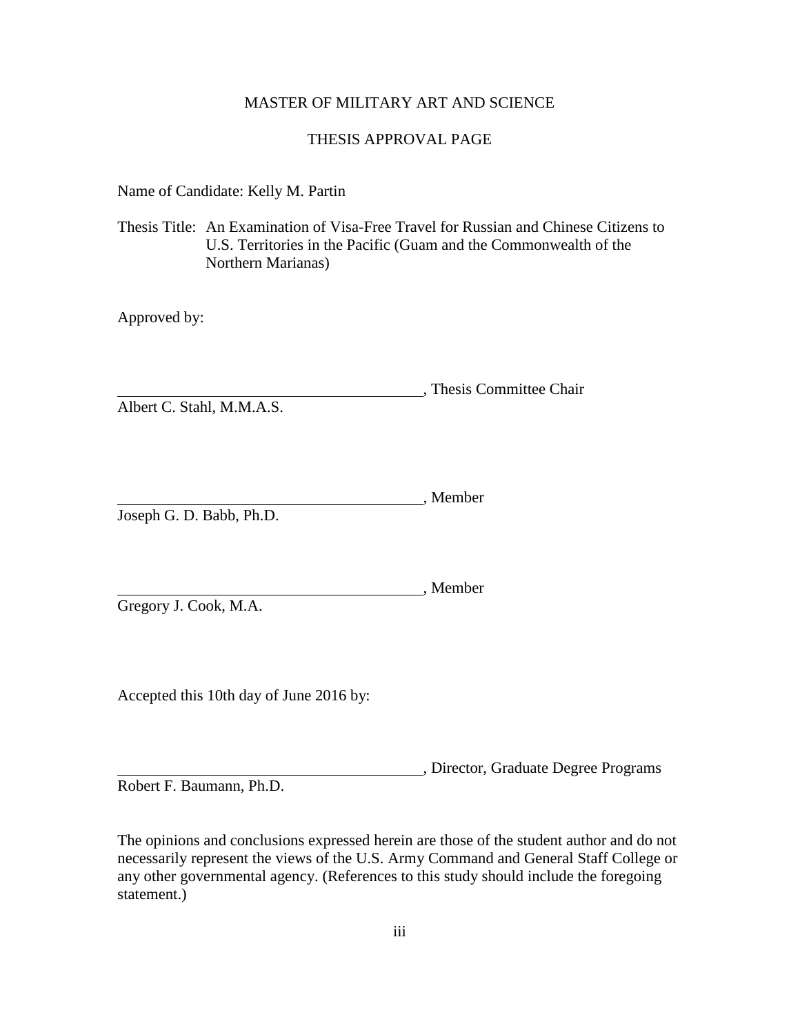MASTER OF MILITARY ART AND SCIENCE

THESIS APPROVAL PAGE

Name of Candidate: Kelly M. Partin

Thesis Title: An Examination of Visa-Free Travel for Russian and Chinese Citizens to U.S. Territories in the Pacific (Guam and the Commonwealth of the Northern Marianas)

Approved by:

\_\_\_\_\_\_\_\_\_\_\_\_\_\_\_\_\_\_\_\_\_\_\_\_\_\_\_\_\_\_\_\_\_\_\_\_\_\_\_\_, Thesis Committee Chair
Albert C. Stahl, M.M.A.S.

\_\_\_\_\_\_\_\_\_\_\_\_\_\_\_\_\_\_\_\_\_\_\_\_\_\_\_\_\_\_\_\_\_\_\_\_\_\_\_\_, Member
Joseph G. D. Babb, Ph.D.

\_\_\_\_\_\_\_\_\_\_\_\_\_\_\_\_\_\_\_\_\_\_\_\_\_\_\_\_\_\_\_\_\_\_\_\_\_\_\_\_, Member
Gregory J. Cook, M.A.

Accepted this 10th day of June 2016 by:

\_\_\_\_\_\_\_\_\_\_\_\_\_\_\_\_\_\_\_\_\_\_\_\_\_\_\_\_\_\_\_\_\_\_\_\_\_\_\_\_, Director, Graduate Degree Programs
Robert F. Baumann, Ph.D.

The opinions and conclusions expressed herein are those of the student author and do not necessarily represent the views of the U.S. Army Command and General Staff College or any other governmental agency. (References to this study should include the foregoing statement.)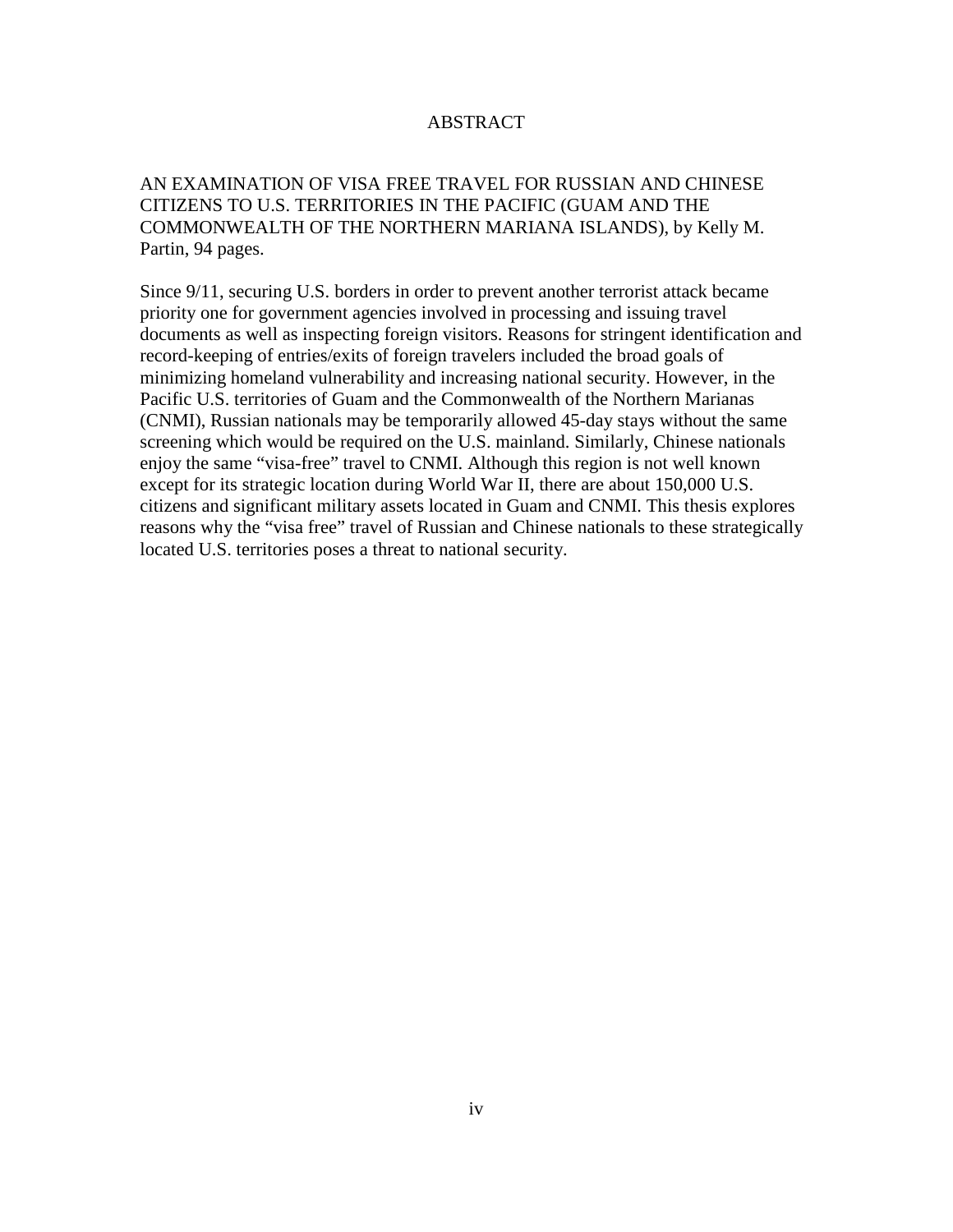# ABSTRACT

AN EXAMINATION OF VISA FREE TRAVEL FOR RUSSIAN AND CHINESE CITIZENS TO U.S. TERRITORIES IN THE PACIFIC (GUAM AND THE COMMONWEALTH OF THE NORTHERN MARIANA ISLANDS), by Kelly M. Partin, 94 pages.

Since 9/11, securing U.S. borders in order to prevent another terrorist attack became priority one for government agencies involved in processing and issuing travel documents as well as inspecting foreign visitors. Reasons for stringent identification and record-keeping of entries/exits of foreign travelers included the broad goals of minimizing homeland vulnerability and increasing national security. However, in the Pacific U.S. territories of Guam and the Commonwealth of the Northern Marianas (CNMI), Russian nationals may be temporarily allowed 45-day stays without the same screening which would be required on the U.S. mainland. Similarly, Chinese nationals enjoy the same "visa-free" travel to CNMI. Although this region is not well known except for its strategic location during World War II, there are about 150,000 U.S. citizens and significant military assets located in Guam and CNMI. This thesis explores reasons why the "visa free" travel of Russian and Chinese nationals to these strategically located U.S. territories poses a threat to national security.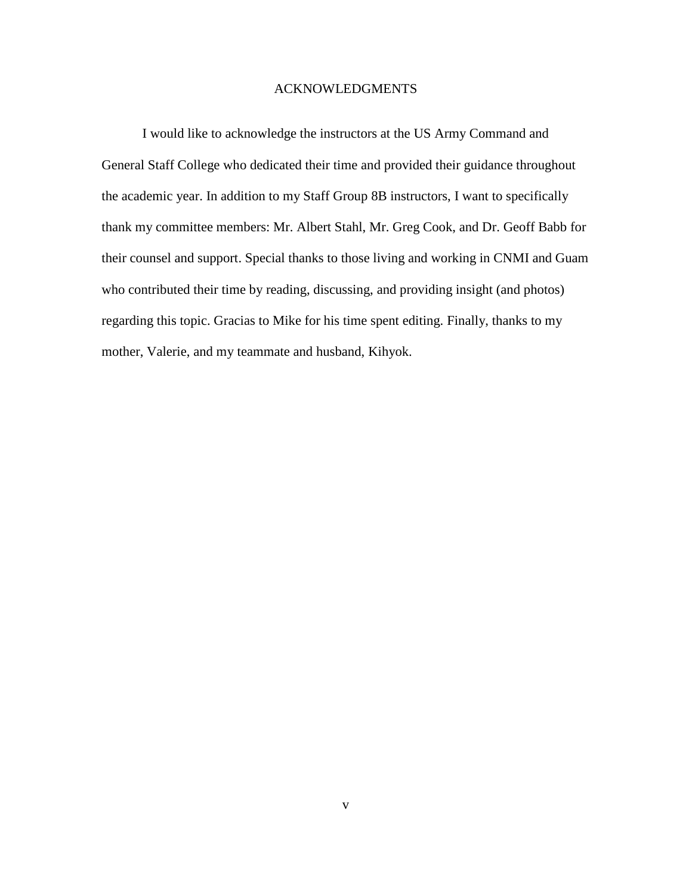# ACKNOWLEDGMENTS

I would like to acknowledge the instructors at the US Army Command and General Staff College who dedicated their time and provided their guidance throughout the academic year. In addition to my Staff Group 8B instructors, I want to specifically thank my committee members: Mr. Albert Stahl, Mr. Greg Cook, and Dr. Geoff Babb for their counsel and support. Special thanks to those living and working in CNMI and Guam who contributed their time by reading, discussing, and providing insight (and photos) regarding this topic. Gracias to Mike for his time spent editing. Finally, thanks to my mother, Valerie, and my teammate and husband, Kihyok.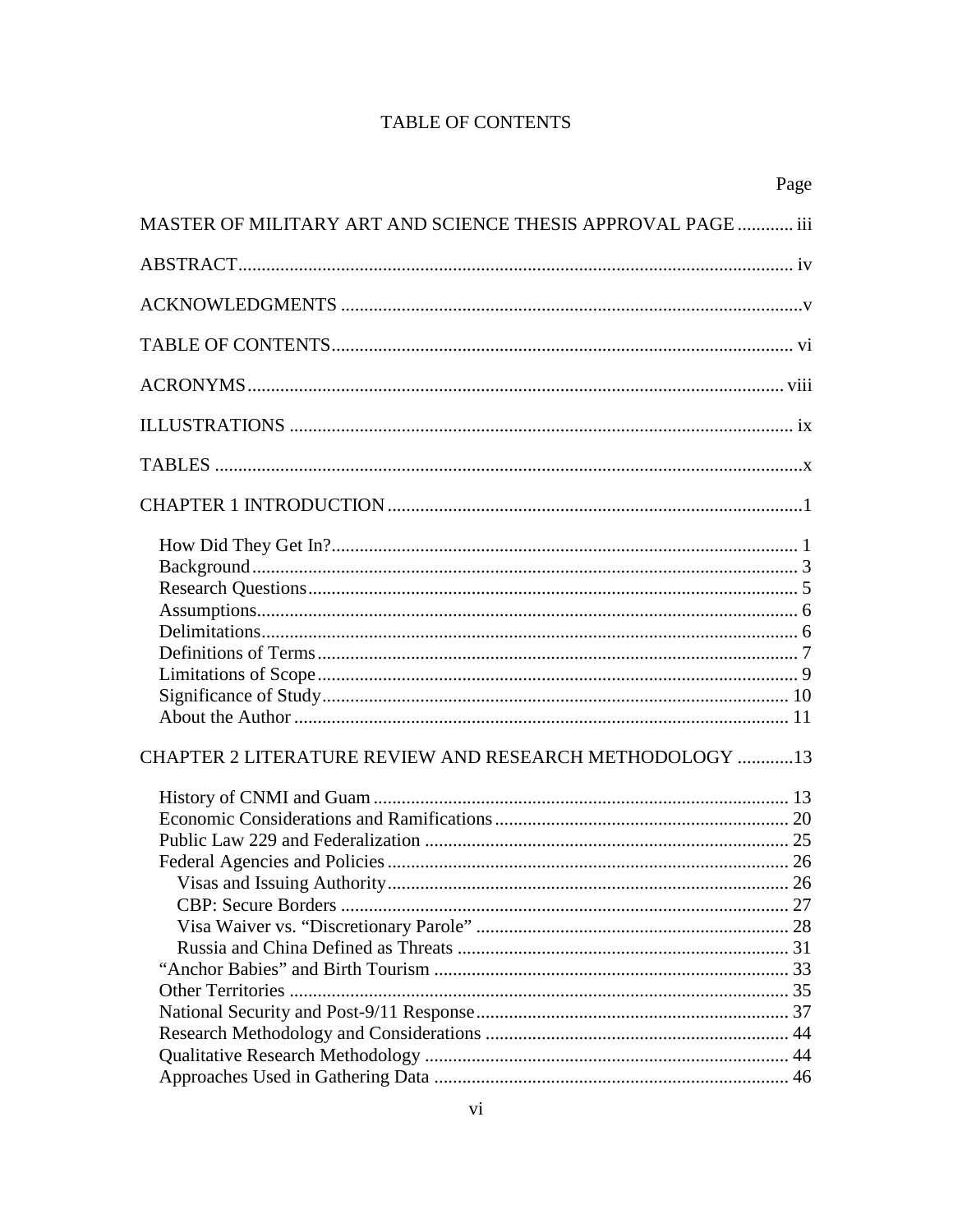# TABLE OF CONTENTS

Page

MASTER OF MILITARY ART AND SCIENCE THESIS APPROVAL PAGE ............ iii

ABSTRACT ...................................................................................................................... iv

ACKNOWLEDGMENTS ..................................................................................................v

TABLE OF CONTENTS .................................................................................................. vi

ACRONYMS .................................................................................................................. viii

ILLUSTRATIONS ........................................................................................................... ix

TABLES .............................................................................................................................x

CHAPTER 1 INTRODUCTION ........................................................................................1

- How Did They Get In? ................................................................................................... 1
- Background .................................................................................................................... 3
- Research Questions ........................................................................................................ 5
- Assumptions ................................................................................................................... 6
- Delimitations .................................................................................................................. 6
- Definitions of Terms ...................................................................................................... 7
- Limitations of Scope ...................................................................................................... 9
- Significance of Study .................................................................................................... 10
- About the Author .......................................................................................................... 11

CHAPTER 2 LITERATURE REVIEW AND RESEARCH METHODOLOGY ............13

- History of CNMI and Guam ......................................................................................... 13
- Economic Considerations and Ramifications ............................................................... 20
- Public Law 229 and Federalization .............................................................................. 25
- Federal Agencies and Policies ...................................................................................... 26
  - Visas and Issuing Authority ...................................................................................... 26
  - CBP: Secure Borders ................................................................................................ 27
  - Visa Waiver vs. "Discretionary Parole" ................................................................... 28
  - Russia and China Defined as Threats ....................................................................... 31
- "Anchor Babies" and Birth Tourism ............................................................................ 33
- Other Territories ........................................................................................................... 35
- National Security and Post-9/11 Response ................................................................... 37
- Research Methodology and Considerations ................................................................. 44
- Qualitative Research Methodology .............................................................................. 44
- Approaches Used in Gathering Data ............................................................................ 46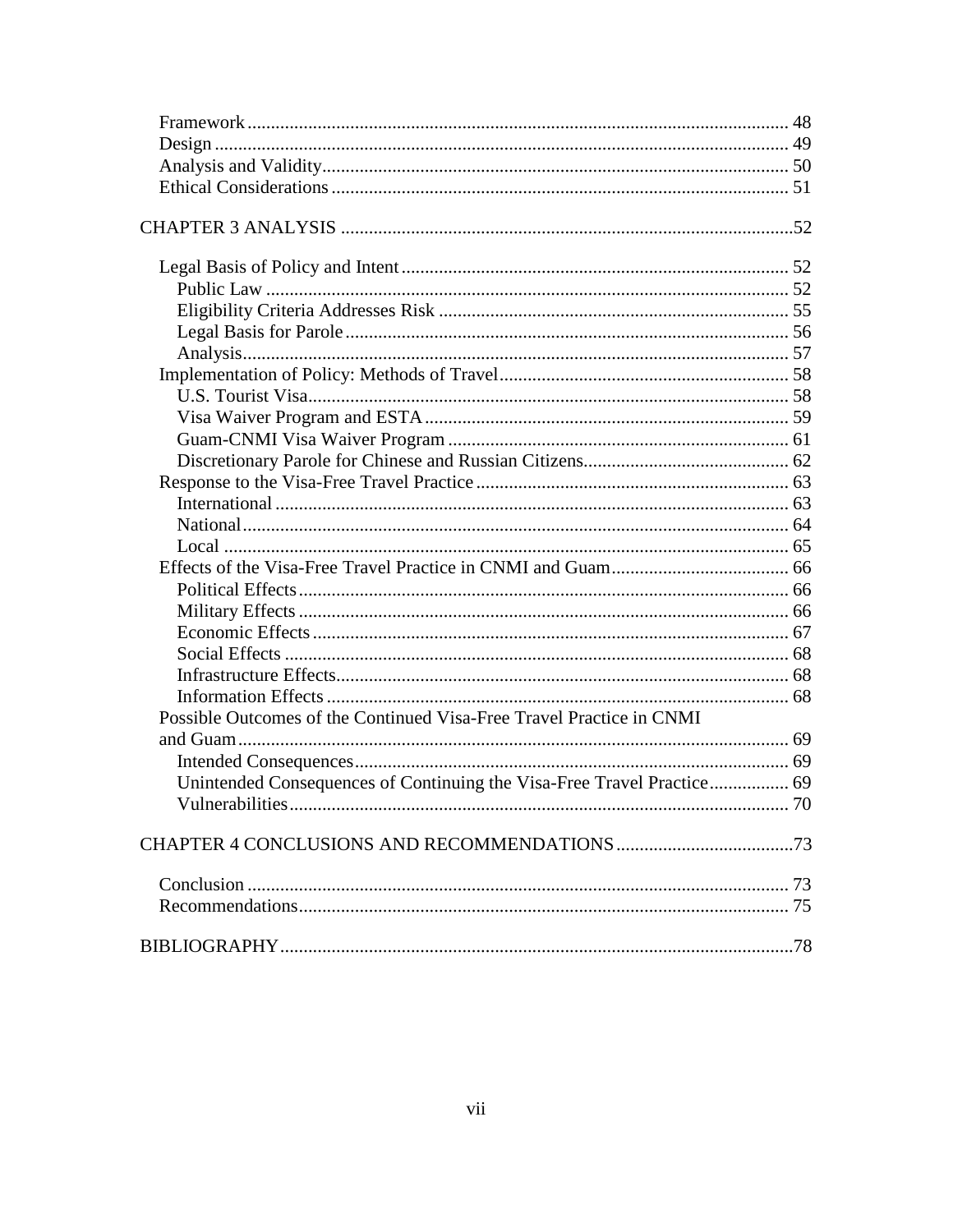Framework ........................................................................................................ 48
Design ............................................................................................................... 49
Analysis and Validity......................................................................................... 50
Ethical Considerations ....................................................................................... 51

CHAPTER 3 ANALYSIS ........................................................................................52

Legal Basis of Policy and Intent ......................................................................... 52
Public Law ...................................................................................................... 52
Eligibility Criteria Addresses Risk .................................................................. 55
Legal Basis for Parole ..................................................................................... 56
Analysis........................................................................................................... 57
Implementation of Policy: Methods of Travel..................................................... 58
U.S. Tourist Visa.............................................................................................. 58
Visa Waiver Program and ESTA ..................................................................... 59
Guam-CNMI Visa Waiver Program ................................................................ 61
Discretionary Parole for Chinese and Russian Citizens................................... 62
Response to the Visa-Free Travel Practice .......................................................... 63
International .................................................................................................... 63
National............................................................................................................ 64
Local ................................................................................................................ 65
Effects of the Visa-Free Travel Practice in CNMI and Guam.............................. 66
Political Effects ................................................................................................ 66
Military Effects ................................................................................................ 66
Economic Effects ............................................................................................. 67
Social Effects ................................................................................................... 68
Infrastructure Effects........................................................................................ 68
Information Effects .......................................................................................... 68
Possible Outcomes of the Continued Visa-Free Travel Practice in CNMI and Guam.................................................................................................................. 69
Intended Consequences.................................................................................... 69
Unintended Consequences of Continuing the Visa-Free Travel Practice.......... 69
Vulnerabilities.................................................................................................. 70

CHAPTER 4 CONCLUSIONS AND RECOMMENDATIONS ...................................73

Conclusion ......................................................................................................... 73
Recommendations............................................................................................... 75

BIBLIOGRAPHY.......................................................................................................78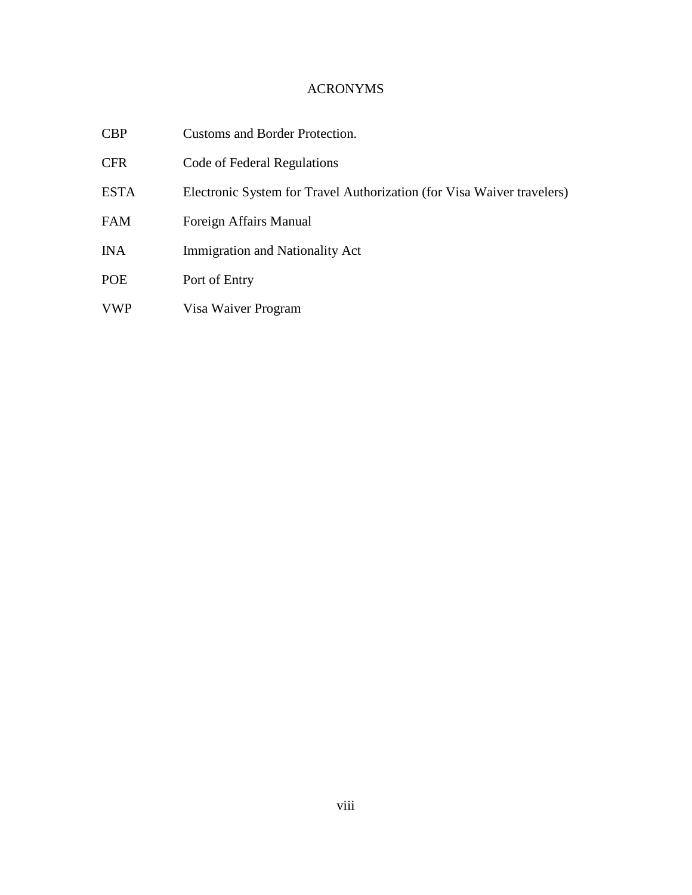# ACRONYMS

| | |
|---|---|
| CBP | Customs and Border Protection. |
| CFR | Code of Federal Regulations |
| ESTA | Electronic System for Travel Authorization (for Visa Waiver travelers) |
| FAM | Foreign Affairs Manual |
| INA | Immigration and Nationality Act |
| POE | Port of Entry |
| VWP | Visa Waiver Program |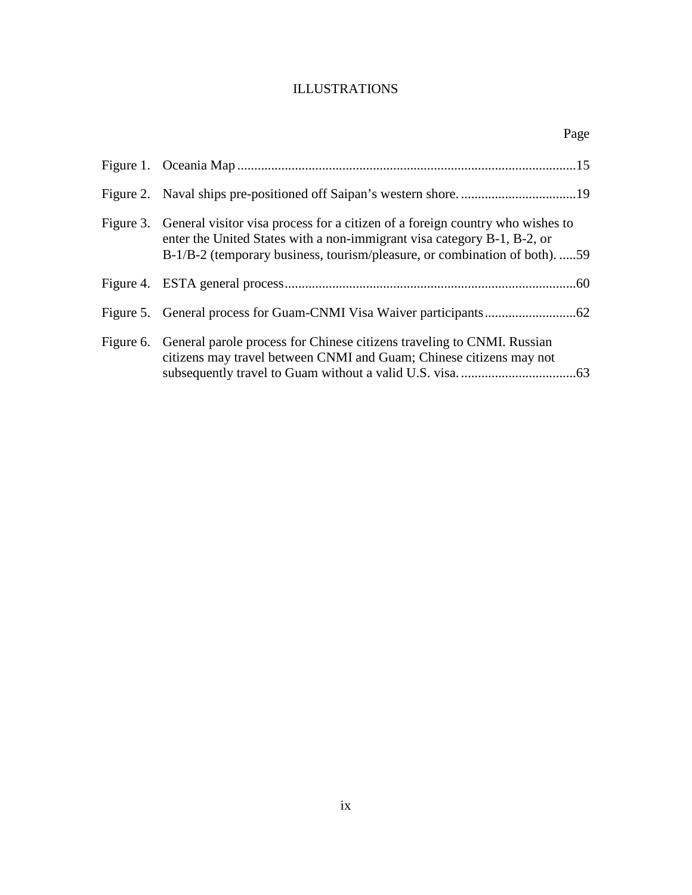# ILLUSTRATIONS

| | | Page |
|---|---|---|
| Figure 1. | Oceania Map | 15 |
| Figure 2. | Naval ships pre-positioned off Saipan's western shore. | 19 |
| Figure 3. | General visitor visa process for a citizen of a foreign country who wishes to enter the United States with a non-immigrant visa category B-1, B-2, or B-1/B-2 (temporary business, tourism/pleasure, or combination of both). | 59 |
| Figure 4. | ESTA general process | 60 |
| Figure 5. | General process for Guam-CNMI Visa Waiver participants | 62 |
| Figure 6. | General parole process for Chinese citizens traveling to CNMI. Russian citizens may travel between CNMI and Guam; Chinese citizens may not subsequently travel to Guam without a valid U.S. visa. | 63 |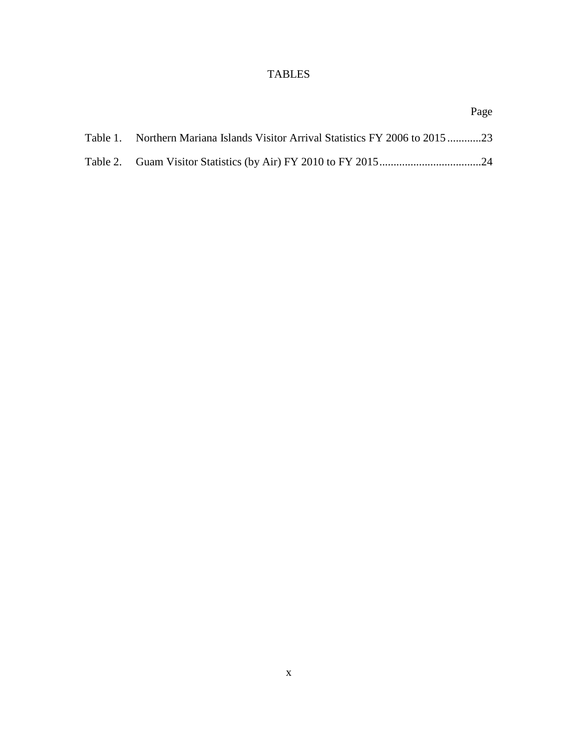# TABLES

Page

Table 1. Northern Mariana Islands Visitor Arrival Statistics FY 2006 to 2015 ............23

Table 2. Guam Visitor Statistics (by Air) FY 2010 to FY 2015....................................24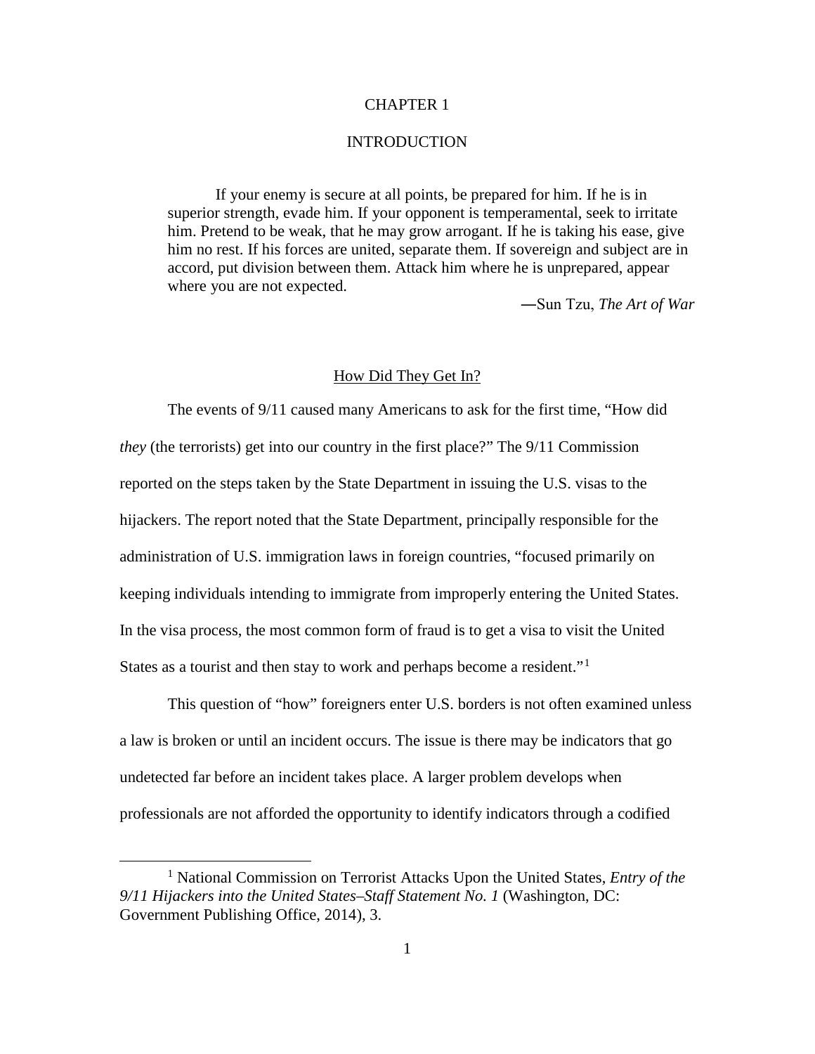# CHAPTER 1

# INTRODUCTION

> If your enemy is secure at all points, be prepared for him. If he is in superior strength, evade him. If your opponent is temperamental, seek to irritate him. Pretend to be weak, that he may grow arrogant. If he is taking his ease, give him no rest. If his forces are united, separate them. If sovereign and subject are in accord, put division between them. Attack him where he is unprepared, appear where you are not expected.
>
> —Sun Tzu, *The Art of War*

## How Did They Get In?

The events of 9/11 caused many Americans to ask for the first time, "How did *they* (the terrorists) get into our country in the first place?" The 9/11 Commission reported on the steps taken by the State Department in issuing the U.S. visas to the hijackers. The report noted that the State Department, principally responsible for the administration of U.S. immigration laws in foreign countries, "focused primarily on keeping individuals intending to immigrate from improperly entering the United States. In the visa process, the most common form of fraud is to get a visa to visit the United States as a tourist and then stay to work and perhaps become a resident."[1]

This question of "how" foreigners enter U.S. borders is not often examined unless a law is broken or until an incident occurs. The issue is there may be indicators that go undetected far before an incident takes place. A larger problem develops when professionals are not afforded the opportunity to identify indicators through a codified

---

[1] National Commission on Terrorist Attacks Upon the United States, *Entry of the 9/11 Hijackers into the United States–Staff Statement No. 1* (Washington, DC: Government Publishing Office, 2014), 3.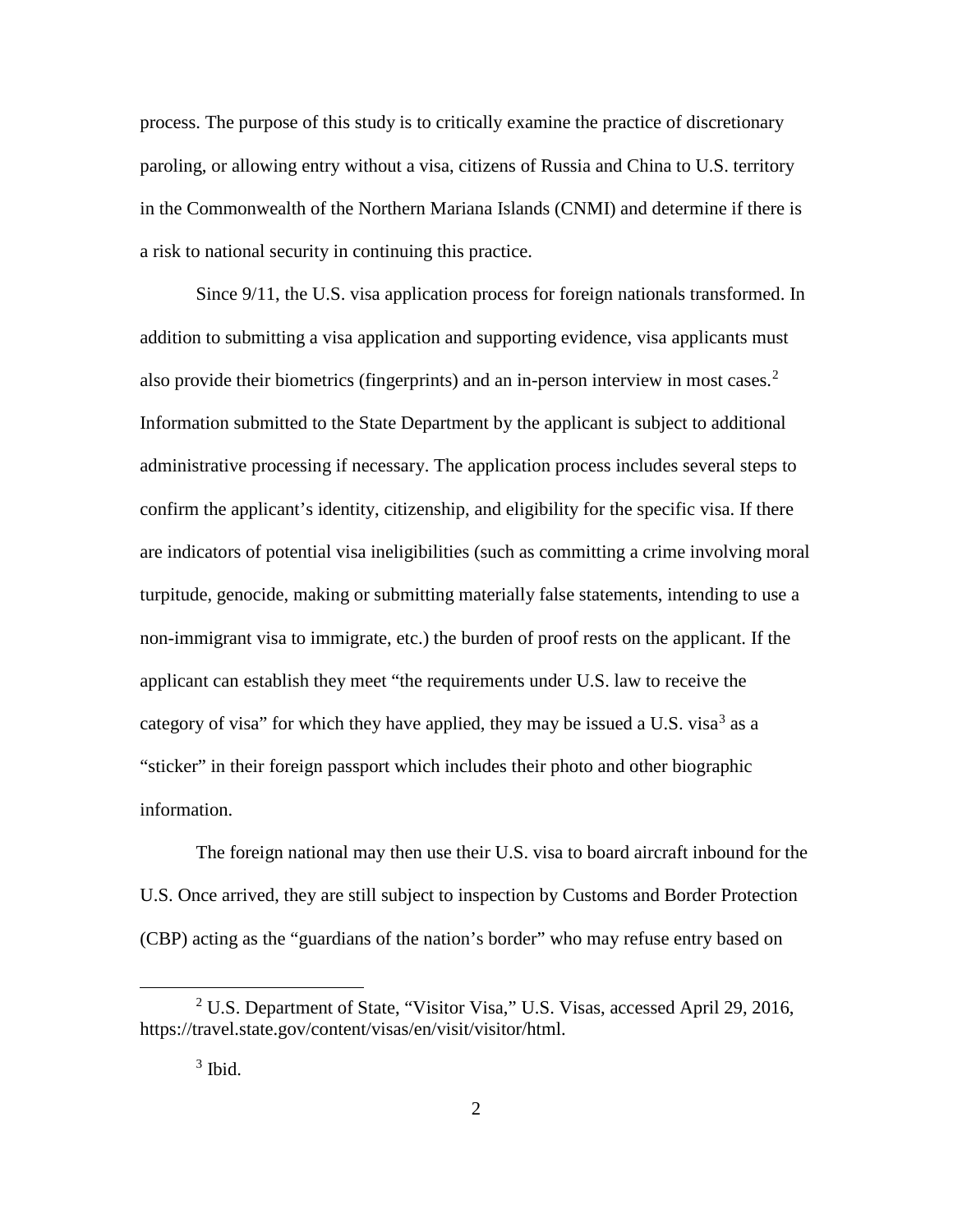process. The purpose of this study is to critically examine the practice of discretionary paroling, or allowing entry without a visa, citizens of Russia and China to U.S. territory in the Commonwealth of the Northern Mariana Islands (CNMI) and determine if there is a risk to national security in continuing this practice.

Since 9/11, the U.S. visa application process for foreign nationals transformed. In addition to submitting a visa application and supporting evidence, visa applicants must also provide their biometrics (fingerprints) and an in-person interview in most cases.[2] Information submitted to the State Department by the applicant is subject to additional administrative processing if necessary. The application process includes several steps to confirm the applicant's identity, citizenship, and eligibility for the specific visa. If there are indicators of potential visa ineligibilities (such as committing a crime involving moral turpitude, genocide, making or submitting materially false statements, intending to use a non-immigrant visa to immigrate, etc.) the burden of proof rests on the applicant. If the applicant can establish they meet "the requirements under U.S. law to receive the category of visa" for which they have applied, they may be issued a U.S. visa[3] as a "sticker" in their foreign passport which includes their photo and other biographic information.

The foreign national may then use their U.S. visa to board aircraft inbound for the U.S. Once arrived, they are still subject to inspection by Customs and Border Protection (CBP) acting as the "guardians of the nation's border" who may refuse entry based on

---

[2] U.S. Department of State, "Visitor Visa," U.S. Visas, accessed April 29, 2016, https://travel.state.gov/content/visas/en/visit/visitor/html.

[3] Ibid.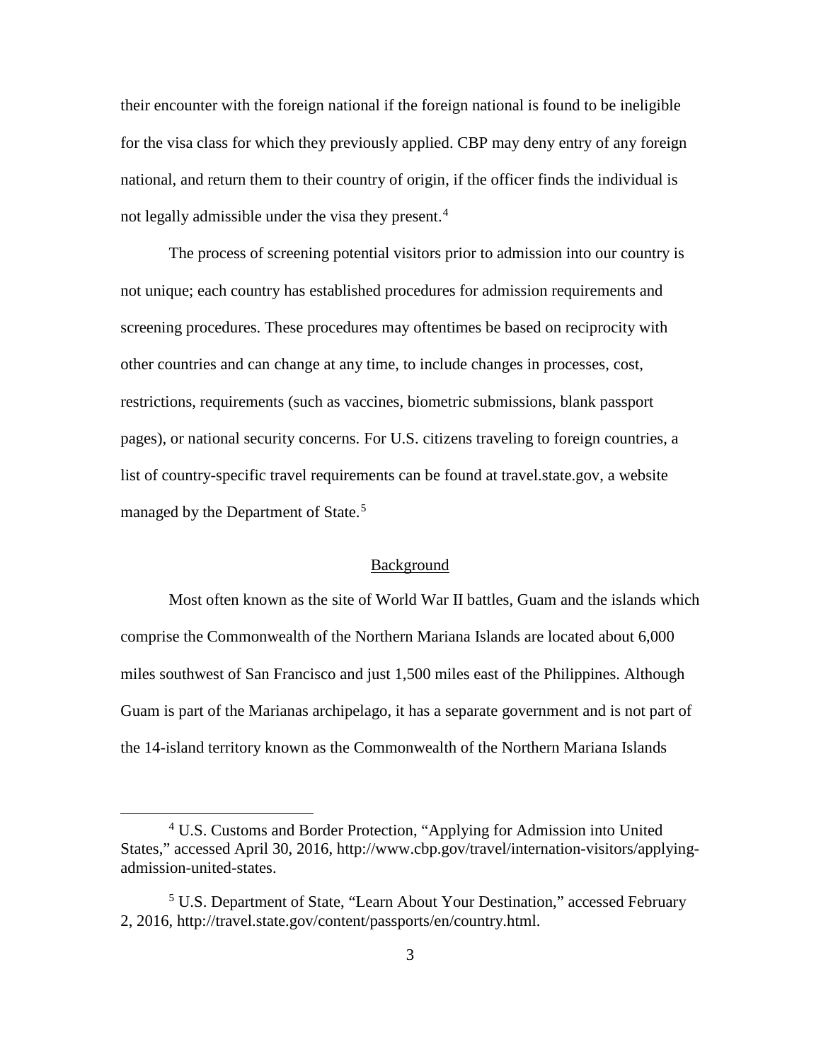their encounter with the foreign national if the foreign national is found to be ineligible for the visa class for which they previously applied. CBP may deny entry of any foreign national, and return them to their country of origin, if the officer finds the individual is not legally admissible under the visa they present.[4]

The process of screening potential visitors prior to admission into our country is not unique; each country has established procedures for admission requirements and screening procedures. These procedures may oftentimes be based on reciprocity with other countries and can change at any time, to include changes in processes, cost, restrictions, requirements (such as vaccines, biometric submissions, blank passport pages), or national security concerns. For U.S. citizens traveling to foreign countries, a list of country-specific travel requirements can be found at travel.state.gov, a website managed by the Department of State.[5]

## Background

Most often known as the site of World War II battles, Guam and the islands which comprise the Commonwealth of the Northern Mariana Islands are located about 6,000 miles southwest of San Francisco and just 1,500 miles east of the Philippines. Although Guam is part of the Marianas archipelago, it has a separate government and is not part of the 14-island territory known as the Commonwealth of the Northern Mariana Islands

---

[4] U.S. Customs and Border Protection, "Applying for Admission into United States," accessed April 30, 2016, http://www.cbp.gov/travel/internation-visitors/applying-admission-united-states.

[5] U.S. Department of State, "Learn About Your Destination," accessed February 2, 2016, http://travel.state.gov/content/passports/en/country.html.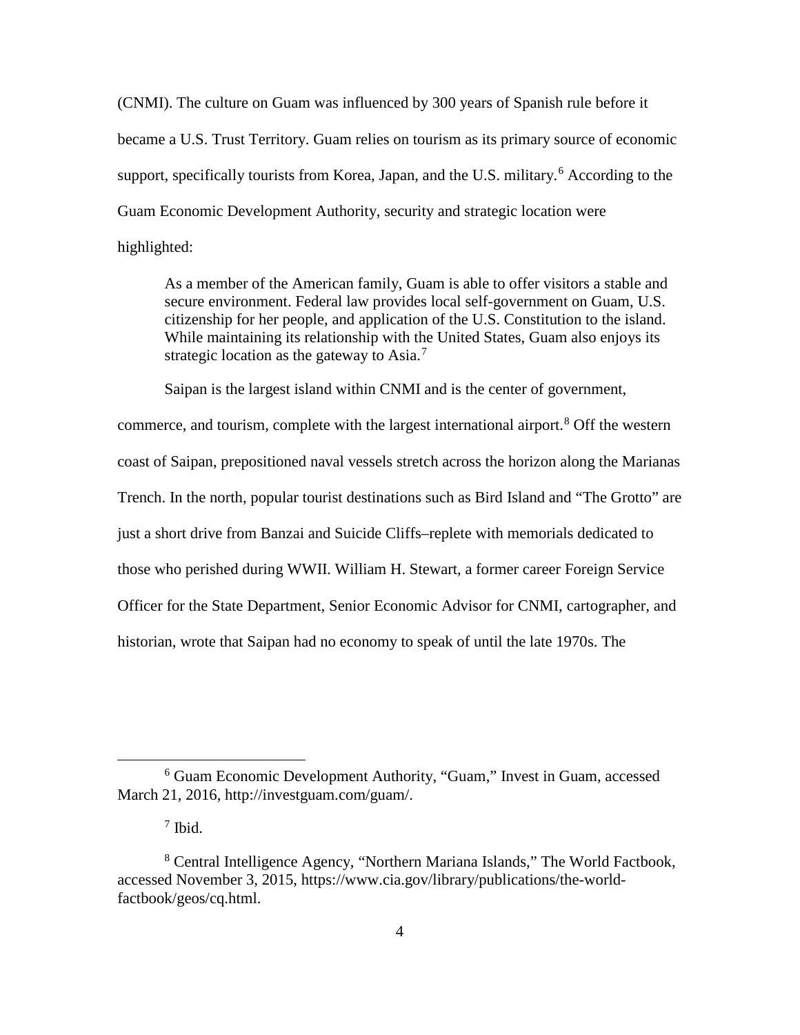(CNMI). The culture on Guam was influenced by 300 years of Spanish rule before it became a U.S. Trust Territory. Guam relies on tourism as its primary source of economic support, specifically tourists from Korea, Japan, and the U.S. military.[6] According to the Guam Economic Development Authority, security and strategic location were highlighted:

> As a member of the American family, Guam is able to offer visitors a stable and secure environment. Federal law provides local self-government on Guam, U.S. citizenship for her people, and application of the U.S. Constitution to the island. While maintaining its relationship with the United States, Guam also enjoys its strategic location as the gateway to Asia.[7]

Saipan is the largest island within CNMI and is the center of government, commerce, and tourism, complete with the largest international airport.[8] Off the western coast of Saipan, prepositioned naval vessels stretch across the horizon along the Marianas Trench. In the north, popular tourist destinations such as Bird Island and "The Grotto" are just a short drive from Banzai and Suicide Cliffs–replete with memorials dedicated to those who perished during WWII. William H. Stewart, a former career Foreign Service Officer for the State Department, Senior Economic Advisor for CNMI, cartographer, and historian, wrote that Saipan had no economy to speak of until the late 1970s. The

---

[6] Guam Economic Development Authority, "Guam," Invest in Guam, accessed March 21, 2016, http://investguam.com/guam/.

[7] Ibid.

[8] Central Intelligence Agency, "Northern Mariana Islands," The World Factbook, accessed November 3, 2015, https://www.cia.gov/library/publications/the-world-factbook/geos/cq.html.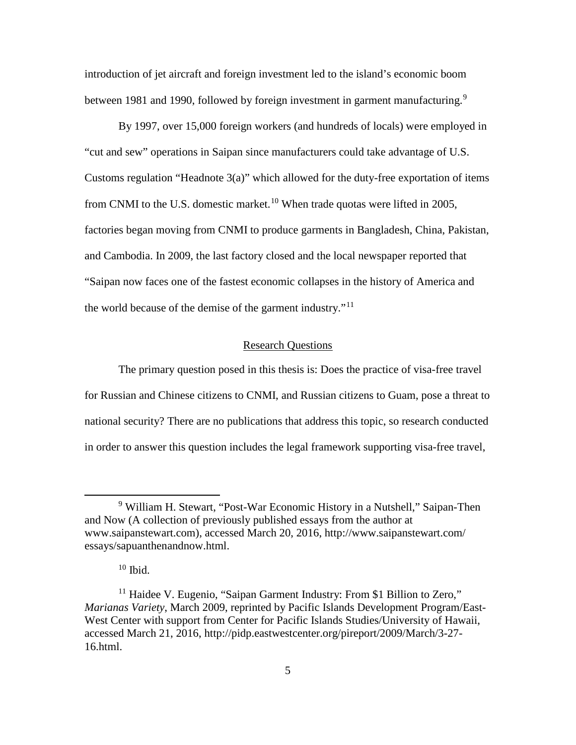introduction of jet aircraft and foreign investment led to the island's economic boom between 1981 and 1990, followed by foreign investment in garment manufacturing.[9]

By 1997, over 15,000 foreign workers (and hundreds of locals) were employed in "cut and sew" operations in Saipan since manufacturers could take advantage of U.S. Customs regulation "Headnote 3(a)" which allowed for the duty-free exportation of items from CNMI to the U.S. domestic market.[10] When trade quotas were lifted in 2005, factories began moving from CNMI to produce garments in Bangladesh, China, Pakistan, and Cambodia. In 2009, the last factory closed and the local newspaper reported that "Saipan now faces one of the fastest economic collapses in the history of America and the world because of the demise of the garment industry."[11]

## Research Questions

The primary question posed in this thesis is: Does the practice of visa-free travel for Russian and Chinese citizens to CNMI, and Russian citizens to Guam, pose a threat to national security? There are no publications that address this topic, so research conducted in order to answer this question includes the legal framework supporting visa-free travel,

---

[9] William H. Stewart, "Post-War Economic History in a Nutshell," Saipan-Then and Now (A collection of previously published essays from the author at www.saipanstewart.com), accessed March 20, 2016, http://www.saipanstewart.com/essays/sapuanthenandnow.html.

[10] Ibid.

[11] Haidee V. Eugenio, "Saipan Garment Industry: From $1 Billion to Zero," *Marianas Variety*, March 2009, reprinted by Pacific Islands Development Program/East-West Center with support from Center for Pacific Islands Studies/University of Hawaii, accessed March 21, 2016, http://pidp.eastwestcenter.org/pireport/2009/March/3-27-16.html.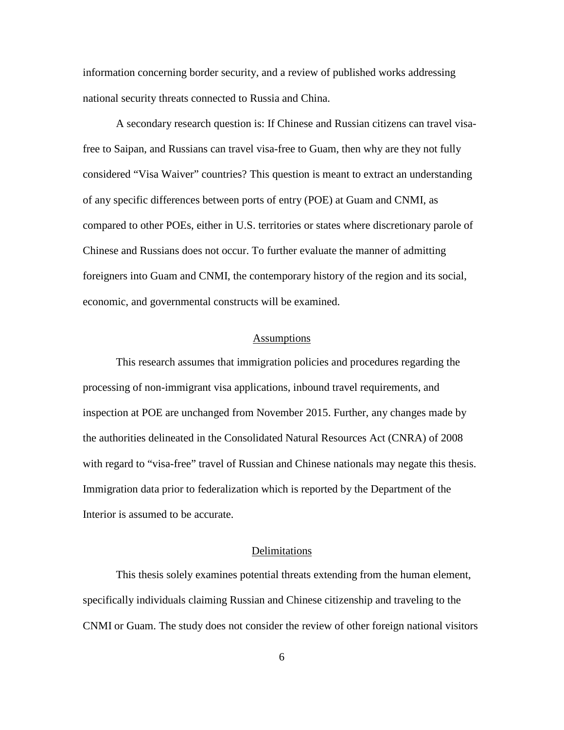information concerning border security, and a review of published works addressing national security threats connected to Russia and China.

A secondary research question is: If Chinese and Russian citizens can travel visa-free to Saipan, and Russians can travel visa-free to Guam, then why are they not fully considered "Visa Waiver" countries? This question is meant to extract an understanding of any specific differences between ports of entry (POE) at Guam and CNMI, as compared to other POEs, either in U.S. territories or states where discretionary parole of Chinese and Russians does not occur. To further evaluate the manner of admitting foreigners into Guam and CNMI, the contemporary history of the region and its social, economic, and governmental constructs will be examined.

## Assumptions

This research assumes that immigration policies and procedures regarding the processing of non-immigrant visa applications, inbound travel requirements, and inspection at POE are unchanged from November 2015. Further, any changes made by the authorities delineated in the Consolidated Natural Resources Act (CNRA) of 2008 with regard to "visa-free" travel of Russian and Chinese nationals may negate this thesis. Immigration data prior to federalization which is reported by the Department of the Interior is assumed to be accurate.

## Delimitations

This thesis solely examines potential threats extending from the human element, specifically individuals claiming Russian and Chinese citizenship and traveling to the CNMI or Guam. The study does not consider the review of other foreign national visitors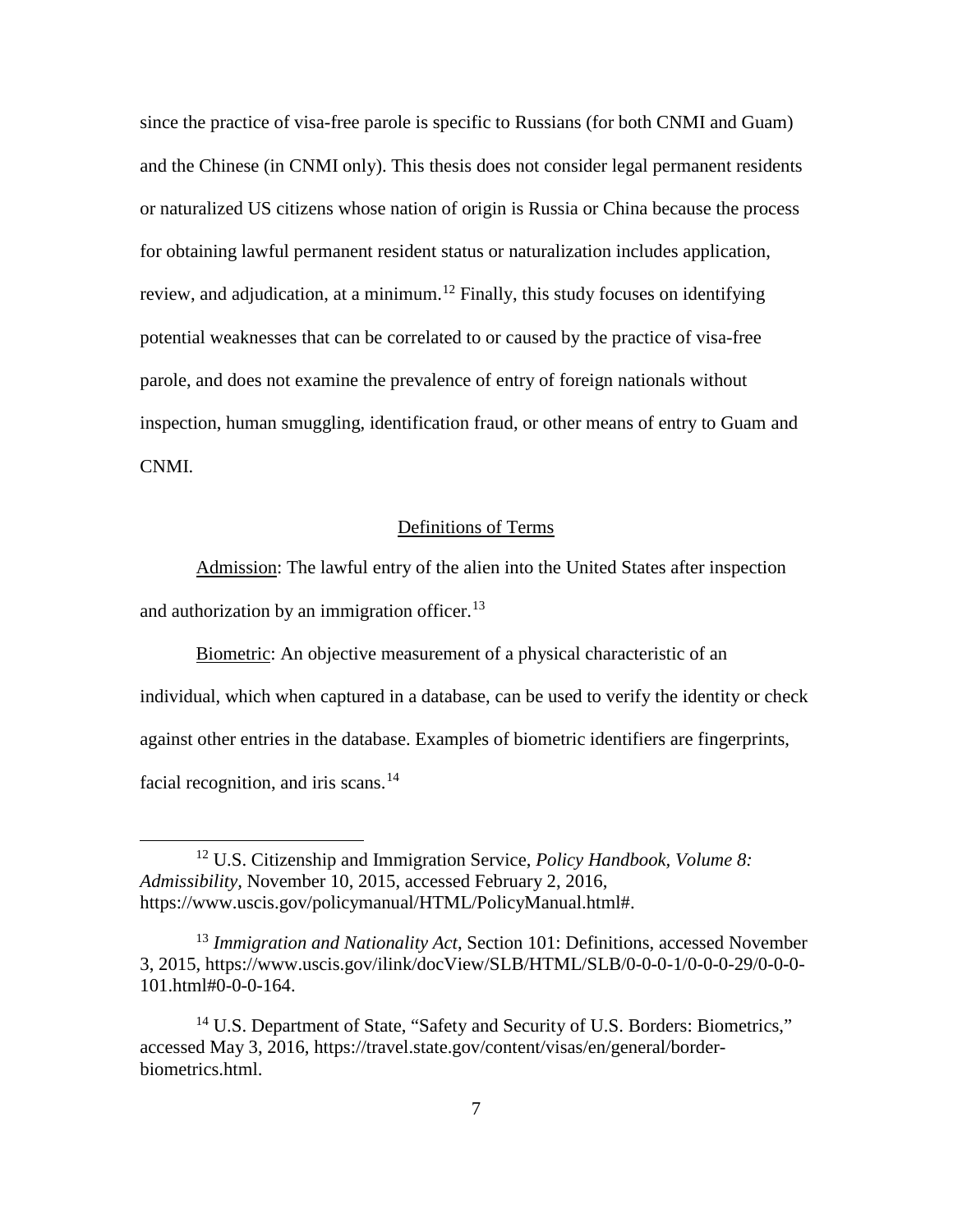since the practice of visa-free parole is specific to Russians (for both CNMI and Guam) and the Chinese (in CNMI only). This thesis does not consider legal permanent residents or naturalized US citizens whose nation of origin is Russia or China because the process for obtaining lawful permanent resident status or naturalization includes application, review, and adjudication, at a minimum.[12] Finally, this study focuses on identifying potential weaknesses that can be correlated to or caused by the practice of visa-free parole, and does not examine the prevalence of entry of foreign nationals without inspection, human smuggling, identification fraud, or other means of entry to Guam and CNMI.

## Definitions of Terms

Admission: The lawful entry of the alien into the United States after inspection and authorization by an immigration officer.[13]

Biometric: An objective measurement of a physical characteristic of an individual, which when captured in a database, can be used to verify the identity or check against other entries in the database. Examples of biometric identifiers are fingerprints, facial recognition, and iris scans.[14]

---

[12] U.S. Citizenship and Immigration Service, *Policy Handbook, Volume 8: Admissibility,* November 10, 2015, accessed February 2, 2016, https://www.uscis.gov/policymanual/HTML/PolicyManual.html#.

[13] *Immigration and Nationality Act*, Section 101: Definitions, accessed November 3, 2015, https://www.uscis.gov/ilink/docView/SLB/HTML/SLB/0-0-0-1/0-0-0-29/0-0-0-101.html#0-0-0-164.

[14] U.S. Department of State, "Safety and Security of U.S. Borders: Biometrics," accessed May 3, 2016, https://travel.state.gov/content/visas/en/general/border-biometrics.html.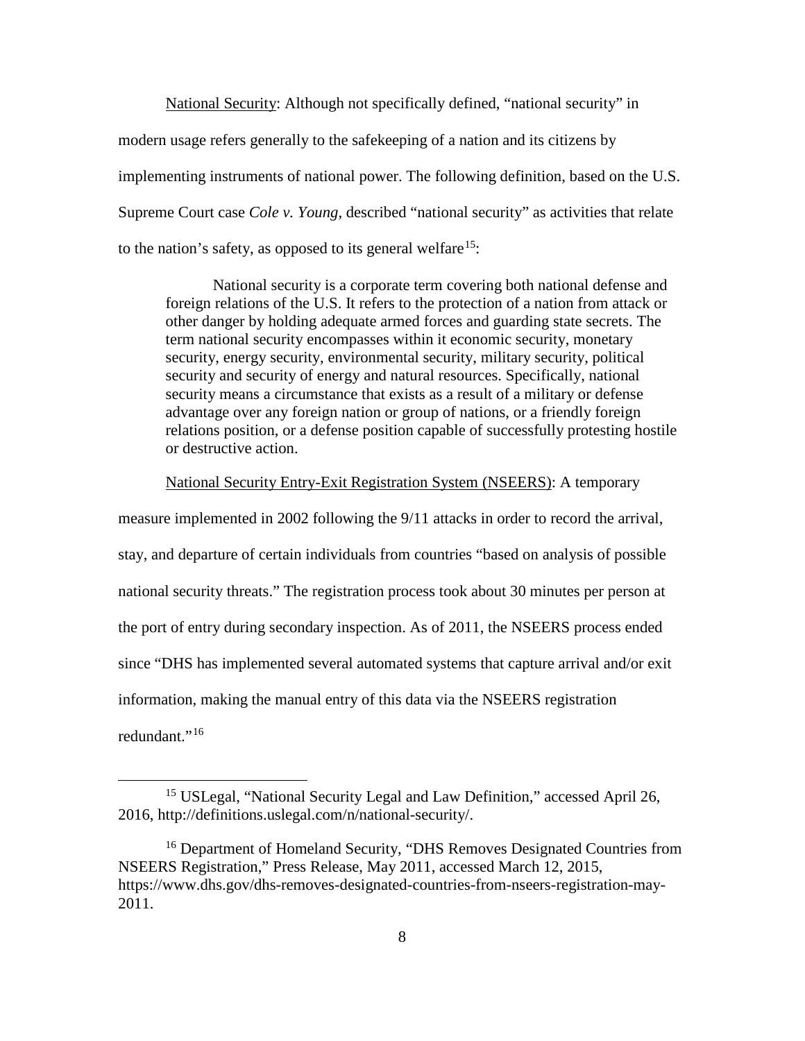National Security: Although not specifically defined, "national security" in modern usage refers generally to the safekeeping of a nation and its citizens by implementing instruments of national power. The following definition, based on the U.S. Supreme Court case *Cole v. Young*, described "national security" as activities that relate to the nation's safety, as opposed to its general welfare[15]:

> National security is a corporate term covering both national defense and foreign relations of the U.S. It refers to the protection of a nation from attack or other danger by holding adequate armed forces and guarding state secrets. The term national security encompasses within it economic security, monetary security, energy security, environmental security, military security, political security and security of energy and natural resources. Specifically, national security means a circumstance that exists as a result of a military or defense advantage over any foreign nation or group of nations, or a friendly foreign relations position, or a defense position capable of successfully protesting hostile or destructive action.

National Security Entry-Exit Registration System (NSEERS): A temporary measure implemented in 2002 following the 9/11 attacks in order to record the arrival, stay, and departure of certain individuals from countries "based on analysis of possible national security threats." The registration process took about 30 minutes per person at the port of entry during secondary inspection. As of 2011, the NSEERS process ended since "DHS has implemented several automated systems that capture arrival and/or exit information, making the manual entry of this data via the NSEERS registration redundant."[16]

---

[15] USLegal, "National Security Legal and Law Definition," accessed April 26, 2016, http://definitions.uslegal.com/n/national-security/.

[16] Department of Homeland Security, "DHS Removes Designated Countries from NSEERS Registration," Press Release, May 2011, accessed March 12, 2015, https://www.dhs.gov/dhs-removes-designated-countries-from-nseers-registration-may-2011.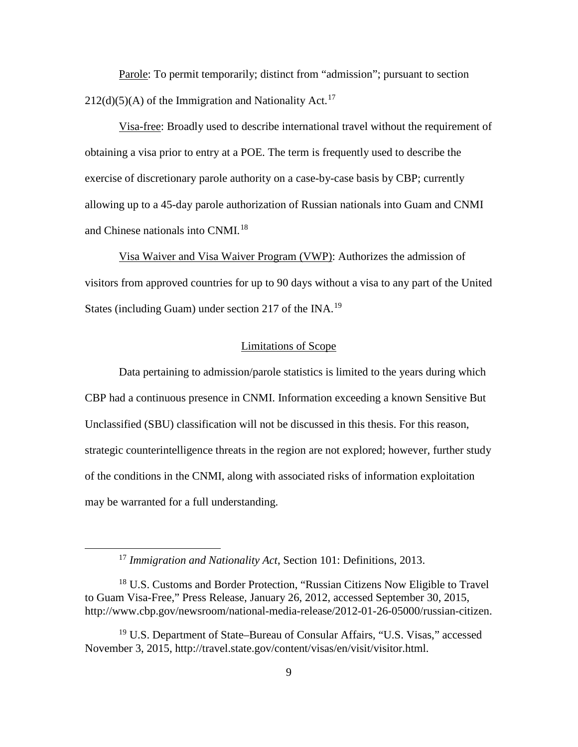Parole: To permit temporarily; distinct from "admission"; pursuant to section 212(d)(5)(A) of the Immigration and Nationality Act.[17]

Visa-free: Broadly used to describe international travel without the requirement of obtaining a visa prior to entry at a POE. The term is frequently used to describe the exercise of discretionary parole authority on a case-by-case basis by CBP; currently allowing up to a 45-day parole authorization of Russian nationals into Guam and CNMI and Chinese nationals into CNMI.[18]

Visa Waiver and Visa Waiver Program (VWP): Authorizes the admission of visitors from approved countries for up to 90 days without a visa to any part of the United States (including Guam) under section 217 of the INA.[19]

## Limitations of Scope

Data pertaining to admission/parole statistics is limited to the years during which CBP had a continuous presence in CNMI. Information exceeding a known Sensitive But Unclassified (SBU) classification will not be discussed in this thesis. For this reason, strategic counterintelligence threats in the region are not explored; however, further study of the conditions in the CNMI, along with associated risks of information exploitation may be warranted for a full understanding.

---

[17] *Immigration and Nationality Act*, Section 101: Definitions, 2013.

[18] U.S. Customs and Border Protection, "Russian Citizens Now Eligible to Travel to Guam Visa-Free," Press Release, January 26, 2012, accessed September 30, 2015, http://www.cbp.gov/newsroom/national-media-release/2012-01-26-05000/russian-citizen.

[19] U.S. Department of State–Bureau of Consular Affairs, "U.S. Visas," accessed November 3, 2015, http://travel.state.gov/content/visas/en/visit/visitor.html.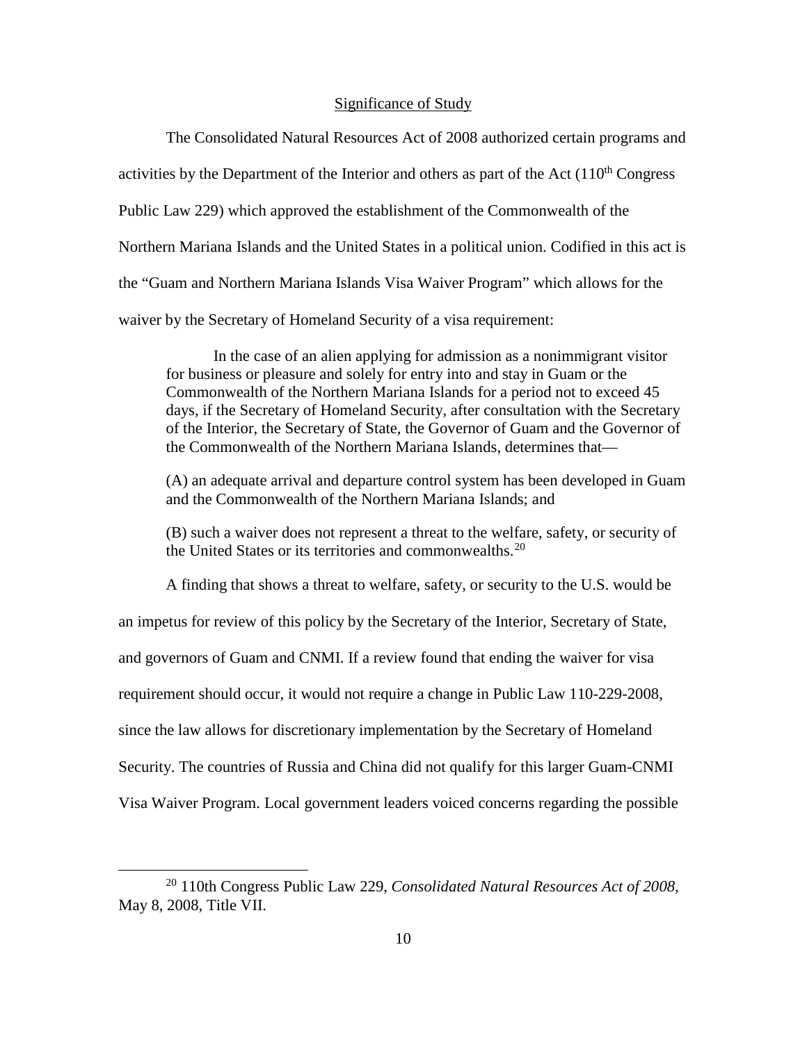## Significance of Study

The Consolidated Natural Resources Act of 2008 authorized certain programs and activities by the Department of the Interior and others as part of the Act (110th Congress Public Law 229) which approved the establishment of the Commonwealth of the Northern Mariana Islands and the United States in a political union. Codified in this act is the "Guam and Northern Mariana Islands Visa Waiver Program" which allows for the waiver by the Secretary of Homeland Security of a visa requirement:

> In the case of an alien applying for admission as a nonimmigrant visitor for business or pleasure and solely for entry into and stay in Guam or the Commonwealth of the Northern Mariana Islands for a period not to exceed 45 days, if the Secretary of Homeland Security, after consultation with the Secretary of the Interior, the Secretary of State, the Governor of Guam and the Governor of the Commonwealth of the Northern Mariana Islands, determines that—
>
> (A) an adequate arrival and departure control system has been developed in Guam and the Commonwealth of the Northern Mariana Islands; and
>
> (B) such a waiver does not represent a threat to the welfare, safety, or security of the United States or its territories and commonwealths.[20]

A finding that shows a threat to welfare, safety, or security to the U.S. would be an impetus for review of this policy by the Secretary of the Interior, Secretary of State, and governors of Guam and CNMI. If a review found that ending the waiver for visa requirement should occur, it would not require a change in Public Law 110-229-2008, since the law allows for discretionary implementation by the Secretary of Homeland Security. The countries of Russia and China did not qualify for this larger Guam-CNMI Visa Waiver Program. Local government leaders voiced concerns regarding the possible

[20] 110th Congress Public Law 229, *Consolidated Natural Resources Act of 2008*, May 8, 2008, Title VII.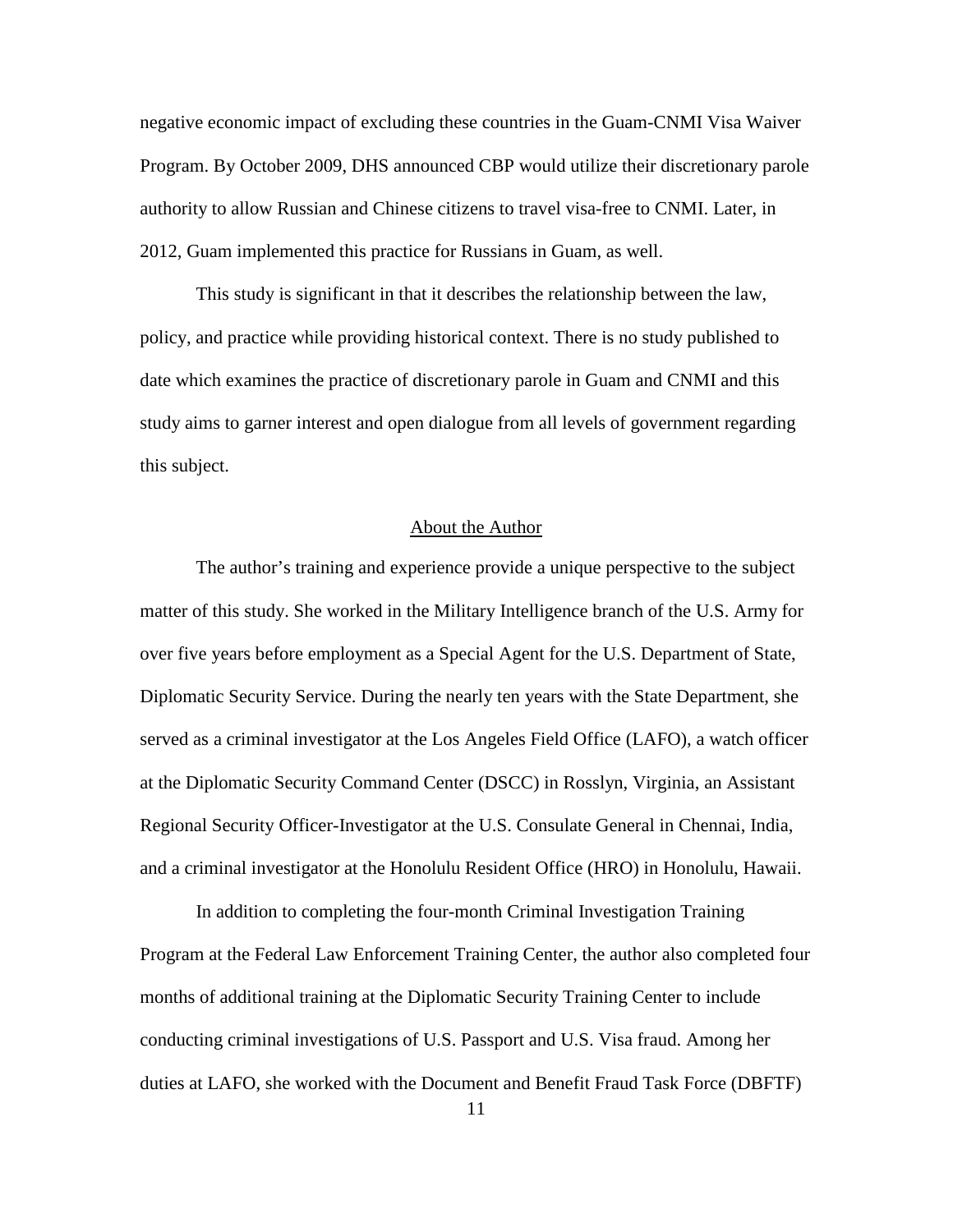negative economic impact of excluding these countries in the Guam-CNMI Visa Waiver Program. By October 2009, DHS announced CBP would utilize their discretionary parole authority to allow Russian and Chinese citizens to travel visa-free to CNMI. Later, in 2012, Guam implemented this practice for Russians in Guam, as well.

This study is significant in that it describes the relationship between the law, policy, and practice while providing historical context. There is no study published to date which examines the practice of discretionary parole in Guam and CNMI and this study aims to garner interest and open dialogue from all levels of government regarding this subject.

## About the Author

The author's training and experience provide a unique perspective to the subject matter of this study. She worked in the Military Intelligence branch of the U.S. Army for over five years before employment as a Special Agent for the U.S. Department of State, Diplomatic Security Service. During the nearly ten years with the State Department, she served as a criminal investigator at the Los Angeles Field Office (LAFO), a watch officer at the Diplomatic Security Command Center (DSCC) in Rosslyn, Virginia, an Assistant Regional Security Officer-Investigator at the U.S. Consulate General in Chennai, India, and a criminal investigator at the Honolulu Resident Office (HRO) in Honolulu, Hawaii.

In addition to completing the four-month Criminal Investigation Training Program at the Federal Law Enforcement Training Center, the author also completed four months of additional training at the Diplomatic Security Training Center to include conducting criminal investigations of U.S. Passport and U.S. Visa fraud. Among her duties at LAFO, she worked with the Document and Benefit Fraud Task Force (DBFTF)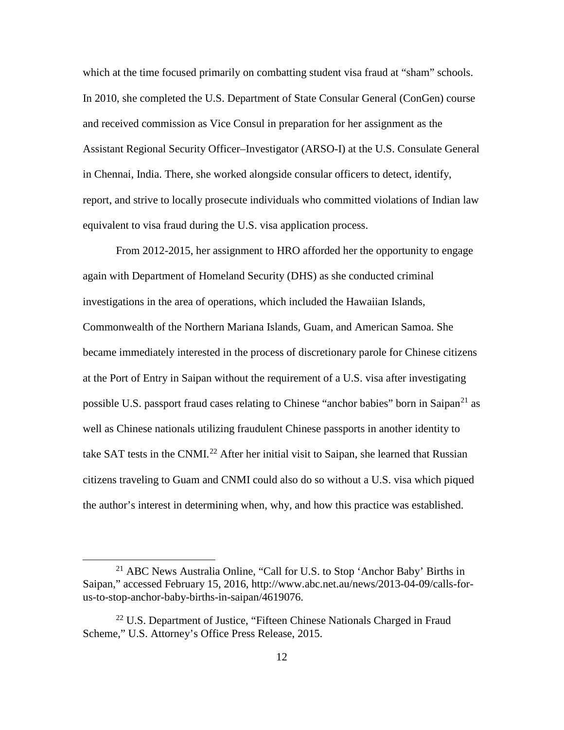which at the time focused primarily on combatting student visa fraud at "sham" schools. In 2010, she completed the U.S. Department of State Consular General (ConGen) course and received commission as Vice Consul in preparation for her assignment as the Assistant Regional Security Officer–Investigator (ARSO-I) at the U.S. Consulate General in Chennai, India. There, she worked alongside consular officers to detect, identify, report, and strive to locally prosecute individuals who committed violations of Indian law equivalent to visa fraud during the U.S. visa application process.

From 2012-2015, her assignment to HRO afforded her the opportunity to engage again with Department of Homeland Security (DHS) as she conducted criminal investigations in the area of operations, which included the Hawaiian Islands, Commonwealth of the Northern Mariana Islands, Guam, and American Samoa. She became immediately interested in the process of discretionary parole for Chinese citizens at the Port of Entry in Saipan without the requirement of a U.S. visa after investigating possible U.S. passport fraud cases relating to Chinese "anchor babies" born in Saipan[21] as well as Chinese nationals utilizing fraudulent Chinese passports in another identity to take SAT tests in the CNMI.[22] After her initial visit to Saipan, she learned that Russian citizens traveling to Guam and CNMI could also do so without a U.S. visa which piqued the author's interest in determining when, why, and how this practice was established.

---

[21] ABC News Australia Online, "Call for U.S. to Stop 'Anchor Baby' Births in Saipan," accessed February 15, 2016, http://www.abc.net.au/news/2013-04-09/calls-for-us-to-stop-anchor-baby-births-in-saipan/4619076.

[22] U.S. Department of Justice, "Fifteen Chinese Nationals Charged in Fraud Scheme," U.S. Attorney's Office Press Release, 2015.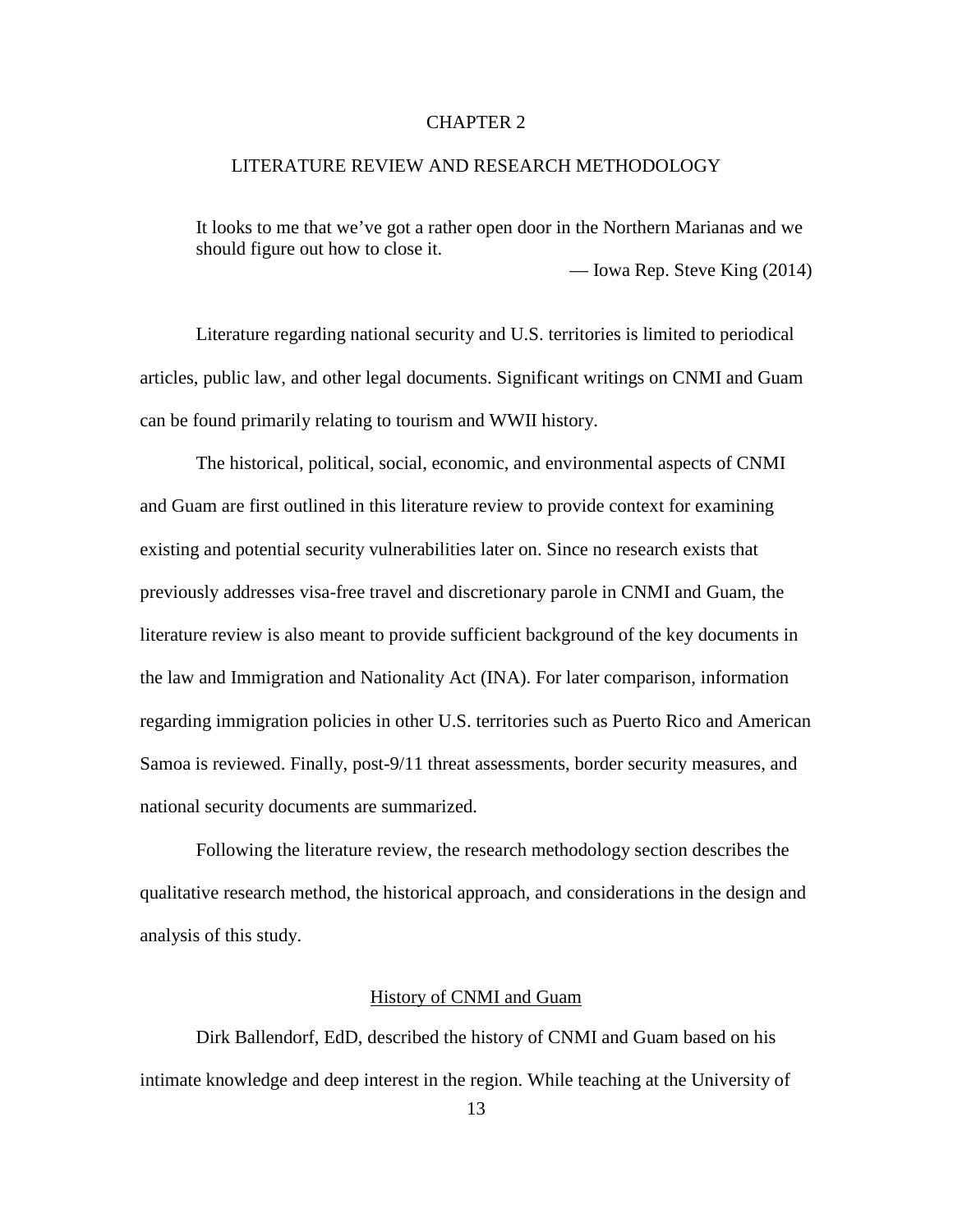# CHAPTER 2

# LITERATURE REVIEW AND RESEARCH METHODOLOGY

> It looks to me that we've got a rather open door in the Northern Marianas and we should figure out how to close it.
>
> — Iowa Rep. Steve King (2014)

Literature regarding national security and U.S. territories is limited to periodical articles, public law, and other legal documents. Significant writings on CNMI and Guam can be found primarily relating to tourism and WWII history.

The historical, political, social, economic, and environmental aspects of CNMI and Guam are first outlined in this literature review to provide context for examining existing and potential security vulnerabilities later on. Since no research exists that previously addresses visa-free travel and discretionary parole in CNMI and Guam, the literature review is also meant to provide sufficient background of the key documents in the law and Immigration and Nationality Act (INA). For later comparison, information regarding immigration policies in other U.S. territories such as Puerto Rico and American Samoa is reviewed. Finally, post-9/11 threat assessments, border security measures, and national security documents are summarized.

Following the literature review, the research methodology section describes the qualitative research method, the historical approach, and considerations in the design and analysis of this study.

## History of CNMI and Guam

Dirk Ballendorf, EdD, described the history of CNMI and Guam based on his intimate knowledge and deep interest in the region. While teaching at the University of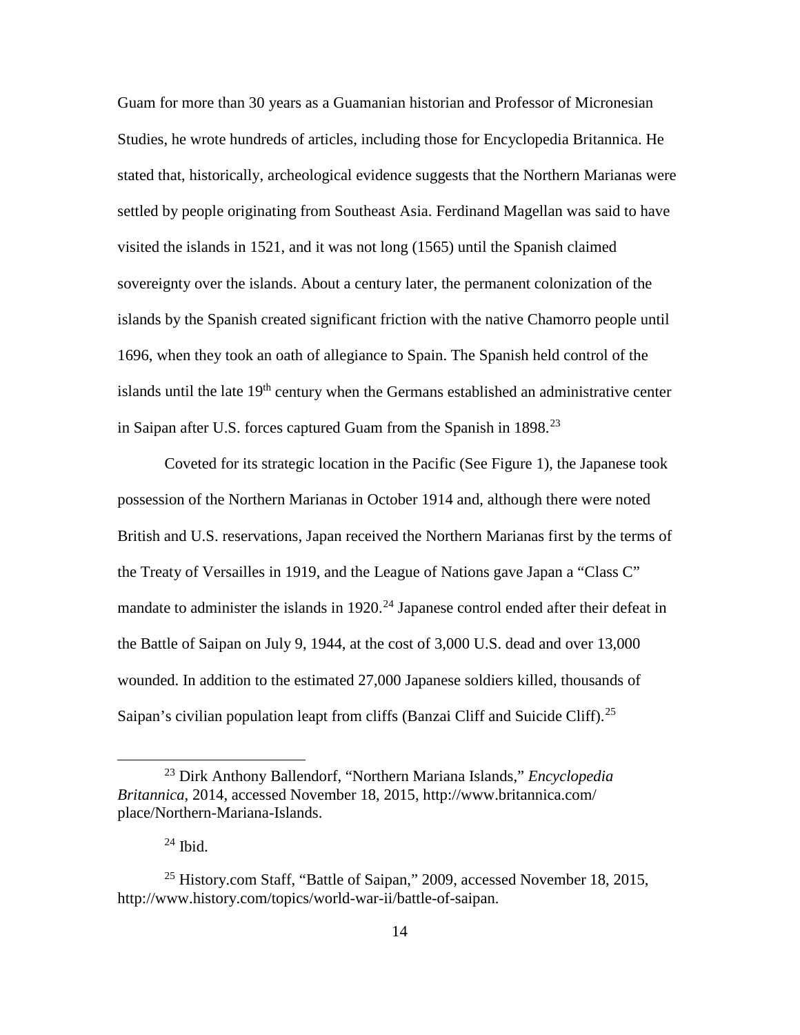Guam for more than 30 years as a Guamanian historian and Professor of Micronesian Studies, he wrote hundreds of articles, including those for Encyclopedia Britannica. He stated that, historically, archeological evidence suggests that the Northern Marianas were settled by people originating from Southeast Asia. Ferdinand Magellan was said to have visited the islands in 1521, and it was not long (1565) until the Spanish claimed sovereignty over the islands. About a century later, the permanent colonization of the islands by the Spanish created significant friction with the native Chamorro people until 1696, when they took an oath of allegiance to Spain. The Spanish held control of the islands until the late 19th century when the Germans established an administrative center in Saipan after U.S. forces captured Guam from the Spanish in 1898.[23]

Coveted for its strategic location in the Pacific (See Figure 1), the Japanese took possession of the Northern Marianas in October 1914 and, although there were noted British and U.S. reservations, Japan received the Northern Marianas first by the terms of the Treaty of Versailles in 1919, and the League of Nations gave Japan a "Class C" mandate to administer the islands in 1920.[24] Japanese control ended after their defeat in the Battle of Saipan on July 9, 1944, at the cost of 3,000 U.S. dead and over 13,000 wounded. In addition to the estimated 27,000 Japanese soldiers killed, thousands of Saipan's civilian population leapt from cliffs (Banzai Cliff and Suicide Cliff).[25]

---

[23] Dirk Anthony Ballendorf, "Northern Mariana Islands," *Encyclopedia Britannica*, 2014, accessed November 18, 2015, http://www.britannica.com/place/Northern-Mariana-Islands.

[24] Ibid.

[25] History.com Staff, "Battle of Saipan," 2009, accessed November 18, 2015, http://www.history.com/topics/world-war-ii/battle-of-saipan.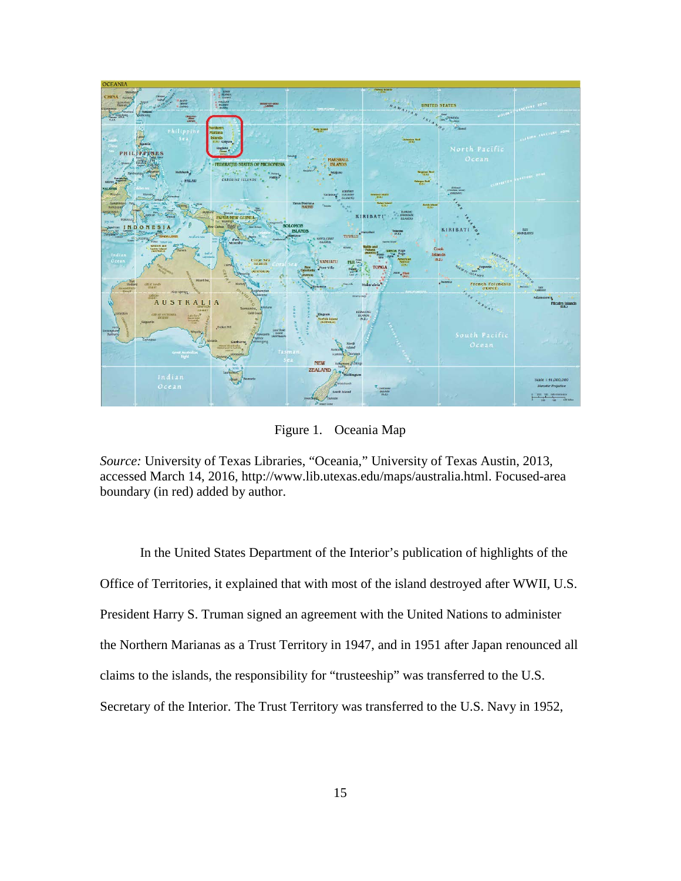Figure 1. Oceania Map

*Source:* University of Texas Libraries, "Oceania," University of Texas Austin, 2013, accessed March 14, 2016, http://www.lib.utexas.edu/maps/australia.html. Focused-area boundary (in red) added by author.

In the United States Department of the Interior's publication of highlights of the Office of Territories, it explained that with most of the island destroyed after WWII, U.S. President Harry S. Truman signed an agreement with the United Nations to administer the Northern Marianas as a Trust Territory in 1947, and in 1951 after Japan renounced all claims to the islands, the responsibility for "trusteeship" was transferred to the U.S. Secretary of the Interior. The Trust Territory was transferred to the U.S. Navy in 1952,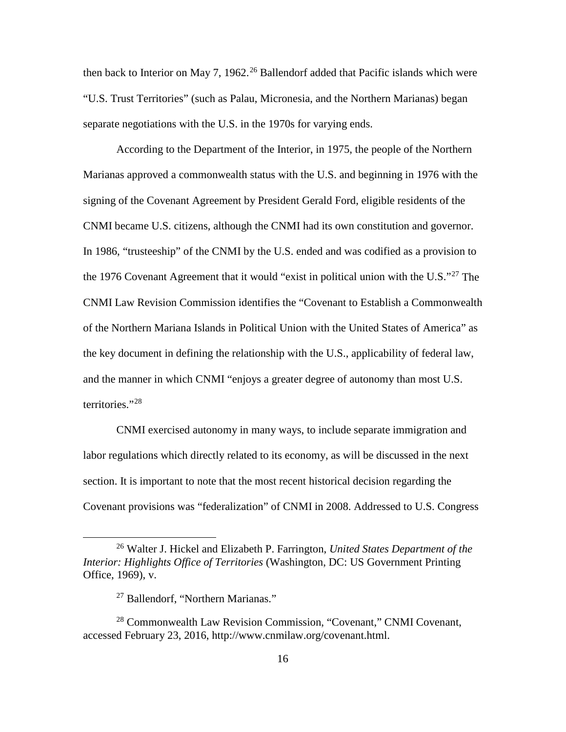then back to Interior on May 7, 1962.[26] Ballendorf added that Pacific islands which were "U.S. Trust Territories" (such as Palau, Micronesia, and the Northern Marianas) began separate negotiations with the U.S. in the 1970s for varying ends.

According to the Department of the Interior, in 1975, the people of the Northern Marianas approved a commonwealth status with the U.S. and beginning in 1976 with the signing of the Covenant Agreement by President Gerald Ford, eligible residents of the CNMI became U.S. citizens, although the CNMI had its own constitution and governor. In 1986, "trusteeship" of the CNMI by the U.S. ended and was codified as a provision to the 1976 Covenant Agreement that it would "exist in political union with the U.S."[27] The CNMI Law Revision Commission identifies the "Covenant to Establish a Commonwealth of the Northern Mariana Islands in Political Union with the United States of America" as the key document in defining the relationship with the U.S., applicability of federal law, and the manner in which CNMI "enjoys a greater degree of autonomy than most U.S. territories."[28]

CNMI exercised autonomy in many ways, to include separate immigration and labor regulations which directly related to its economy, as will be discussed in the next section. It is important to note that the most recent historical decision regarding the Covenant provisions was "federalization" of CNMI in 2008. Addressed to U.S. Congress

---

[26] Walter J. Hickel and Elizabeth P. Farrington, *United States Department of the Interior: Highlights Office of Territories* (Washington, DC: US Government Printing Office, 1969), v.

[27] Ballendorf, "Northern Marianas."

[28] Commonwealth Law Revision Commission, "Covenant," CNMI Covenant, accessed February 23, 2016, http://www.cnmilaw.org/covenant.html.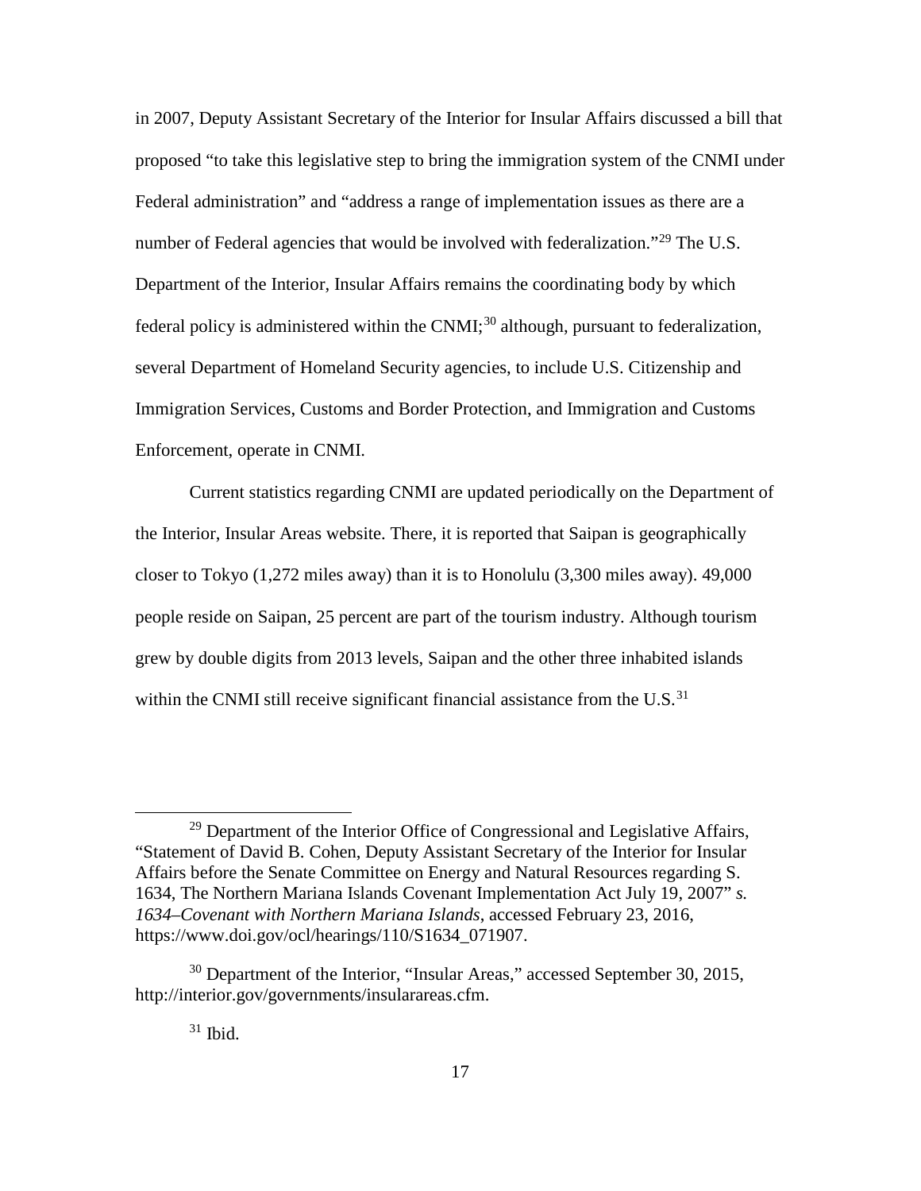in 2007, Deputy Assistant Secretary of the Interior for Insular Affairs discussed a bill that proposed "to take this legislative step to bring the immigration system of the CNMI under Federal administration" and "address a range of implementation issues as there are a number of Federal agencies that would be involved with federalization."[29] The U.S. Department of the Interior, Insular Affairs remains the coordinating body by which federal policy is administered within the CNMI;[30] although, pursuant to federalization, several Department of Homeland Security agencies, to include U.S. Citizenship and Immigration Services, Customs and Border Protection, and Immigration and Customs Enforcement, operate in CNMI.

Current statistics regarding CNMI are updated periodically on the Department of the Interior, Insular Areas website. There, it is reported that Saipan is geographically closer to Tokyo (1,272 miles away) than it is to Honolulu (3,300 miles away). 49,000 people reside on Saipan, 25 percent are part of the tourism industry. Although tourism grew by double digits from 2013 levels, Saipan and the other three inhabited islands within the CNMI still receive significant financial assistance from the U.S.[31]

---

[29] Department of the Interior Office of Congressional and Legislative Affairs, "Statement of David B. Cohen, Deputy Assistant Secretary of the Interior for Insular Affairs before the Senate Committee on Energy and Natural Resources regarding S. 1634, The Northern Mariana Islands Covenant Implementation Act July 19, 2007" *s. 1634–Covenant with Northern Mariana Islands*, accessed February 23, 2016, https://www.doi.gov/ocl/hearings/110/S1634_071907.

[30] Department of the Interior, "Insular Areas," accessed September 30, 2015, http://interior.gov/governments/insularareas.cfm.

[31] Ibid.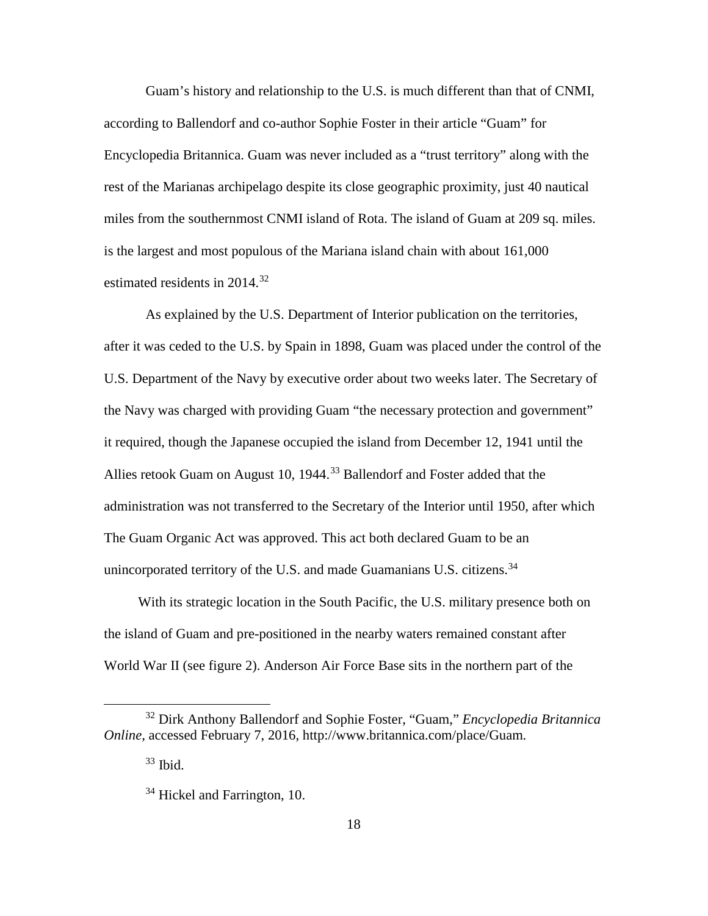Guam's history and relationship to the U.S. is much different than that of CNMI, according to Ballendorf and co-author Sophie Foster in their article "Guam" for Encyclopedia Britannica. Guam was never included as a "trust territory" along with the rest of the Marianas archipelago despite its close geographic proximity, just 40 nautical miles from the southernmost CNMI island of Rota. The island of Guam at 209 sq. miles. is the largest and most populous of the Mariana island chain with about 161,000 estimated residents in 2014.[32]

As explained by the U.S. Department of Interior publication on the territories, after it was ceded to the U.S. by Spain in 1898, Guam was placed under the control of the U.S. Department of the Navy by executive order about two weeks later. The Secretary of the Navy was charged with providing Guam "the necessary protection and government" it required, though the Japanese occupied the island from December 12, 1941 until the Allies retook Guam on August 10, 1944.[33] Ballendorf and Foster added that the administration was not transferred to the Secretary of the Interior until 1950, after which The Guam Organic Act was approved. This act both declared Guam to be an unincorporated territory of the U.S. and made Guamanians U.S. citizens.[34]

With its strategic location in the South Pacific, the U.S. military presence both on the island of Guam and pre-positioned in the nearby waters remained constant after World War II (see figure 2). Anderson Air Force Base sits in the northern part of the

[32] Dirk Anthony Ballendorf and Sophie Foster, "Guam," *Encyclopedia Britannica Online*, accessed February 7, 2016, http://www.britannica.com/place/Guam.

[33] Ibid.

[34] Hickel and Farrington, 10.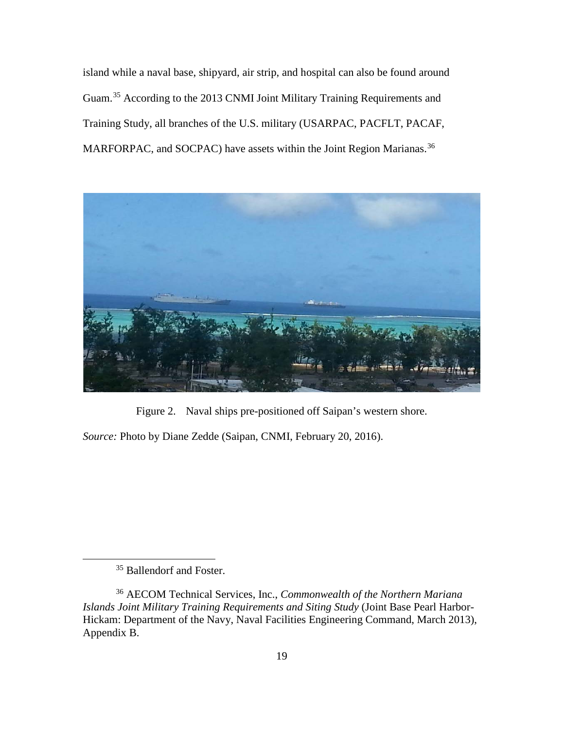island while a naval base, shipyard, air strip, and hospital can also be found around Guam.[35] According to the 2013 CNMI Joint Military Training Requirements and Training Study, all branches of the U.S. military (USARPAC, PACFLT, PACAF, MARFORPAC, and SOCPAC) have assets within the Joint Region Marianas.[36]

Figure 2. Naval ships pre-positioned off Saipan's western shore.

*Source:* Photo by Diane Zedde (Saipan, CNMI, February 20, 2016).

---

[35] Ballendorf and Foster.

[36] AECOM Technical Services, Inc., *Commonwealth of the Northern Mariana Islands Joint Military Training Requirements and Siting Study* (Joint Base Pearl Harbor-Hickam: Department of the Navy, Naval Facilities Engineering Command, March 2013), Appendix B.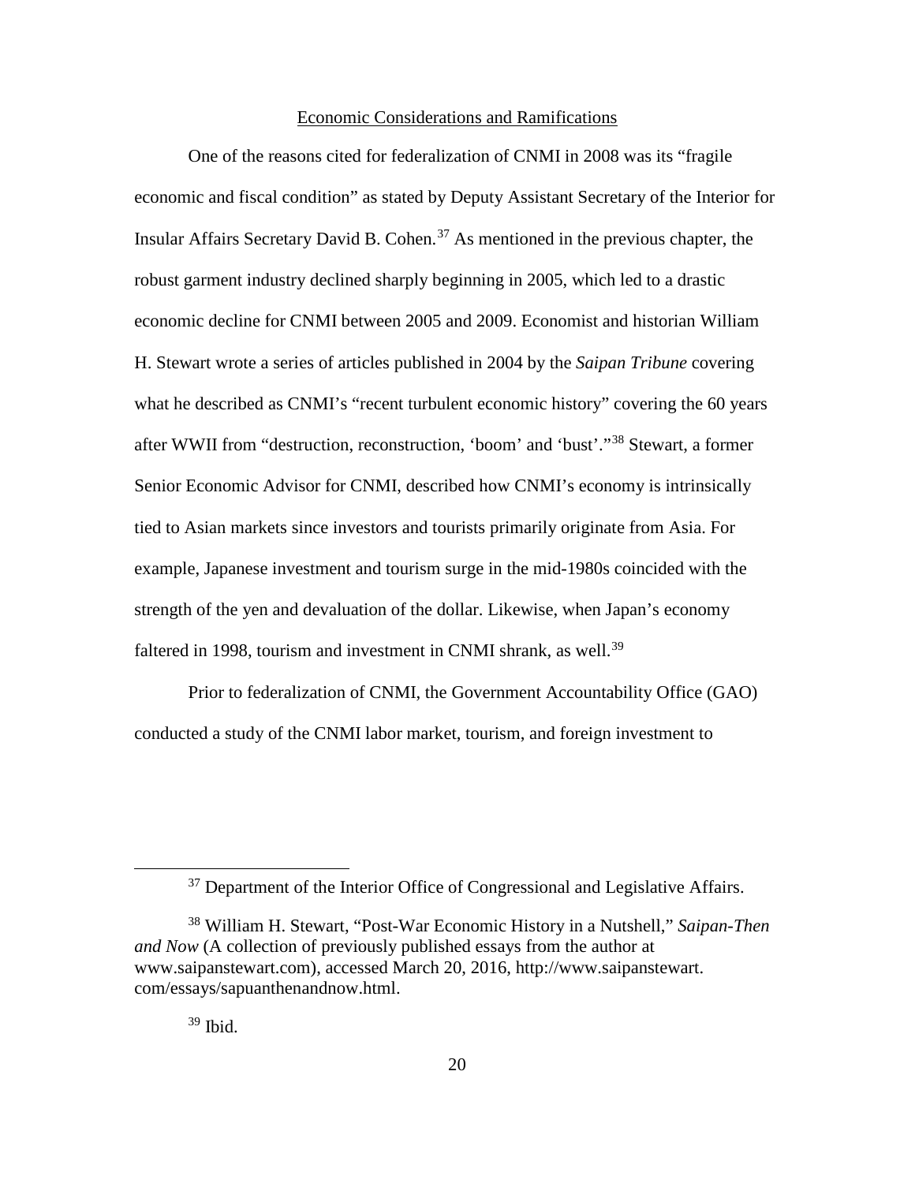## Economic Considerations and Ramifications

One of the reasons cited for federalization of CNMI in 2008 was its "fragile economic and fiscal condition" as stated by Deputy Assistant Secretary of the Interior for Insular Affairs Secretary David B. Cohen.[37] As mentioned in the previous chapter, the robust garment industry declined sharply beginning in 2005, which led to a drastic economic decline for CNMI between 2005 and 2009. Economist and historian William H. Stewart wrote a series of articles published in 2004 by the *Saipan Tribune* covering what he described as CNMI's "recent turbulent economic history" covering the 60 years after WWII from "destruction, reconstruction, 'boom' and 'bust'."[38] Stewart, a former Senior Economic Advisor for CNMI, described how CNMI's economy is intrinsically tied to Asian markets since investors and tourists primarily originate from Asia. For example, Japanese investment and tourism surge in the mid-1980s coincided with the strength of the yen and devaluation of the dollar. Likewise, when Japan's economy faltered in 1998, tourism and investment in CNMI shrank, as well.[39]

Prior to federalization of CNMI, the Government Accountability Office (GAO) conducted a study of the CNMI labor market, tourism, and foreign investment to

---

[37] Department of the Interior Office of Congressional and Legislative Affairs.

[38] William H. Stewart, "Post-War Economic History in a Nutshell," *Saipan-Then and Now* (A collection of previously published essays from the author at www.saipanstewart.com), accessed March 20, 2016, http://www.saipanstewart.com/essays/sapuanthenandnow.html.

[39] Ibid.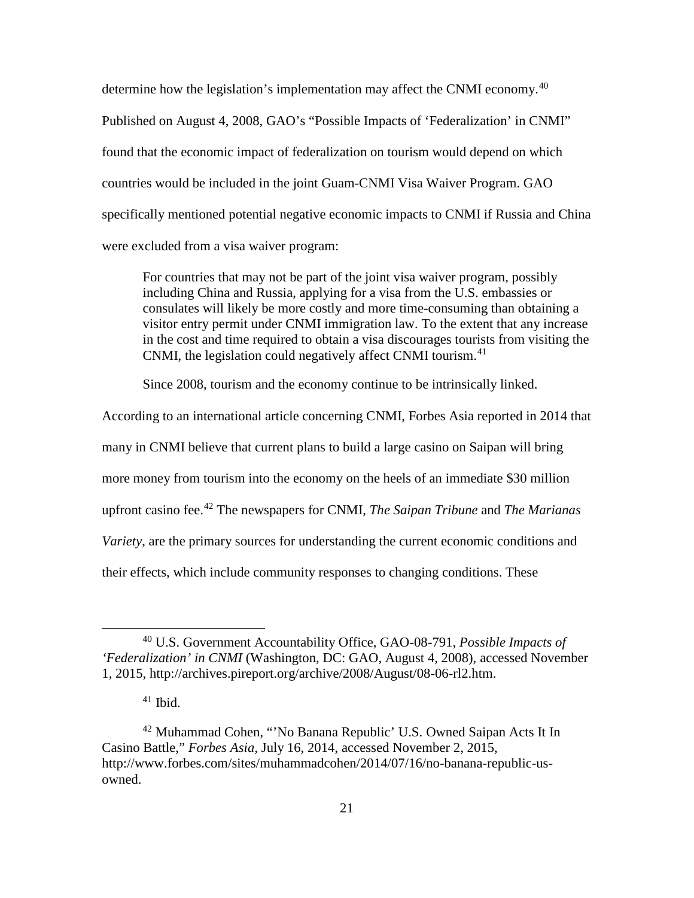determine how the legislation's implementation may affect the CNMI economy.[40] Published on August 4, 2008, GAO's "Possible Impacts of 'Federalization' in CNMI" found that the economic impact of federalization on tourism would depend on which countries would be included in the joint Guam-CNMI Visa Waiver Program. GAO specifically mentioned potential negative economic impacts to CNMI if Russia and China were excluded from a visa waiver program:

> For countries that may not be part of the joint visa waiver program, possibly including China and Russia, applying for a visa from the U.S. embassies or consulates will likely be more costly and more time-consuming than obtaining a visitor entry permit under CNMI immigration law. To the extent that any increase in the cost and time required to obtain a visa discourages tourists from visiting the CNMI, the legislation could negatively affect CNMI tourism.[41]

Since 2008, tourism and the economy continue to be intrinsically linked. According to an international article concerning CNMI, Forbes Asia reported in 2014 that many in CNMI believe that current plans to build a large casino on Saipan will bring more money from tourism into the economy on the heels of an immediate $30 million upfront casino fee.[42] The newspapers for CNMI, *The Saipan Tribune* and *The Marianas Variety*, are the primary sources for understanding the current economic conditions and their effects, which include community responses to changing conditions. These

---

[40] U.S. Government Accountability Office, GAO-08-791, *Possible Impacts of 'Federalization' in CNMI* (Washington, DC: GAO, August 4, 2008), accessed November 1, 2015, http://archives.pireport.org/archive/2008/August/08-06-rl2.htm.

[41] Ibid.

[42] Muhammad Cohen, "'No Banana Republic' U.S. Owned Saipan Acts It In Casino Battle," *Forbes Asia,* July 16, 2014, accessed November 2, 2015, http://www.forbes.com/sites/muhammadcohen/2014/07/16/no-banana-republic-us-owned.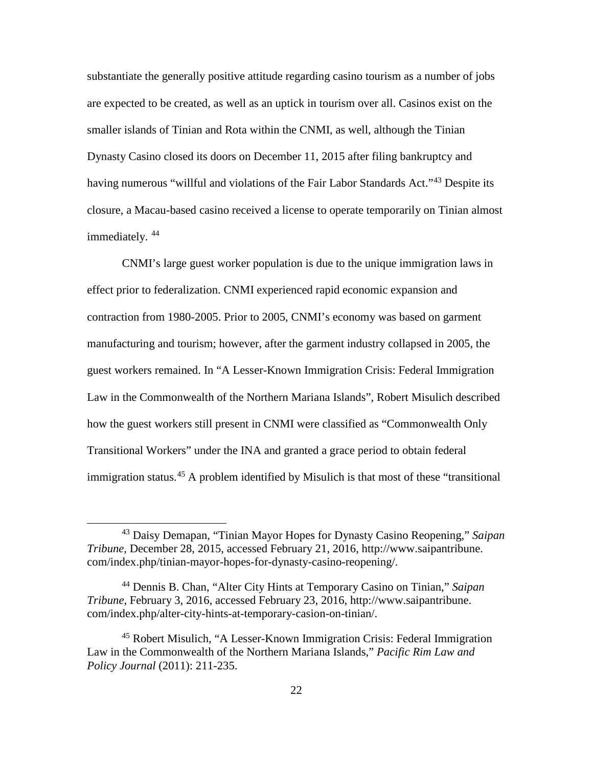substantiate the generally positive attitude regarding casino tourism as a number of jobs are expected to be created, as well as an uptick in tourism over all. Casinos exist on the smaller islands of Tinian and Rota within the CNMI, as well, although the Tinian Dynasty Casino closed its doors on December 11, 2015 after filing bankruptcy and having numerous "willful and violations of the Fair Labor Standards Act."[43] Despite its closure, a Macau-based casino received a license to operate temporarily on Tinian almost immediately.[44]

CNMI's large guest worker population is due to the unique immigration laws in effect prior to federalization. CNMI experienced rapid economic expansion and contraction from 1980-2005. Prior to 2005, CNMI's economy was based on garment manufacturing and tourism; however, after the garment industry collapsed in 2005, the guest workers remained. In "A Lesser-Known Immigration Crisis: Federal Immigration Law in the Commonwealth of the Northern Mariana Islands", Robert Misulich described how the guest workers still present in CNMI were classified as "Commonwealth Only Transitional Workers" under the INA and granted a grace period to obtain federal immigration status.[45] A problem identified by Misulich is that most of these "transitional

---

[43] Daisy Demapan, "Tinian Mayor Hopes for Dynasty Casino Reopening," *Saipan Tribune*, December 28, 2015, accessed February 21, 2016, http://www.saipantribune.com/index.php/tinian-mayor-hopes-for-dynasty-casino-reopening/.

[44] Dennis B. Chan, "Alter City Hints at Temporary Casino on Tinian," *Saipan Tribune*, February 3, 2016, accessed February 23, 2016, http://www.saipantribune.com/index.php/alter-city-hints-at-temporary-casion-on-tinian/.

[45] Robert Misulich, "A Lesser-Known Immigration Crisis: Federal Immigration Law in the Commonwealth of the Northern Mariana Islands," *Pacific Rim Law and Policy Journal* (2011): 211-235.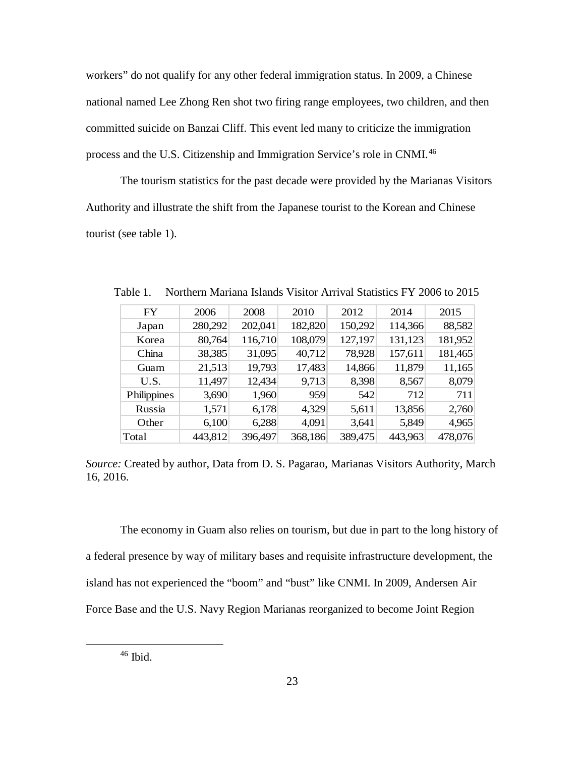workers" do not qualify for any other federal immigration status. In 2009, a Chinese national named Lee Zhong Ren shot two firing range employees, two children, and then committed suicide on Banzai Cliff. This event led many to criticize the immigration process and the U.S. Citizenship and Immigration Service's role in CNMI.[46]

The tourism statistics for the past decade were provided by the Marianas Visitors Authority and illustrate the shift from the Japanese tourist to the Korean and Chinese tourist (see table 1).

Table 1. Northern Mariana Islands Visitor Arrival Statistics FY 2006 to 2015

| FY | 2006 | 2008 | 2010 | 2012 | 2014 | 2015 |
|---|---|---|---|---|---|---|
| Japan | 280,292 | 202,041 | 182,820 | 150,292 | 114,366 | 88,582 |
| Korea | 80,764 | 116,710 | 108,079 | 127,197 | 131,123 | 181,952 |
| China | 38,385 | 31,095 | 40,712 | 78,928 | 157,611 | 181,465 |
| Guam | 21,513 | 19,793 | 17,483 | 14,866 | 11,879 | 11,165 |
| U.S. | 11,497 | 12,434 | 9,713 | 8,398 | 8,567 | 8,079 |
| Philippines | 3,690 | 1,960 | 959 | 542 | 712 | 711 |
| Russia | 1,571 | 6,178 | 4,329 | 5,611 | 13,856 | 2,760 |
| Other | 6,100 | 6,288 | 4,091 | 3,641 | 5,849 | 4,965 |
| Total | 443,812 | 396,497 | 368,186 | 389,475 | 443,963 | 478,076 |

*Source:* Created by author, Data from D. S. Pagarao, Marianas Visitors Authority, March 16, 2016.

The economy in Guam also relies on tourism, but due in part to the long history of a federal presence by way of military bases and requisite infrastructure development, the island has not experienced the "boom" and "bust" like CNMI. In 2009, Andersen Air Force Base and the U.S. Navy Region Marianas reorganized to become Joint Region

[46] Ibid.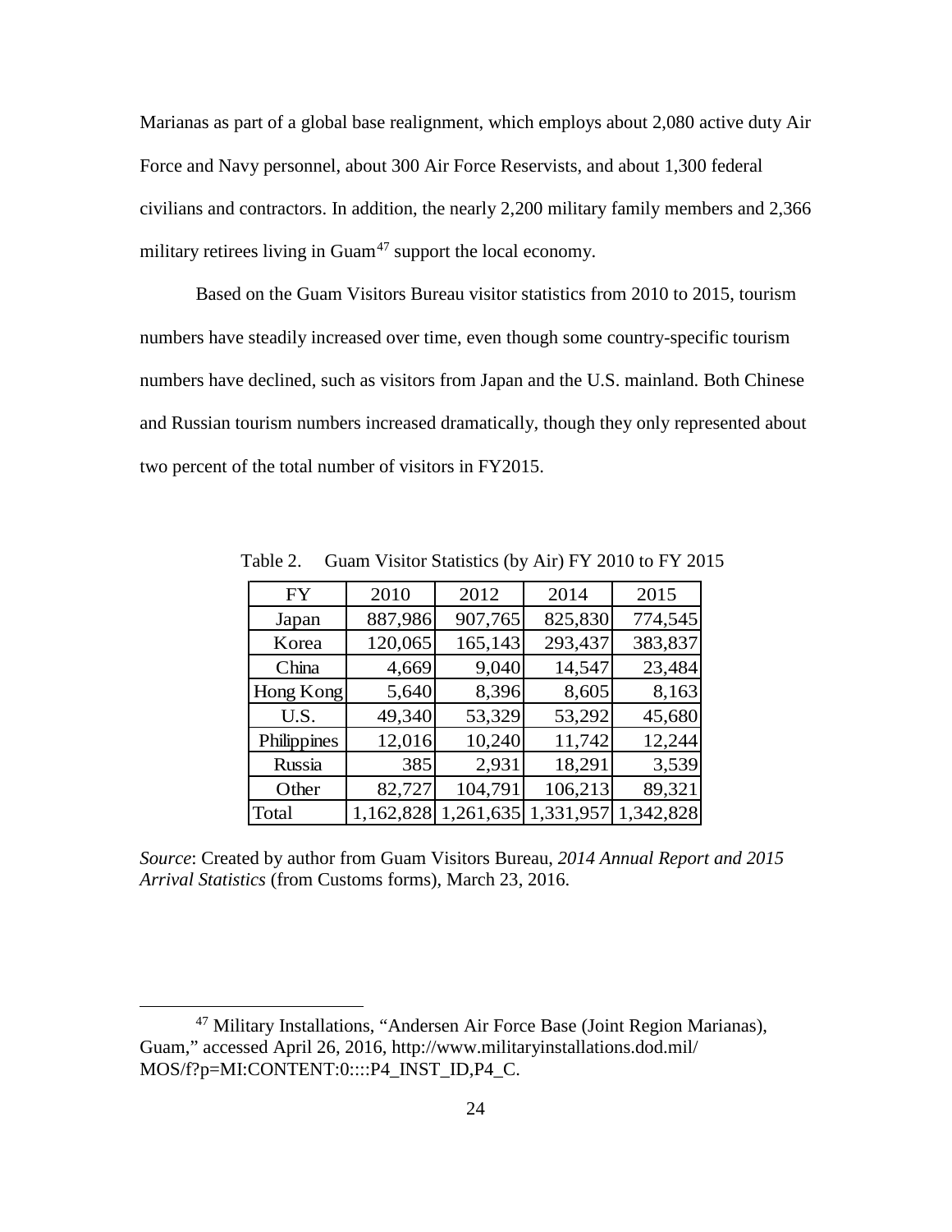Marianas as part of a global base realignment, which employs about 2,080 active duty Air Force and Navy personnel, about 300 Air Force Reservists, and about 1,300 federal civilians and contractors. In addition, the nearly 2,200 military family members and 2,366 military retirees living in Guam[47] support the local economy.

Based on the Guam Visitors Bureau visitor statistics from 2010 to 2015, tourism numbers have steadily increased over time, even though some country-specific tourism numbers have declined, such as visitors from Japan and the U.S. mainland. Both Chinese and Russian tourism numbers increased dramatically, though they only represented about two percent of the total number of visitors in FY2015.

Table 2. Guam Visitor Statistics (by Air) FY 2010 to FY 2015

| FY | 2010 | 2012 | 2014 | 2015 |
|---|---|---|---|---|
| Japan | 887,986 | 907,765 | 825,830 | 774,545 |
| Korea | 120,065 | 165,143 | 293,437 | 383,837 |
| China | 4,669 | 9,040 | 14,547 | 23,484 |
| Hong Kong | 5,640 | 8,396 | 8,605 | 8,163 |
| U.S. | 49,340 | 53,329 | 53,292 | 45,680 |
| Philippines | 12,016 | 10,240 | 11,742 | 12,244 |
| Russia | 385 | 2,931 | 18,291 | 3,539 |
| Other | 82,727 | 104,791 | 106,213 | 89,321 |
| Total | 1,162,828 | 1,261,635 | 1,331,957 | 1,342,828 |

*Source*: Created by author from Guam Visitors Bureau, *2014 Annual Report and 2015 Arrival Statistics* (from Customs forms), March 23, 2016.

---

[47] Military Installations, "Andersen Air Force Base (Joint Region Marianas), Guam," accessed April 26, 2016, http://www.militaryinstallations.dod.mil/MOS/f?p=MI:CONTENT:0::::P4_INST_ID,P4_C.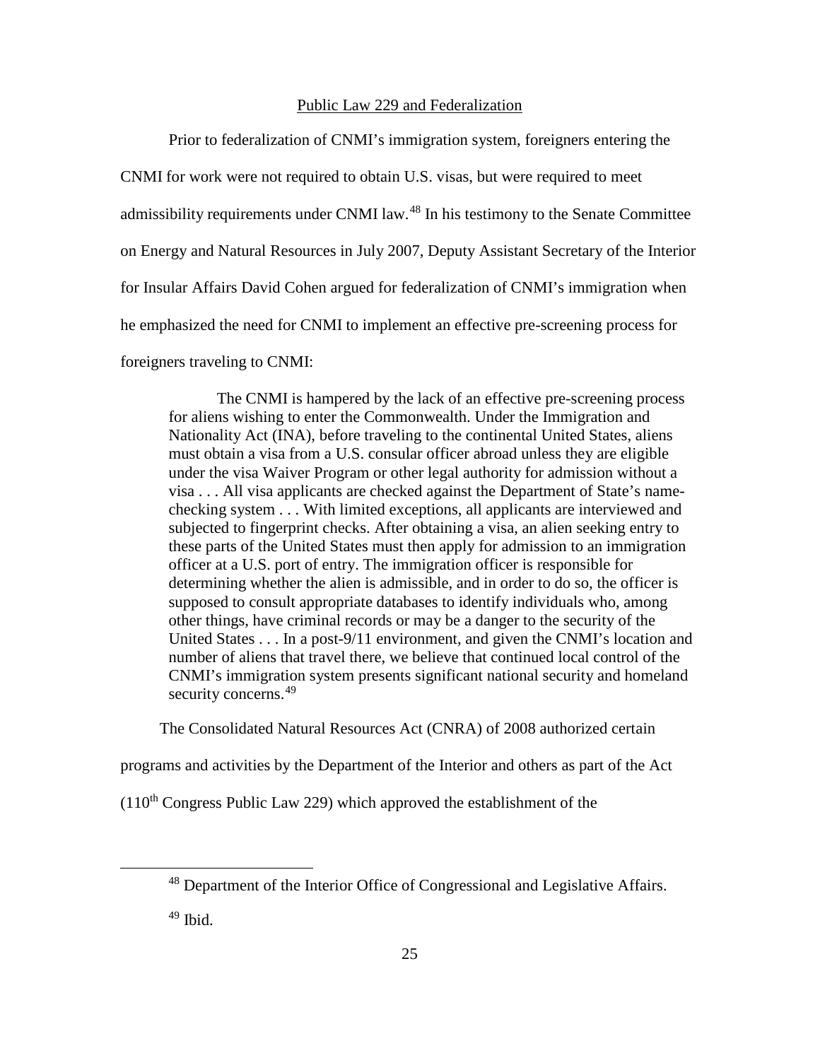Public Law 229 and Federalization

Prior to federalization of CNMI's immigration system, foreigners entering the CNMI for work were not required to obtain U.S. visas, but were required to meet admissibility requirements under CNMI law.[48] In his testimony to the Senate Committee on Energy and Natural Resources in July 2007, Deputy Assistant Secretary of the Interior for Insular Affairs David Cohen argued for federalization of CNMI's immigration when he emphasized the need for CNMI to implement an effective pre-screening process for foreigners traveling to CNMI:

> The CNMI is hampered by the lack of an effective pre-screening process for aliens wishing to enter the Commonwealth. Under the Immigration and Nationality Act (INA), before traveling to the continental United States, aliens must obtain a visa from a U.S. consular officer abroad unless they are eligible under the visa Waiver Program or other legal authority for admission without a visa . . . All visa applicants are checked against the Department of State's name-checking system . . . With limited exceptions, all applicants are interviewed and subjected to fingerprint checks. After obtaining a visa, an alien seeking entry to these parts of the United States must then apply for admission to an immigration officer at a U.S. port of entry. The immigration officer is responsible for determining whether the alien is admissible, and in order to do so, the officer is supposed to consult appropriate databases to identify individuals who, among other things, have criminal records or may be a danger to the security of the United States . . . In a post-9/11 environment, and given the CNMI's location and number of aliens that travel there, we believe that continued local control of the CNMI's immigration system presents significant national security and homeland security concerns.[49]

The Consolidated Natural Resources Act (CNRA) of 2008 authorized certain programs and activities by the Department of the Interior and others as part of the Act (110th Congress Public Law 229) which approved the establishment of the

[48] Department of the Interior Office of Congressional and Legislative Affairs.

[49] Ibid.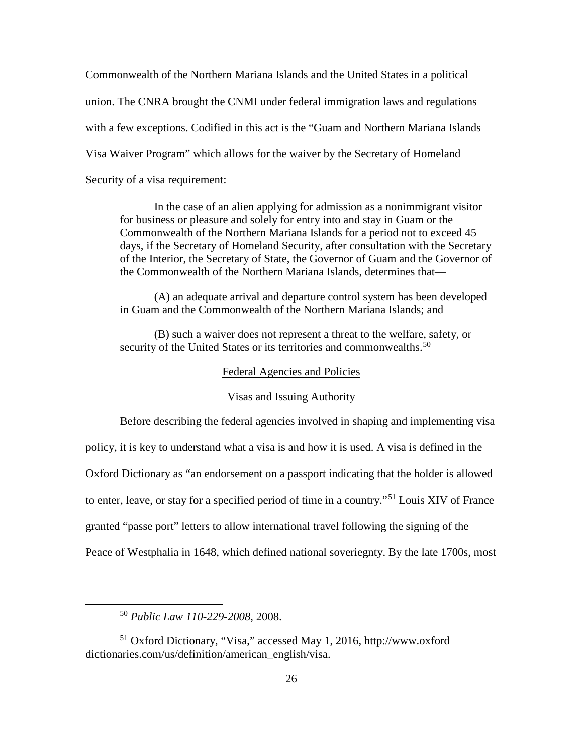Commonwealth of the Northern Mariana Islands and the United States in a political union. The CNRA brought the CNMI under federal immigration laws and regulations with a few exceptions. Codified in this act is the "Guam and Northern Mariana Islands Visa Waiver Program" which allows for the waiver by the Secretary of Homeland Security of a visa requirement:

> In the case of an alien applying for admission as a nonimmigrant visitor for business or pleasure and solely for entry into and stay in Guam or the Commonwealth of the Northern Mariana Islands for a period not to exceed 45 days, if the Secretary of Homeland Security, after consultation with the Secretary of the Interior, the Secretary of State, the Governor of Guam and the Governor of the Commonwealth of the Northern Mariana Islands, determines that—
>
> (A) an adequate arrival and departure control system has been developed in Guam and the Commonwealth of the Northern Mariana Islands; and
>
> (B) such a waiver does not represent a threat to the welfare, safety, or security of the United States or its territories and commonwealths.[50]

## Federal Agencies and Policies

### Visas and Issuing Authority

Before describing the federal agencies involved in shaping and implementing visa policy, it is key to understand what a visa is and how it is used. A visa is defined in the Oxford Dictionary as "an endorsement on a passport indicating that the holder is allowed to enter, leave, or stay for a specified period of time in a country."[51] Louis XIV of France granted "passe port" letters to allow international travel following the signing of the Peace of Westphalia in 1648, which defined national soveriegnty. By the late 1700s, most

---

[50] *Public Law 110-229-2008*, 2008.

[51] Oxford Dictionary, "Visa," accessed May 1, 2016, http://www.oxford dictionaries.com/us/definition/american_english/visa.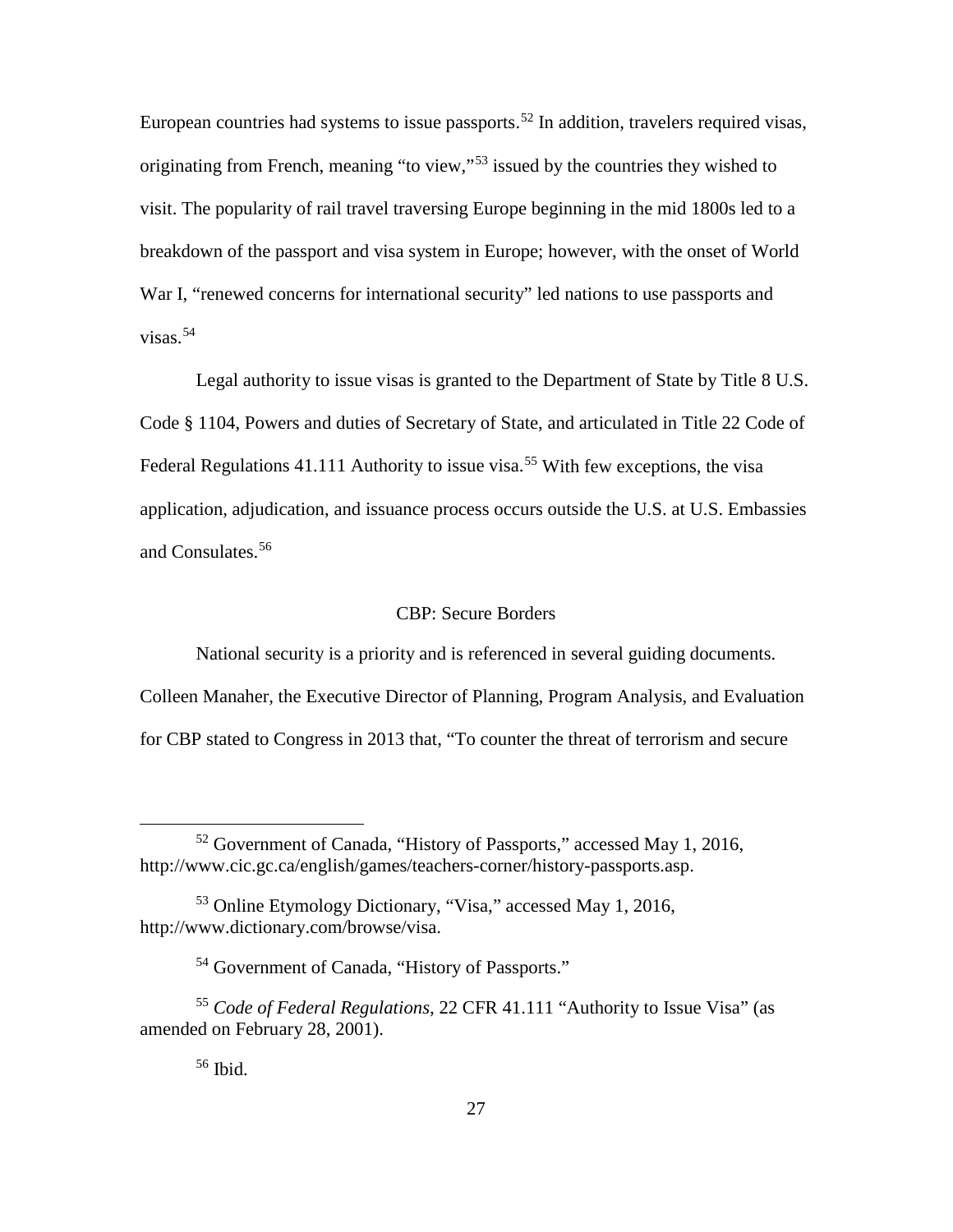European countries had systems to issue passports.[52] In addition, travelers required visas, originating from French, meaning "to view,"[53] issued by the countries they wished to visit. The popularity of rail travel traversing Europe beginning in the mid 1800s led to a breakdown of the passport and visa system in Europe; however, with the onset of World War I, "renewed concerns for international security" led nations to use passports and visas.[54]

Legal authority to issue visas is granted to the Department of State by Title 8 U.S. Code § 1104, Powers and duties of Secretary of State, and articulated in Title 22 Code of Federal Regulations 41.111 Authority to issue visa.[55] With few exceptions, the visa application, adjudication, and issuance process occurs outside the U.S. at U.S. Embassies and Consulates.[56]

### CBP: Secure Borders

National security is a priority and is referenced in several guiding documents. Colleen Manaher, the Executive Director of Planning, Program Analysis, and Evaluation for CBP stated to Congress in 2013 that, "To counter the threat of terrorism and secure

---

[52] Government of Canada, "History of Passports," accessed May 1, 2016, http://www.cic.gc.ca/english/games/teachers-corner/history-passports.asp.

[53] Online Etymology Dictionary, "Visa," accessed May 1, 2016, http://www.dictionary.com/browse/visa.

[54] Government of Canada, "History of Passports."

[55] *Code of Federal Regulations,* 22 CFR 41.111 "Authority to Issue Visa" (as amended on February 28, 2001).

[56] Ibid.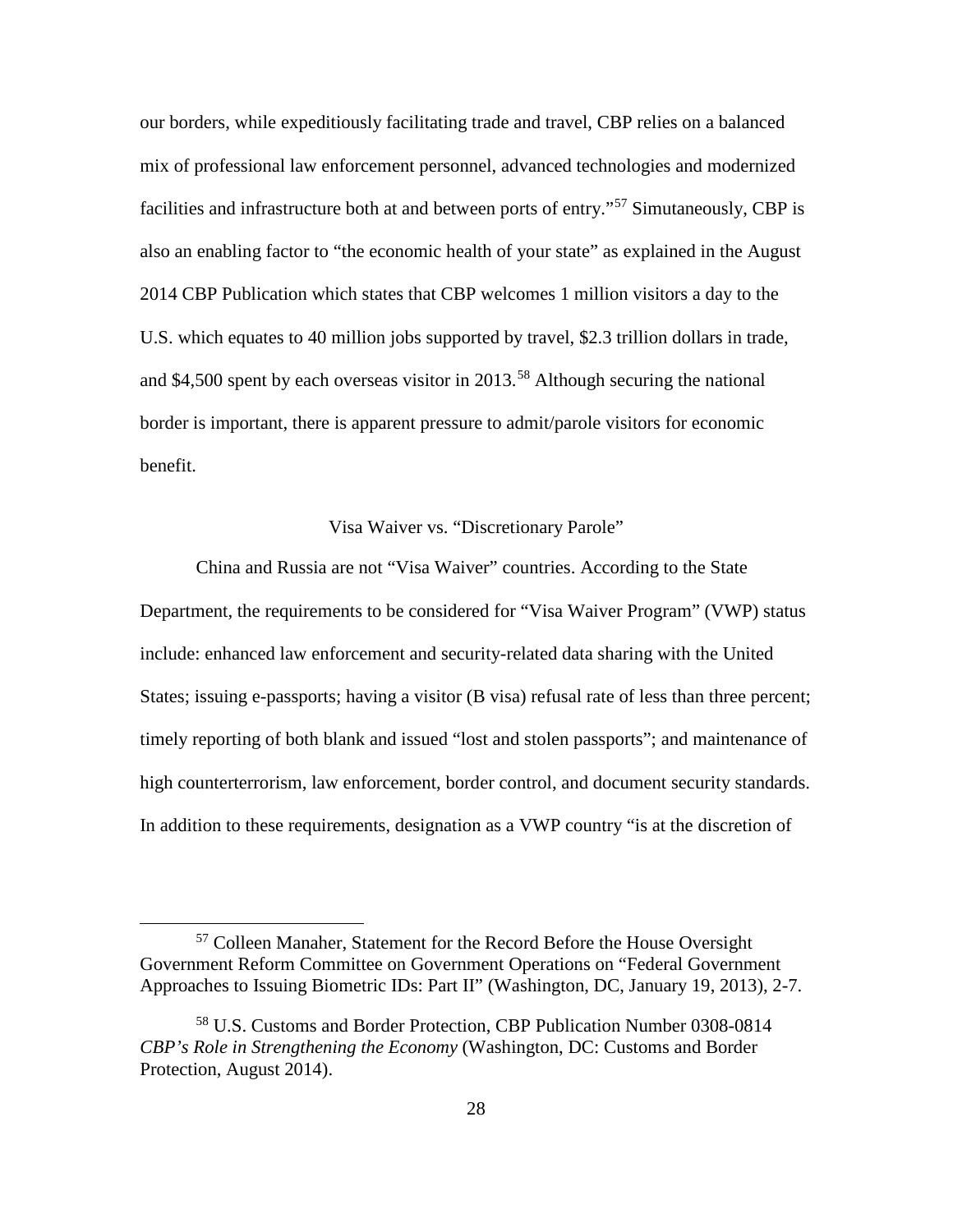our borders, while expeditiously facilitating trade and travel, CBP relies on a balanced mix of professional law enforcement personnel, advanced technologies and modernized facilities and infrastructure both at and between ports of entry."[57] Simutaneously, CBP is also an enabling factor to "the economic health of your state" as explained in the August 2014 CBP Publication which states that CBP welcomes 1 million visitors a day to the U.S. which equates to 40 million jobs supported by travel, $2.3 trillion dollars in trade, and $4,500 spent by each overseas visitor in 2013.[58] Although securing the national border is important, there is apparent pressure to admit/parole visitors for economic benefit.

## Visa Waiver vs. "Discretionary Parole"

China and Russia are not "Visa Waiver" countries. According to the State Department, the requirements to be considered for "Visa Waiver Program" (VWP) status include: enhanced law enforcement and security-related data sharing with the United States; issuing e-passports; having a visitor (B visa) refusal rate of less than three percent; timely reporting of both blank and issued "lost and stolen passports"; and maintenance of high counterterrorism, law enforcement, border control, and document security standards. In addition to these requirements, designation as a VWP country "is at the discretion of

---

[57] Colleen Manaher, Statement for the Record Before the House Oversight Government Reform Committee on Government Operations on "Federal Government Approaches to Issuing Biometric IDs: Part II" (Washington, DC, January 19, 2013), 2-7.

[58] U.S. Customs and Border Protection, CBP Publication Number 0308-0814 *CBP's Role in Strengthening the Economy* (Washington, DC: Customs and Border Protection, August 2014).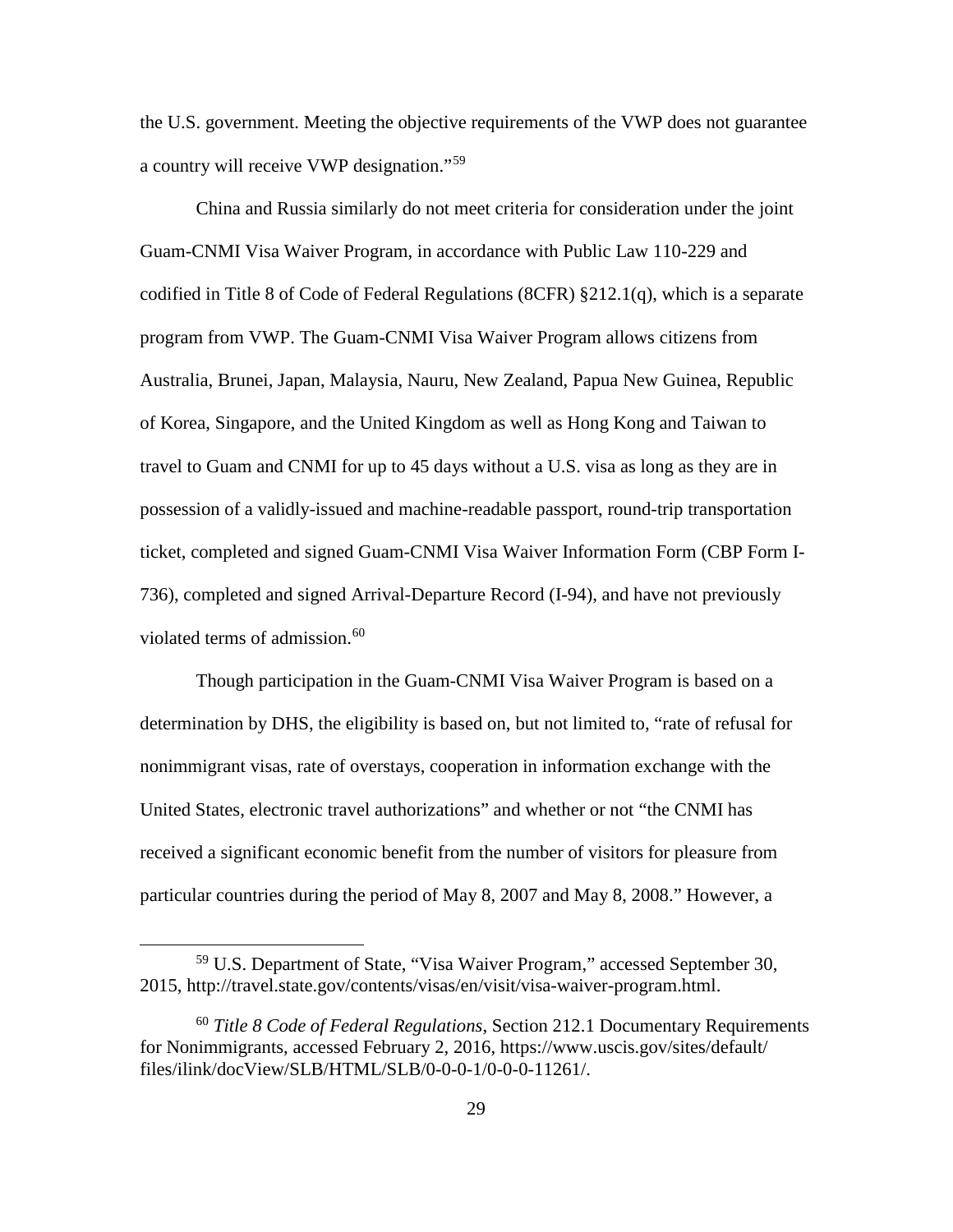the U.S. government. Meeting the objective requirements of the VWP does not guarantee a country will receive VWP designation."[59]

China and Russia similarly do not meet criteria for consideration under the joint Guam-CNMI Visa Waiver Program, in accordance with Public Law 110-229 and codified in Title 8 of Code of Federal Regulations (8CFR) §212.1(q), which is a separate program from VWP. The Guam-CNMI Visa Waiver Program allows citizens from Australia, Brunei, Japan, Malaysia, Nauru, New Zealand, Papua New Guinea, Republic of Korea, Singapore, and the United Kingdom as well as Hong Kong and Taiwan to travel to Guam and CNMI for up to 45 days without a U.S. visa as long as they are in possession of a validly-issued and machine-readable passport, round-trip transportation ticket, completed and signed Guam-CNMI Visa Waiver Information Form (CBP Form I-736), completed and signed Arrival-Departure Record (I-94), and have not previously violated terms of admission.[60]

Though participation in the Guam-CNMI Visa Waiver Program is based on a determination by DHS, the eligibility is based on, but not limited to, "rate of refusal for nonimmigrant visas, rate of overstays, cooperation in information exchange with the United States, electronic travel authorizations" and whether or not "the CNMI has received a significant economic benefit from the number of visitors for pleasure from particular countries during the period of May 8, 2007 and May 8, 2008." However, a

---

[59] U.S. Department of State, "Visa Waiver Program," accessed September 30, 2015, http://travel.state.gov/contents/visas/en/visit/visa-waiver-program.html.

[60] *Title 8 Code of Federal Regulations*, Section 212.1 Documentary Requirements for Nonimmigrants, accessed February 2, 2016, https://www.uscis.gov/sites/default/files/ilink/docView/SLB/HTML/SLB/0-0-0-1/0-0-0-11261/.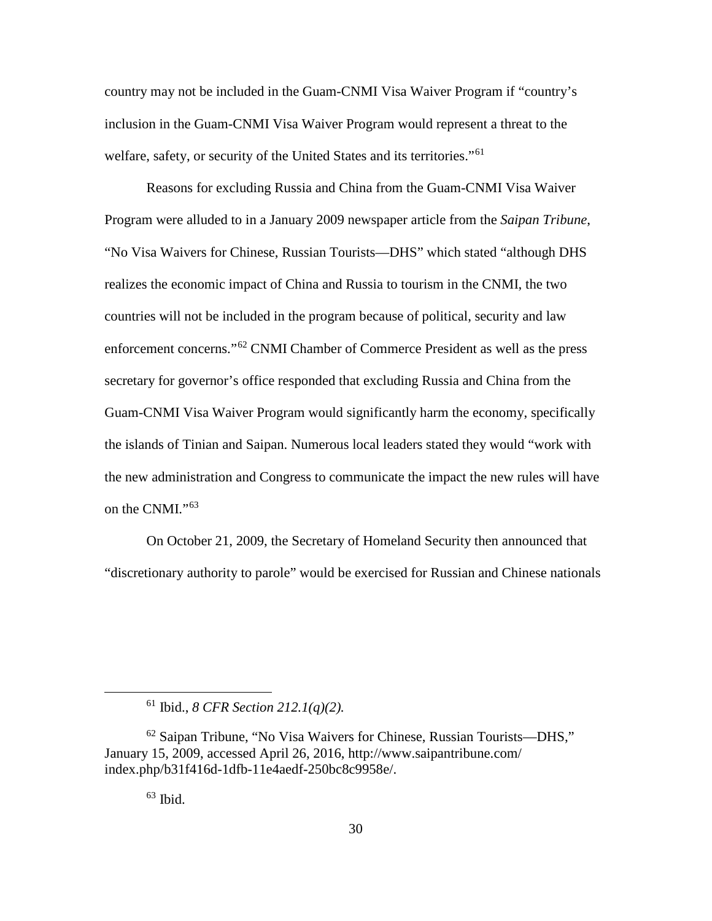country may not be included in the Guam-CNMI Visa Waiver Program if "country's inclusion in the Guam-CNMI Visa Waiver Program would represent a threat to the welfare, safety, or security of the United States and its territories."[61]

Reasons for excluding Russia and China from the Guam-CNMI Visa Waiver Program were alluded to in a January 2009 newspaper article from the *Saipan Tribune*, "No Visa Waivers for Chinese, Russian Tourists—DHS" which stated "although DHS realizes the economic impact of China and Russia to tourism in the CNMI, the two countries will not be included in the program because of political, security and law enforcement concerns."[62] CNMI Chamber of Commerce President as well as the press secretary for governor's office responded that excluding Russia and China from the Guam-CNMI Visa Waiver Program would significantly harm the economy, specifically the islands of Tinian and Saipan. Numerous local leaders stated they would "work with the new administration and Congress to communicate the impact the new rules will have on the CNMI."[63]

On October 21, 2009, the Secretary of Homeland Security then announced that "discretionary authority to parole" would be exercised for Russian and Chinese nationals

---

[61] Ibid., *8 CFR Section 212.1(q)(2).*

[62] Saipan Tribune, "No Visa Waivers for Chinese, Russian Tourists—DHS," January 15, 2009, accessed April 26, 2016, http://www.saipantribune.com/index.php/b31f416d-1dfb-11e4aedf-250bc8c9958e/.

[63] Ibid.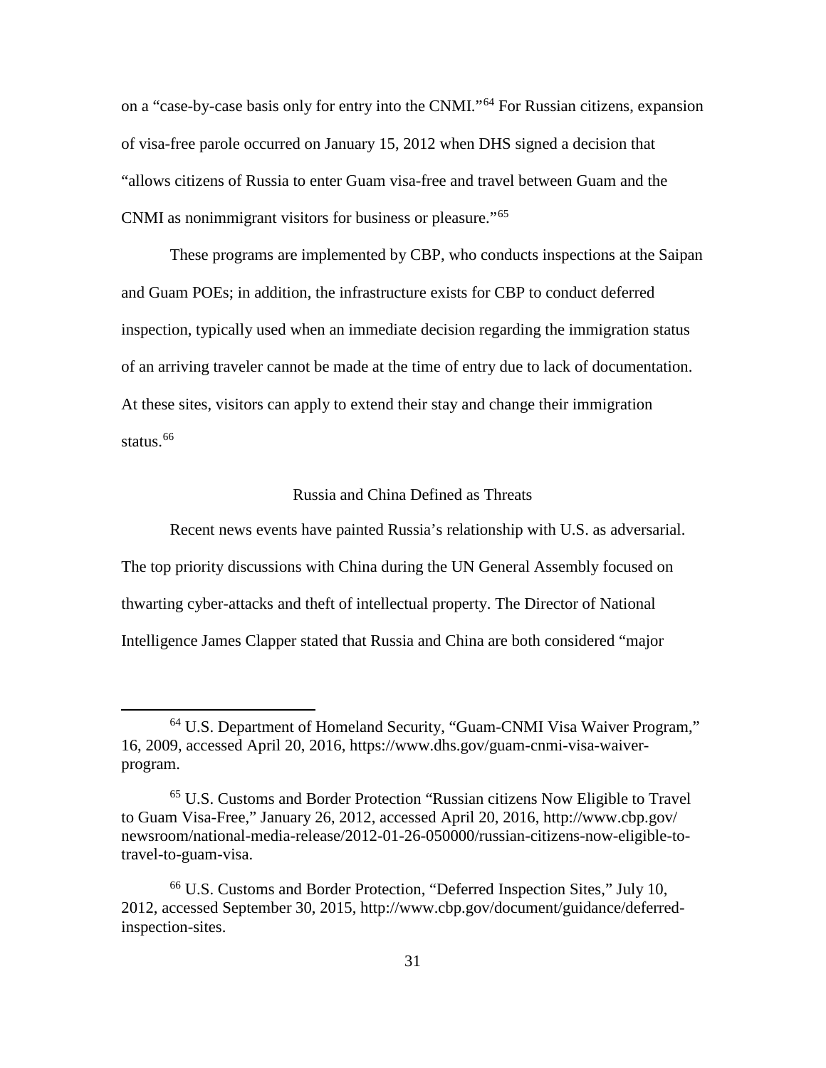on a "case-by-case basis only for entry into the CNMI."[64] For Russian citizens, expansion of visa-free parole occurred on January 15, 2012 when DHS signed a decision that "allows citizens of Russia to enter Guam visa-free and travel between Guam and the CNMI as nonimmigrant visitors for business or pleasure."[65]

These programs are implemented by CBP, who conducts inspections at the Saipan and Guam POEs; in addition, the infrastructure exists for CBP to conduct deferred inspection, typically used when an immediate decision regarding the immigration status of an arriving traveler cannot be made at the time of entry due to lack of documentation. At these sites, visitors can apply to extend their stay and change their immigration status.[66]

## Russia and China Defined as Threats

Recent news events have painted Russia's relationship with U.S. as adversarial. The top priority discussions with China during the UN General Assembly focused on thwarting cyber-attacks and theft of intellectual property. The Director of National Intelligence James Clapper stated that Russia and China are both considered "major

---

[64] U.S. Department of Homeland Security, "Guam-CNMI Visa Waiver Program," 16, 2009, accessed April 20, 2016, https://www.dhs.gov/guam-cnmi-visa-waiver-program.

[65] U.S. Customs and Border Protection "Russian citizens Now Eligible to Travel to Guam Visa-Free," January 26, 2012, accessed April 20, 2016, http://www.cbp.gov/newsroom/national-media-release/2012-01-26-050000/russian-citizens-now-eligible-to-travel-to-guam-visa.

[66] U.S. Customs and Border Protection, "Deferred Inspection Sites," July 10, 2012, accessed September 30, 2015, http://www.cbp.gov/document/guidance/deferred-inspection-sites.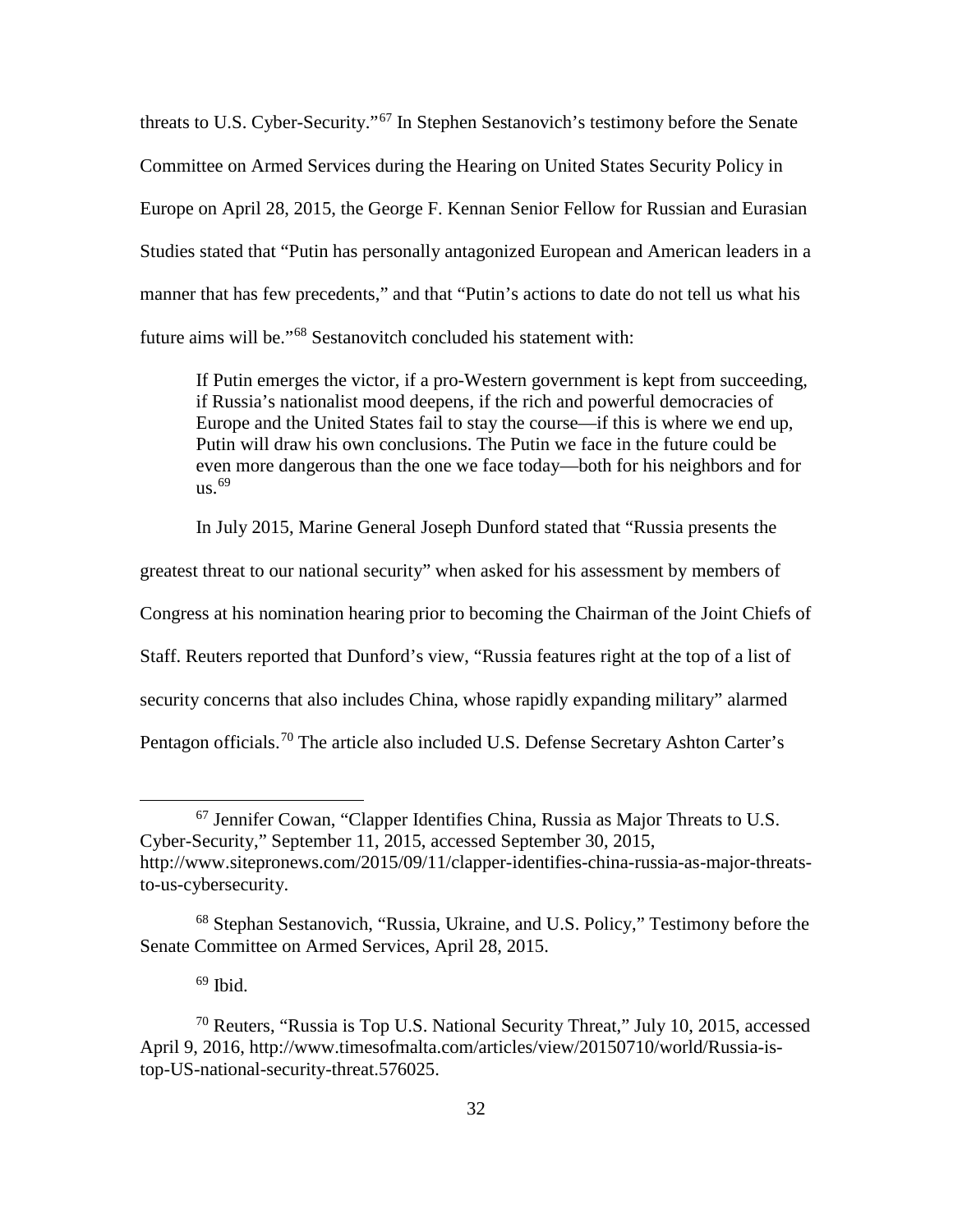threats to U.S. Cyber-Security."[67] In Stephen Sestanovich's testimony before the Senate Committee on Armed Services during the Hearing on United States Security Policy in Europe on April 28, 2015, the George F. Kennan Senior Fellow for Russian and Eurasian Studies stated that "Putin has personally antagonized European and American leaders in a manner that has few precedents," and that "Putin's actions to date do not tell us what his future aims will be."[68] Sestanovitch concluded his statement with:

> If Putin emerges the victor, if a pro-Western government is kept from succeeding, if Russia's nationalist mood deepens, if the rich and powerful democracies of Europe and the United States fail to stay the course—if this is where we end up, Putin will draw his own conclusions. The Putin we face in the future could be even more dangerous than the one we face today—both for his neighbors and for us.[69]

In July 2015, Marine General Joseph Dunford stated that "Russia presents the greatest threat to our national security" when asked for his assessment by members of Congress at his nomination hearing prior to becoming the Chairman of the Joint Chiefs of Staff. Reuters reported that Dunford's view, "Russia features right at the top of a list of security concerns that also includes China, whose rapidly expanding military" alarmed Pentagon officials.[70] The article also included U.S. Defense Secretary Ashton Carter's

---

[67] Jennifer Cowan, "Clapper Identifies China, Russia as Major Threats to U.S. Cyber-Security," September 11, 2015, accessed September 30, 2015, http://www.sitepronews.com/2015/09/11/clapper-identifies-china-russia-as-major-threats-to-us-cybersecurity.

[68] Stephan Sestanovich, "Russia, Ukraine, and U.S. Policy," Testimony before the Senate Committee on Armed Services, April 28, 2015.

[69] Ibid.

[70] Reuters, "Russia is Top U.S. National Security Threat," July 10, 2015, accessed April 9, 2016, http://www.timesofmalta.com/articles/view/20150710/world/Russia-is-top-US-national-security-threat.576025.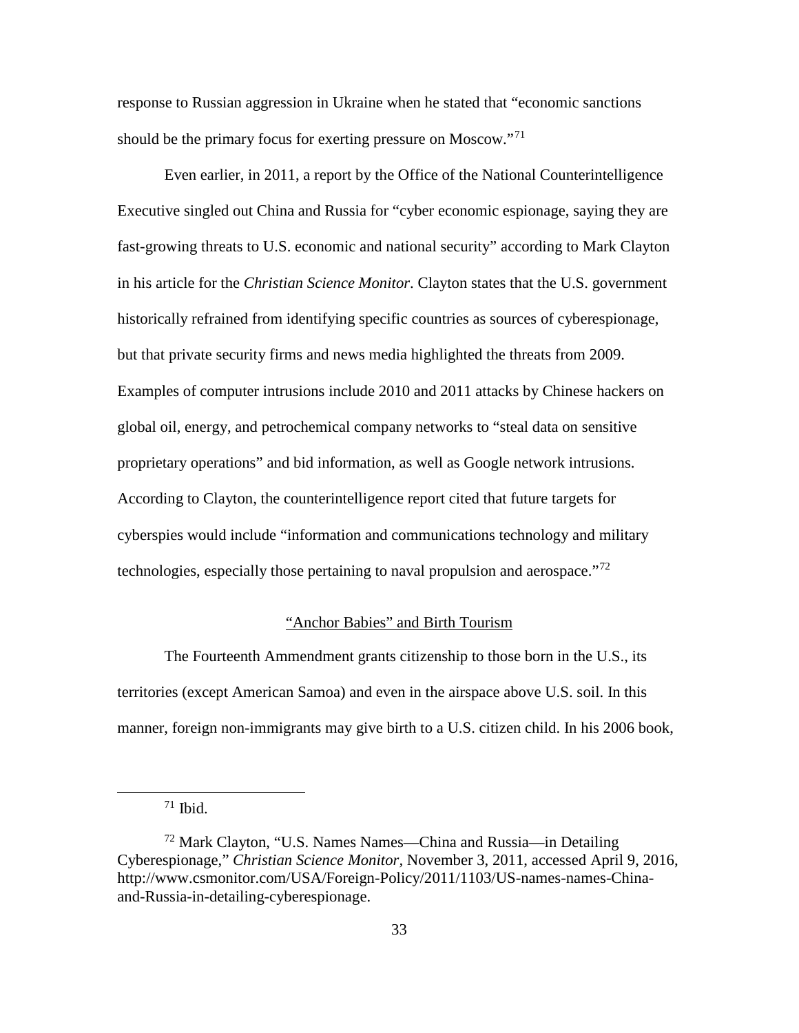response to Russian aggression in Ukraine when he stated that "economic sanctions should be the primary focus for exerting pressure on Moscow."[71]

Even earlier, in 2011, a report by the Office of the National Counterintelligence Executive singled out China and Russia for "cyber economic espionage, saying they are fast-growing threats to U.S. economic and national security" according to Mark Clayton in his article for the *Christian Science Monitor*. Clayton states that the U.S. government historically refrained from identifying specific countries as sources of cyberespionage, but that private security firms and news media highlighted the threats from 2009. Examples of computer intrusions include 2010 and 2011 attacks by Chinese hackers on global oil, energy, and petrochemical company networks to "steal data on sensitive proprietary operations" and bid information, as well as Google network intrusions. According to Clayton, the counterintelligence report cited that future targets for cyberspies would include "information and communications technology and military technologies, especially those pertaining to naval propulsion and aerospace."[72]

## "Anchor Babies" and Birth Tourism

The Fourteenth Ammendment grants citizenship to those born in the U.S., its territories (except American Samoa) and even in the airspace above U.S. soil. In this manner, foreign non-immigrants may give birth to a U.S. citizen child. In his 2006 book,

---

[71] Ibid.

[72] Mark Clayton, "U.S. Names Names—China and Russia—in Detailing Cyberespionage," *Christian Science Monitor*, November 3, 2011, accessed April 9, 2016, http://www.csmonitor.com/USA/Foreign-Policy/2011/1103/US-names-names-China-and-Russia-in-detailing-cyberespionage.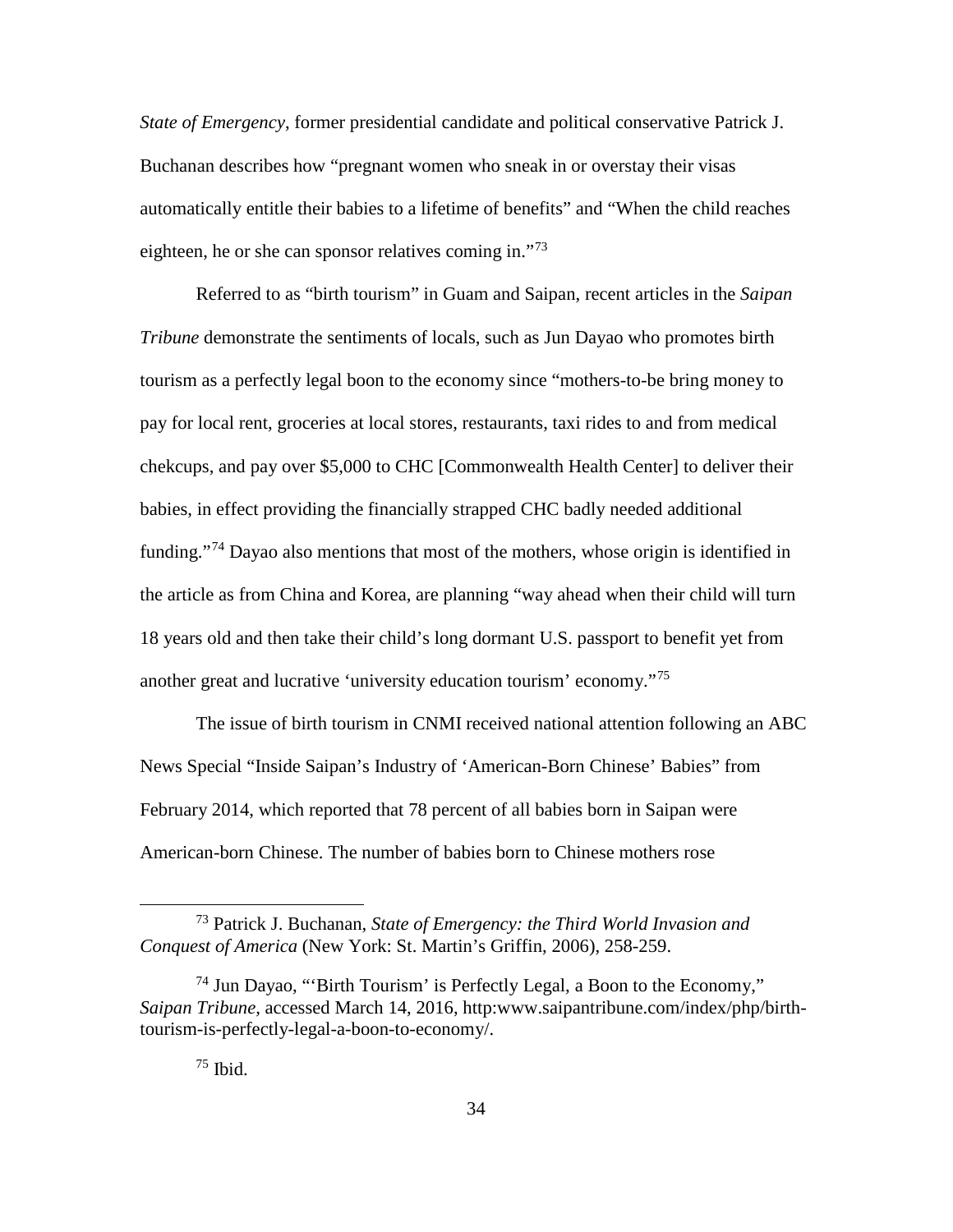*State of Emergency*, former presidential candidate and political conservative Patrick J. Buchanan describes how "pregnant women who sneak in or overstay their visas automatically entitle their babies to a lifetime of benefits" and "When the child reaches eighteen, he or she can sponsor relatives coming in."[73]

Referred to as "birth tourism" in Guam and Saipan, recent articles in the *Saipan Tribune* demonstrate the sentiments of locals, such as Jun Dayao who promotes birth tourism as a perfectly legal boon to the economy since "mothers-to-be bring money to pay for local rent, groceries at local stores, restaurants, taxi rides to and from medical chekcups, and pay over $5,000 to CHC [Commonwealth Health Center] to deliver their babies, in effect providing the financially strapped CHC badly needed additional funding."[74] Dayao also mentions that most of the mothers, whose origin is identified in the article as from China and Korea, are planning "way ahead when their child will turn 18 years old and then take their child's long dormant U.S. passport to benefit yet from another great and lucrative 'university education tourism' economy."[75]

The issue of birth tourism in CNMI received national attention following an ABC News Special "Inside Saipan's Industry of 'American-Born Chinese' Babies" from February 2014, which reported that 78 percent of all babies born in Saipan were American-born Chinese. The number of babies born to Chinese mothers rose

---

[73] Patrick J. Buchanan, *State of Emergency: the Third World Invasion and Conquest of America* (New York: St. Martin's Griffin, 2006), 258-259.

[74] Jun Dayao, "'Birth Tourism' is Perfectly Legal, a Boon to the Economy," *Saipan Tribune*, accessed March 14, 2016, http:www.saipantribune.com/index/php/birth-tourism-is-perfectly-legal-a-boon-to-economy/.

[75] Ibid.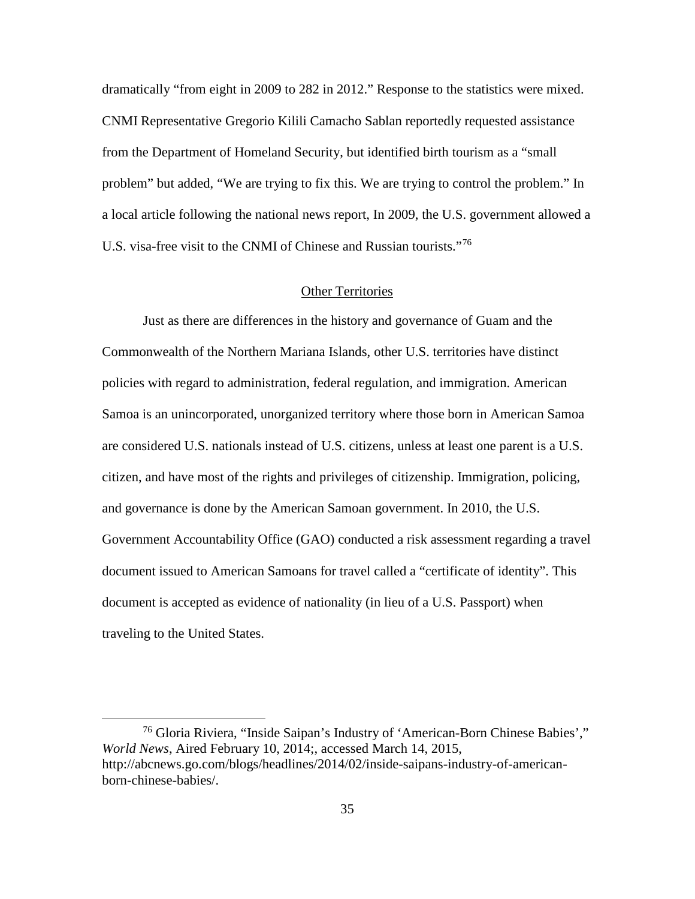dramatically "from eight in 2009 to 282 in 2012." Response to the statistics were mixed. CNMI Representative Gregorio Kilili Camacho Sablan reportedly requested assistance from the Department of Homeland Security, but identified birth tourism as a "small problem" but added, "We are trying to fix this. We are trying to control the problem." In a local article following the national news report, In 2009, the U.S. government allowed a U.S. visa-free visit to the CNMI of Chinese and Russian tourists."[76]

## Other Territories

Just as there are differences in the history and governance of Guam and the Commonwealth of the Northern Mariana Islands, other U.S. territories have distinct policies with regard to administration, federal regulation, and immigration. American Samoa is an unincorporated, unorganized territory where those born in American Samoa are considered U.S. nationals instead of U.S. citizens, unless at least one parent is a U.S. citizen, and have most of the rights and privileges of citizenship. Immigration, policing, and governance is done by the American Samoan government. In 2010, the U.S. Government Accountability Office (GAO) conducted a risk assessment regarding a travel document issued to American Samoans for travel called a "certificate of identity". This document is accepted as evidence of nationality (in lieu of a U.S. Passport) when traveling to the United States.

---

[76] Gloria Riviera, "Inside Saipan's Industry of 'American-Born Chinese Babies'," *World News*, Aired February 10, 2014;, accessed March 14, 2015, http://abcnews.go.com/blogs/headlines/2014/02/inside-saipans-industry-of-american-born-chinese-babies/.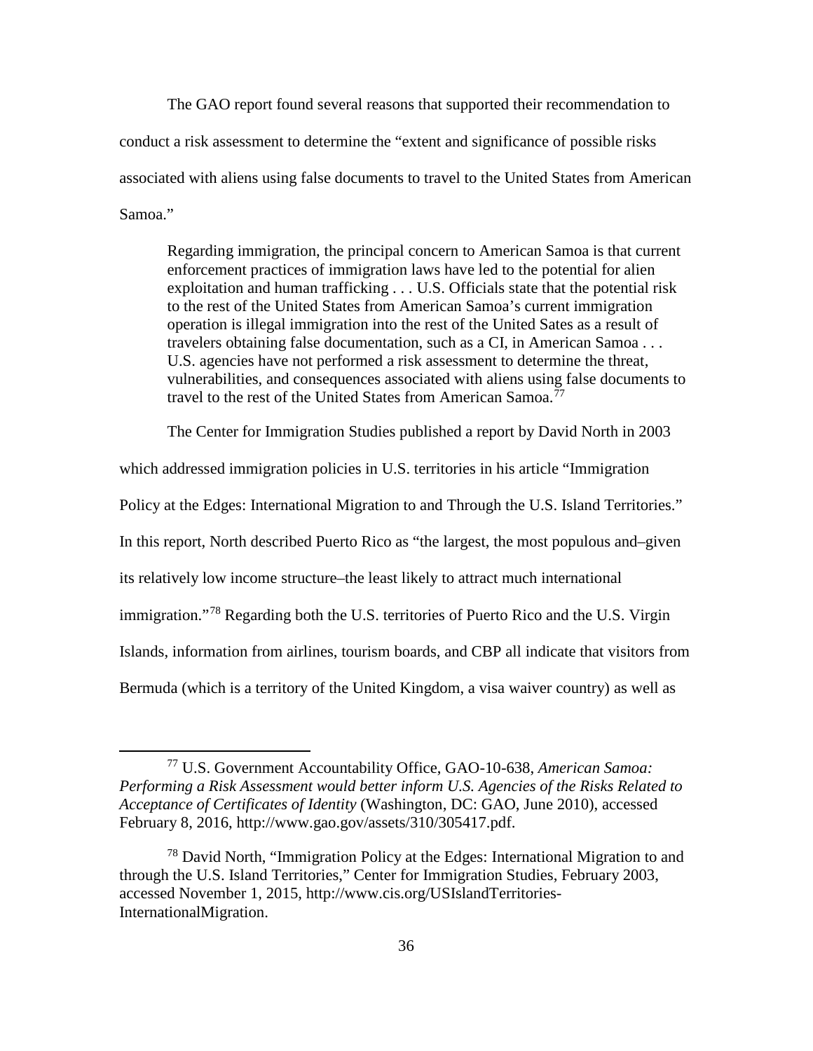The GAO report found several reasons that supported their recommendation to conduct a risk assessment to determine the "extent and significance of possible risks associated with aliens using false documents to travel to the United States from American Samoa."

> Regarding immigration, the principal concern to American Samoa is that current enforcement practices of immigration laws have led to the potential for alien exploitation and human trafficking . . . U.S. Officials state that the potential risk to the rest of the United States from American Samoa's current immigration operation is illegal immigration into the rest of the United Sates as a result of travelers obtaining false documentation, such as a CI, in American Samoa . . . U.S. agencies have not performed a risk assessment to determine the threat, vulnerabilities, and consequences associated with aliens using false documents to travel to the rest of the United States from American Samoa.[77]

The Center for Immigration Studies published a report by David North in 2003 which addressed immigration policies in U.S. territories in his article "Immigration Policy at the Edges: International Migration to and Through the U.S. Island Territories." In this report, North described Puerto Rico as "the largest, the most populous and–given its relatively low income structure–the least likely to attract much international immigration."[78] Regarding both the U.S. territories of Puerto Rico and the U.S. Virgin Islands, information from airlines, tourism boards, and CBP all indicate that visitors from Bermuda (which is a territory of the United Kingdom, a visa waiver country) as well as

---

[77] U.S. Government Accountability Office, GAO-10-638, *American Samoa: Performing a Risk Assessment would better inform U.S. Agencies of the Risks Related to Acceptance of Certificates of Identity* (Washington, DC: GAO, June 2010), accessed February 8, 2016, http://www.gao.gov/assets/310/305417.pdf.

[78] David North, "Immigration Policy at the Edges: International Migration to and through the U.S. Island Territories," Center for Immigration Studies, February 2003, accessed November 1, 2015, http://www.cis.org/USIslandTerritories-InternationalMigration.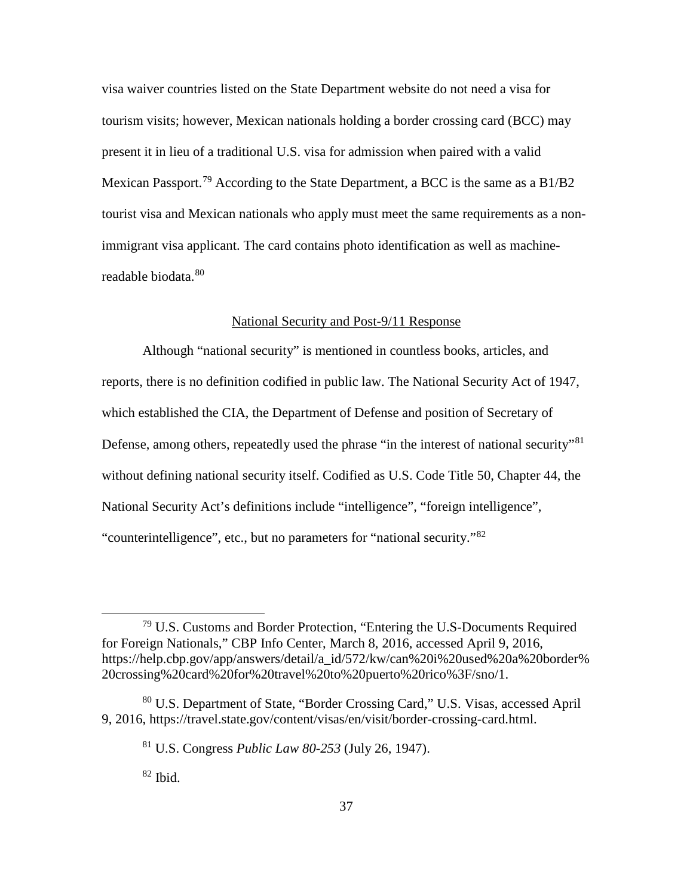visa waiver countries listed on the State Department website do not need a visa for tourism visits; however, Mexican nationals holding a border crossing card (BCC) may present it in lieu of a traditional U.S. visa for admission when paired with a valid Mexican Passport.[79] According to the State Department, a BCC is the same as a B1/B2 tourist visa and Mexican nationals who apply must meet the same requirements as a non-immigrant visa applicant. The card contains photo identification as well as machine-readable biodata.[80]

## National Security and Post-9/11 Response

Although "national security" is mentioned in countless books, articles, and reports, there is no definition codified in public law. The National Security Act of 1947, which established the CIA, the Department of Defense and position of Secretary of Defense, among others, repeatedly used the phrase "in the interest of national security"[81] without defining national security itself. Codified as U.S. Code Title 50, Chapter 44, the National Security Act's definitions include "intelligence", "foreign intelligence", "counterintelligence", etc., but no parameters for "national security."[82]

---

[79] U.S. Customs and Border Protection, "Entering the U.S-Documents Required for Foreign Nationals," CBP Info Center, March 8, 2016, accessed April 9, 2016, https://help.cbp.gov/app/answers/detail/a_id/572/kw/can%20i%20used%20a%20border%20crossing%20card%20for%20travel%20to%20puerto%20rico%3F/sno/1.

[80] U.S. Department of State, "Border Crossing Card," U.S. Visas, accessed April 9, 2016, https://travel.state.gov/content/visas/en/visit/border-crossing-card.html.

[81] U.S. Congress *Public Law 80-253* (July 26, 1947).

[82] Ibid.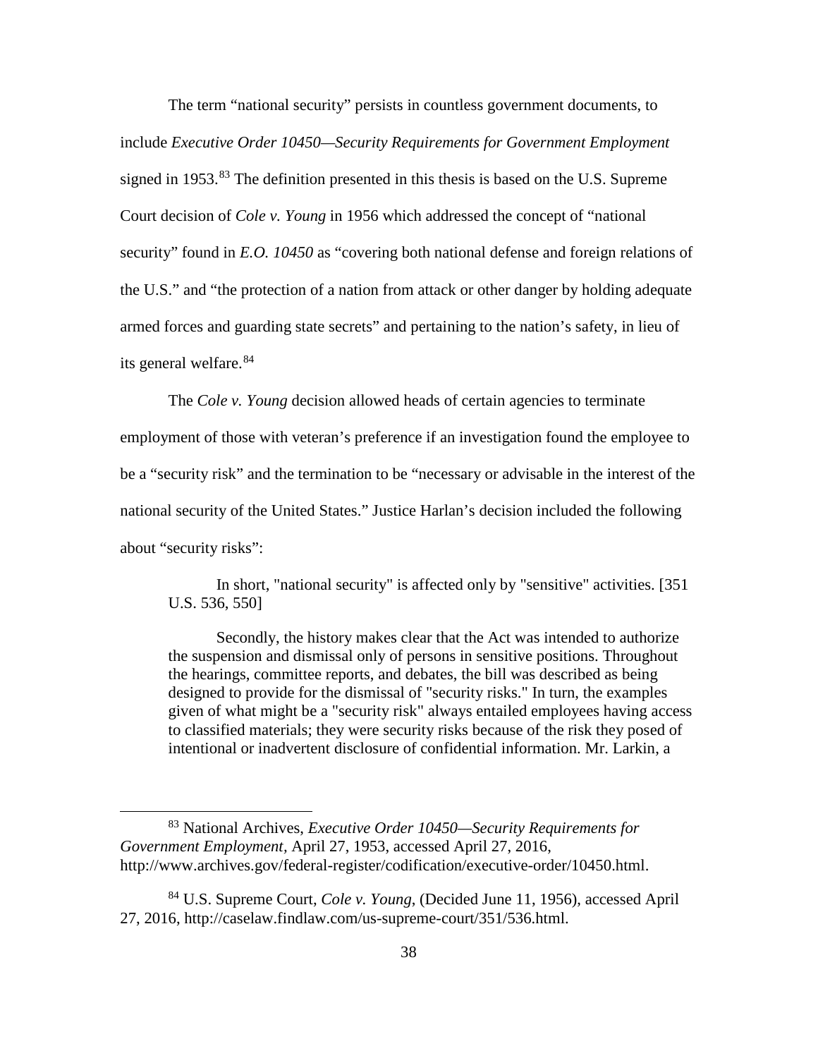The term "national security" persists in countless government documents, to include *Executive Order 10450—Security Requirements for Government Employment* signed in 1953.[83] The definition presented in this thesis is based on the U.S. Supreme Court decision of *Cole v. Young* in 1956 which addressed the concept of "national security" found in *E.O. 10450* as "covering both national defense and foreign relations of the U.S." and "the protection of a nation from attack or other danger by holding adequate armed forces and guarding state secrets" and pertaining to the nation's safety, in lieu of its general welfare.[84]

The *Cole v. Young* decision allowed heads of certain agencies to terminate employment of those with veteran's preference if an investigation found the employee to be a "security risk" and the termination to be "necessary or advisable in the interest of the national security of the United States." Justice Harlan's decision included the following about "security risks":

> In short, "national security" is affected only by "sensitive" activities. [351 U.S. 536, 550]
>
> Secondly, the history makes clear that the Act was intended to authorize the suspension and dismissal only of persons in sensitive positions. Throughout the hearings, committee reports, and debates, the bill was described as being designed to provide for the dismissal of "security risks." In turn, the examples given of what might be a "security risk" always entailed employees having access to classified materials; they were security risks because of the risk they posed of intentional or inadvertent disclosure of confidential information. Mr. Larkin, a

---

[83] National Archives, *Executive Order 10450—Security Requirements for Government Employment*, April 27, 1953, accessed April 27, 2016, http://www.archives.gov/federal-register/codification/executive-order/10450.html.

[84] U.S. Supreme Court, *Cole v. Young*, (Decided June 11, 1956), accessed April 27, 2016, http://caselaw.findlaw.com/us-supreme-court/351/536.html.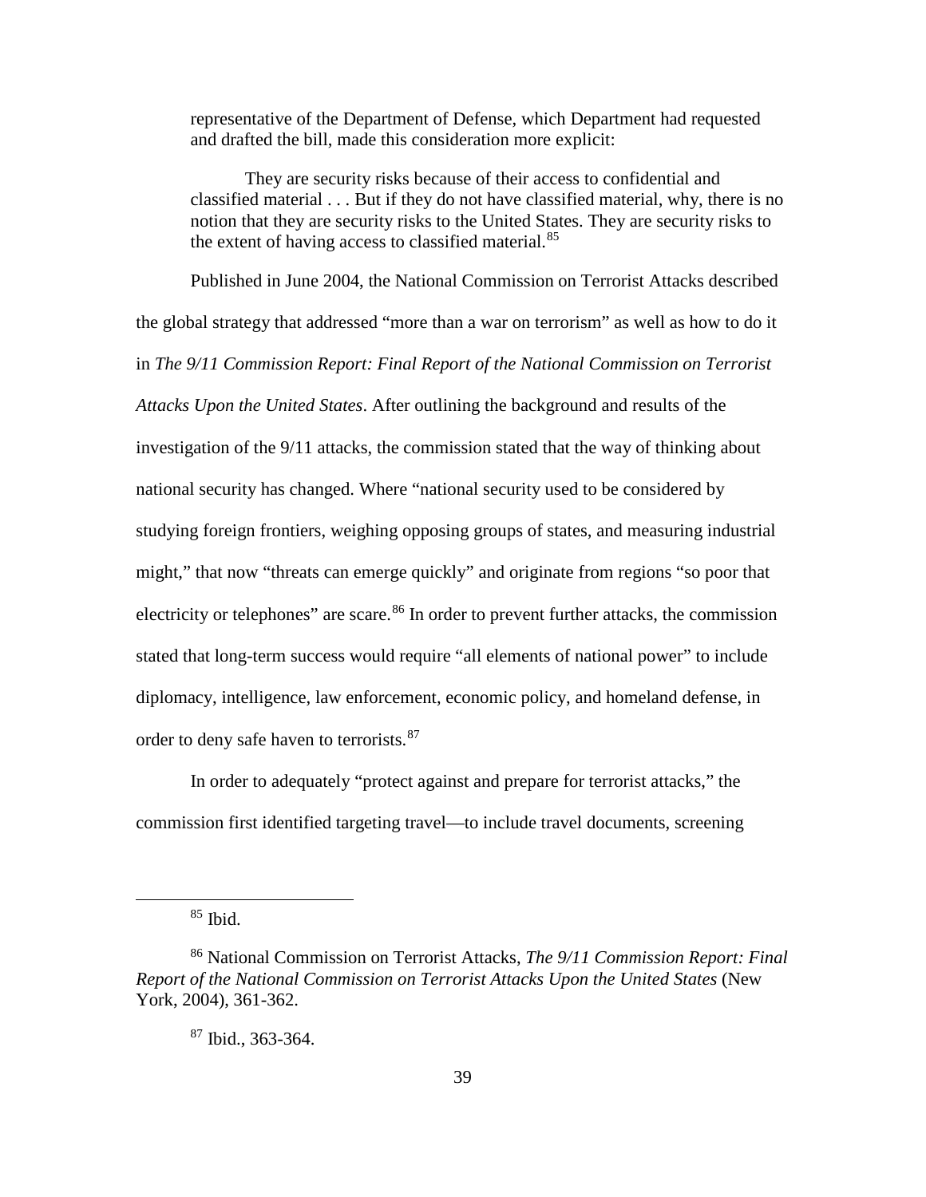representative of the Department of Defense, which Department had requested and drafted the bill, made this consideration more explicit:

> They are security risks because of their access to confidential and classified material . . . But if they do not have classified material, why, there is no notion that they are security risks to the United States. They are security risks to the extent of having access to classified material.[85]

Published in June 2004, the National Commission on Terrorist Attacks described the global strategy that addressed "more than a war on terrorism" as well as how to do it in *The 9/11 Commission Report: Final Report of the National Commission on Terrorist Attacks Upon the United States*. After outlining the background and results of the investigation of the 9/11 attacks, the commission stated that the way of thinking about national security has changed. Where "national security used to be considered by studying foreign frontiers, weighing opposing groups of states, and measuring industrial might," that now "threats can emerge quickly" and originate from regions "so poor that electricity or telephones" are scare.[86] In order to prevent further attacks, the commission stated that long-term success would require "all elements of national power" to include diplomacy, intelligence, law enforcement, economic policy, and homeland defense, in order to deny safe haven to terrorists.[87]

In order to adequately "protect against and prepare for terrorist attacks," the commission first identified targeting travel—to include travel documents, screening

---

[85] Ibid.

[86] National Commission on Terrorist Attacks, *The 9/11 Commission Report: Final Report of the National Commission on Terrorist Attacks Upon the United States* (New York, 2004), 361-362.

[87] Ibid., 363-364.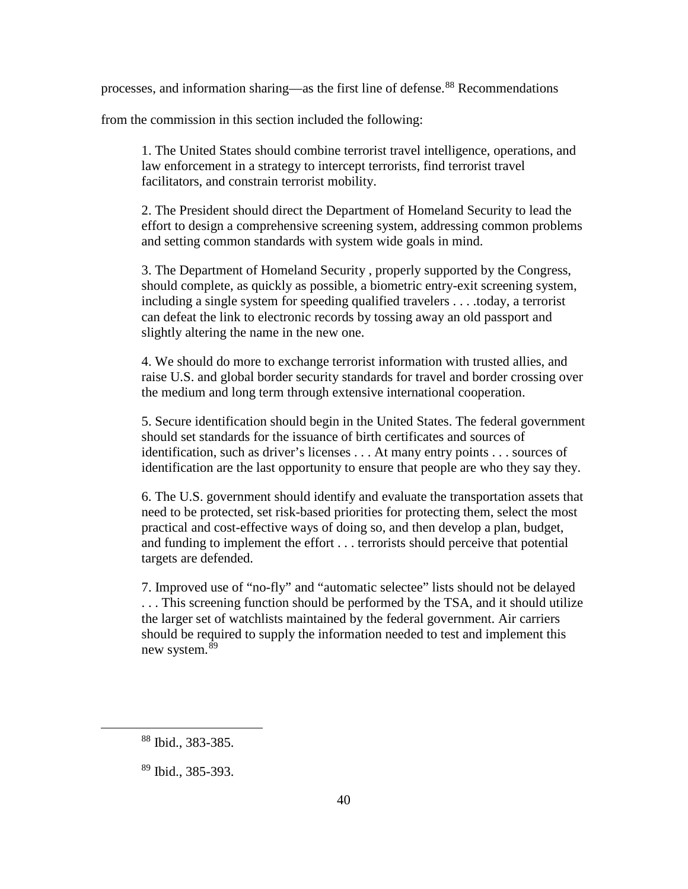processes, and information sharing—as the first line of defense.[88] Recommendations from the commission in this section included the following:

> 1. The United States should combine terrorist travel intelligence, operations, and law enforcement in a strategy to intercept terrorists, find terrorist travel facilitators, and constrain terrorist mobility.
>
> 2. The President should direct the Department of Homeland Security to lead the effort to design a comprehensive screening system, addressing common problems and setting common standards with system wide goals in mind.
>
> 3. The Department of Homeland Security , properly supported by the Congress, should complete, as quickly as possible, a biometric entry-exit screening system, including a single system for speeding qualified travelers . . . .today, a terrorist can defeat the link to electronic records by tossing away an old passport and slightly altering the name in the new one.
>
> 4. We should do more to exchange terrorist information with trusted allies, and raise U.S. and global border security standards for travel and border crossing over the medium and long term through extensive international cooperation.
>
> 5. Secure identification should begin in the United States. The federal government should set standards for the issuance of birth certificates and sources of identification, such as driver's licenses . . . At many entry points . . . sources of identification are the last opportunity to ensure that people are who they say they.
>
> 6. The U.S. government should identify and evaluate the transportation assets that need to be protected, set risk-based priorities for protecting them, select the most practical and cost-effective ways of doing so, and then develop a plan, budget, and funding to implement the effort . . . terrorists should perceive that potential targets are defended.
>
> 7. Improved use of "no-fly" and "automatic selectee" lists should not be delayed . . . This screening function should be performed by the TSA, and it should utilize the larger set of watchlists maintained by the federal government. Air carriers should be required to supply the information needed to test and implement this new system.[89]

[88] Ibid., 383-385.

[89] Ibid., 385-393.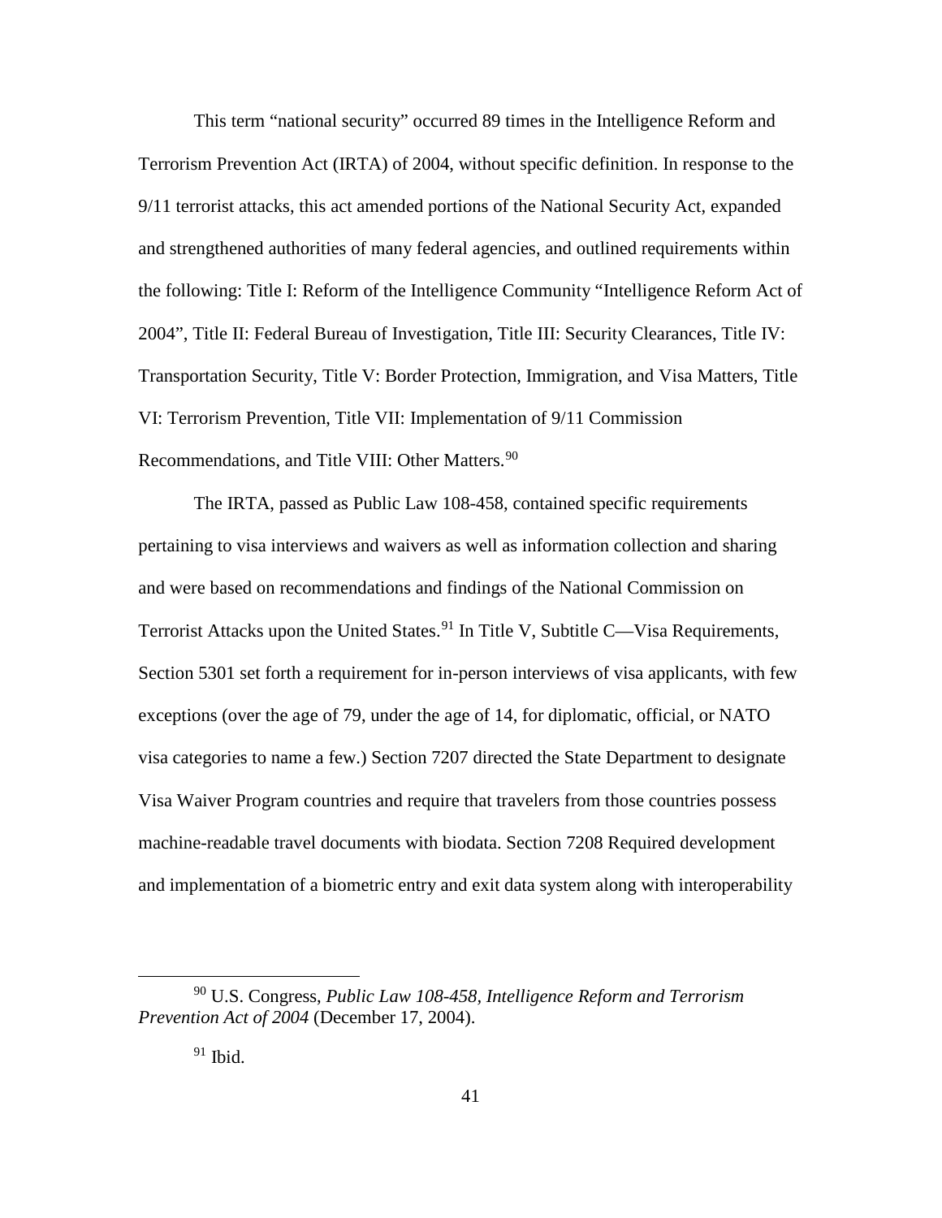This term "national security" occurred 89 times in the Intelligence Reform and Terrorism Prevention Act (IRTA) of 2004, without specific definition. In response to the 9/11 terrorist attacks, this act amended portions of the National Security Act, expanded and strengthened authorities of many federal agencies, and outlined requirements within the following: Title I: Reform of the Intelligence Community "Intelligence Reform Act of 2004", Title II: Federal Bureau of Investigation, Title III: Security Clearances, Title IV: Transportation Security, Title V: Border Protection, Immigration, and Visa Matters, Title VI: Terrorism Prevention, Title VII: Implementation of 9/11 Commission Recommendations, and Title VIII: Other Matters.[90]

The IRTA, passed as Public Law 108-458, contained specific requirements pertaining to visa interviews and waivers as well as information collection and sharing and were based on recommendations and findings of the National Commission on Terrorist Attacks upon the United States.[91] In Title V, Subtitle C—Visa Requirements, Section 5301 set forth a requirement for in-person interviews of visa applicants, with few exceptions (over the age of 79, under the age of 14, for diplomatic, official, or NATO visa categories to name a few.) Section 7207 directed the State Department to designate Visa Waiver Program countries and require that travelers from those countries possess machine-readable travel documents with biodata. Section 7208 Required development and implementation of a biometric entry and exit data system along with interoperability

[90] U.S. Congress, *Public Law 108-458, Intelligence Reform and Terrorism Prevention Act of 2004* (December 17, 2004).

[91] Ibid.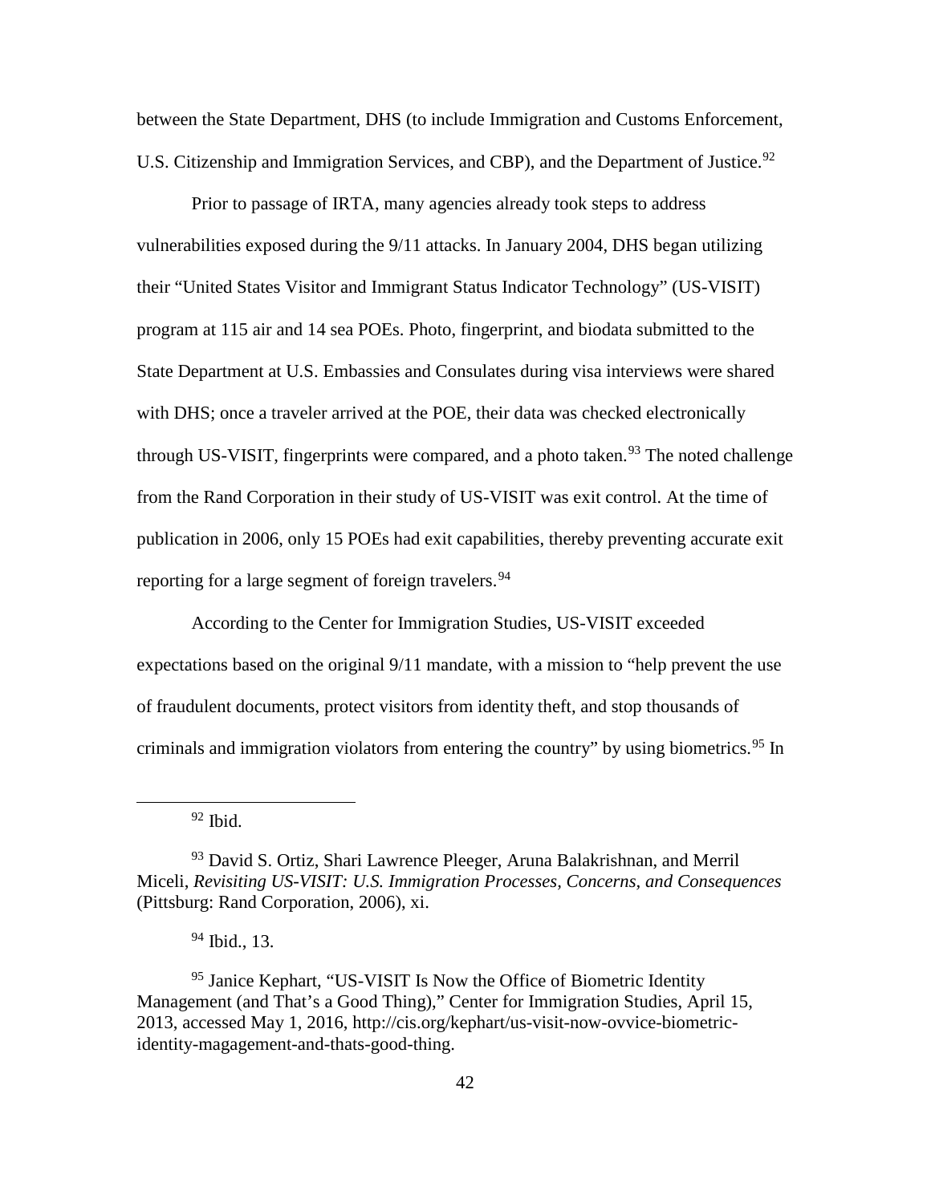between the State Department, DHS (to include Immigration and Customs Enforcement, U.S. Citizenship and Immigration Services, and CBP), and the Department of Justice.[92]

Prior to passage of IRTA, many agencies already took steps to address vulnerabilities exposed during the 9/11 attacks. In January 2004, DHS began utilizing their "United States Visitor and Immigrant Status Indicator Technology" (US-VISIT) program at 115 air and 14 sea POEs. Photo, fingerprint, and biodata submitted to the State Department at U.S. Embassies and Consulates during visa interviews were shared with DHS; once a traveler arrived at the POE, their data was checked electronically through US-VISIT, fingerprints were compared, and a photo taken.[93] The noted challenge from the Rand Corporation in their study of US-VISIT was exit control. At the time of publication in 2006, only 15 POEs had exit capabilities, thereby preventing accurate exit reporting for a large segment of foreign travelers.[94]

According to the Center for Immigration Studies, US-VISIT exceeded expectations based on the original 9/11 mandate, with a mission to "help prevent the use of fraudulent documents, protect visitors from identity theft, and stop thousands of criminals and immigration violators from entering the country" by using biometrics.[95] In

---

[92] Ibid.

[93] David S. Ortiz, Shari Lawrence Pleeger, Aruna Balakrishnan, and Merril Miceli, *Revisiting US-VISIT: U.S. Immigration Processes, Concerns, and Consequences* (Pittsburg: Rand Corporation, 2006), xi.

[94] Ibid., 13.

[95] Janice Kephart, "US-VISIT Is Now the Office of Biometric Identity Management (and That's a Good Thing)," Center for Immigration Studies, April 15, 2013, accessed May 1, 2016, http://cis.org/kephart/us-visit-now-ovvice-biometric-identity-magagement-and-thats-good-thing.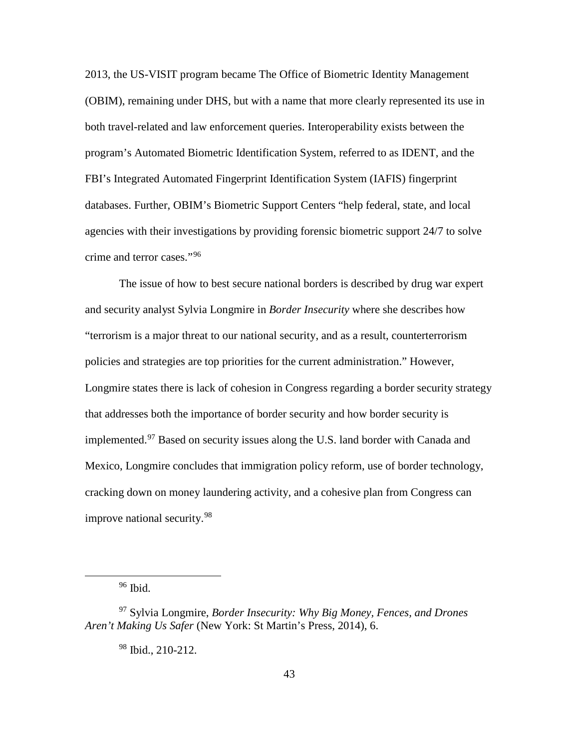2013, the US-VISIT program became The Office of Biometric Identity Management (OBIM), remaining under DHS, but with a name that more clearly represented its use in both travel-related and law enforcement queries. Interoperability exists between the program's Automated Biometric Identification System, referred to as IDENT, and the FBI's Integrated Automated Fingerprint Identification System (IAFIS) fingerprint databases. Further, OBIM's Biometric Support Centers "help federal, state, and local agencies with their investigations by providing forensic biometric support 24/7 to solve crime and terror cases."[96]

The issue of how to best secure national borders is described by drug war expert and security analyst Sylvia Longmire in *Border Insecurity* where she describes how "terrorism is a major threat to our national security, and as a result, counterterrorism policies and strategies are top priorities for the current administration." However, Longmire states there is lack of cohesion in Congress regarding a border security strategy that addresses both the importance of border security and how border security is implemented.[97] Based on security issues along the U.S. land border with Canada and Mexico, Longmire concludes that immigration policy reform, use of border technology, cracking down on money laundering activity, and a cohesive plan from Congress can improve national security.[98]

---

[96] Ibid.

[97] Sylvia Longmire, *Border Insecurity: Why Big Money, Fences, and Drones Aren't Making Us Safer* (New York: St Martin's Press, 2014), 6.

[98] Ibid., 210-212.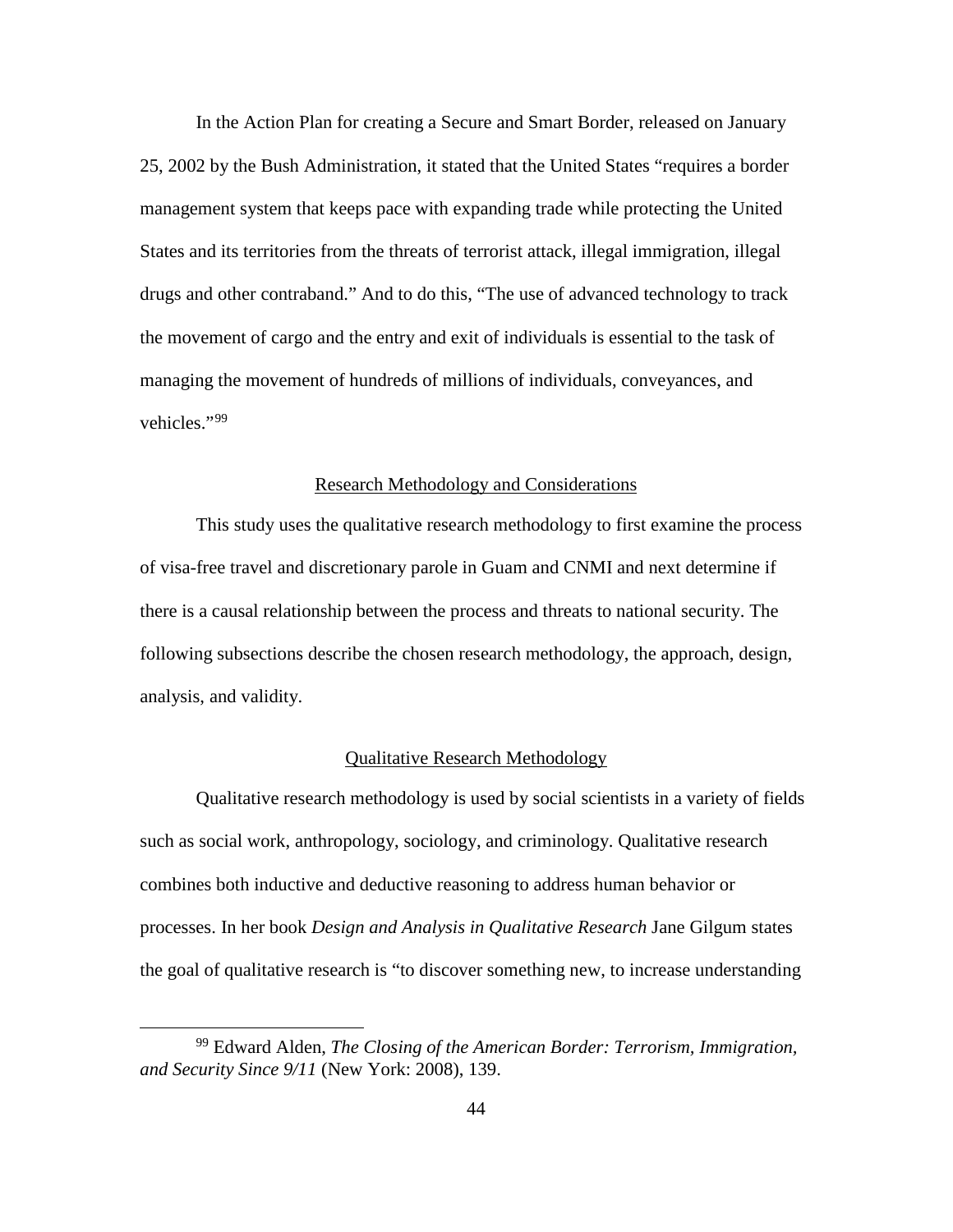In the Action Plan for creating a Secure and Smart Border, released on January 25, 2002 by the Bush Administration, it stated that the United States "requires a border management system that keeps pace with expanding trade while protecting the United States and its territories from the threats of terrorist attack, illegal immigration, illegal drugs and other contraband." And to do this, "The use of advanced technology to track the movement of cargo and the entry and exit of individuals is essential to the task of managing the movement of hundreds of millions of individuals, conveyances, and vehicles."[99]

## Research Methodology and Considerations

This study uses the qualitative research methodology to first examine the process of visa-free travel and discretionary parole in Guam and CNMI and next determine if there is a causal relationship between the process and threats to national security. The following subsections describe the chosen research methodology, the approach, design, analysis, and validity.

### Qualitative Research Methodology

Qualitative research methodology is used by social scientists in a variety of fields such as social work, anthropology, sociology, and criminology. Qualitative research combines both inductive and deductive reasoning to address human behavior or processes. In her book *Design and Analysis in Qualitative Research* Jane Gilgum states the goal of qualitative research is "to discover something new, to increase understanding

---

[99] Edward Alden, *The Closing of the American Border: Terrorism, Immigration, and Security Since 9/11* (New York: 2008), 139.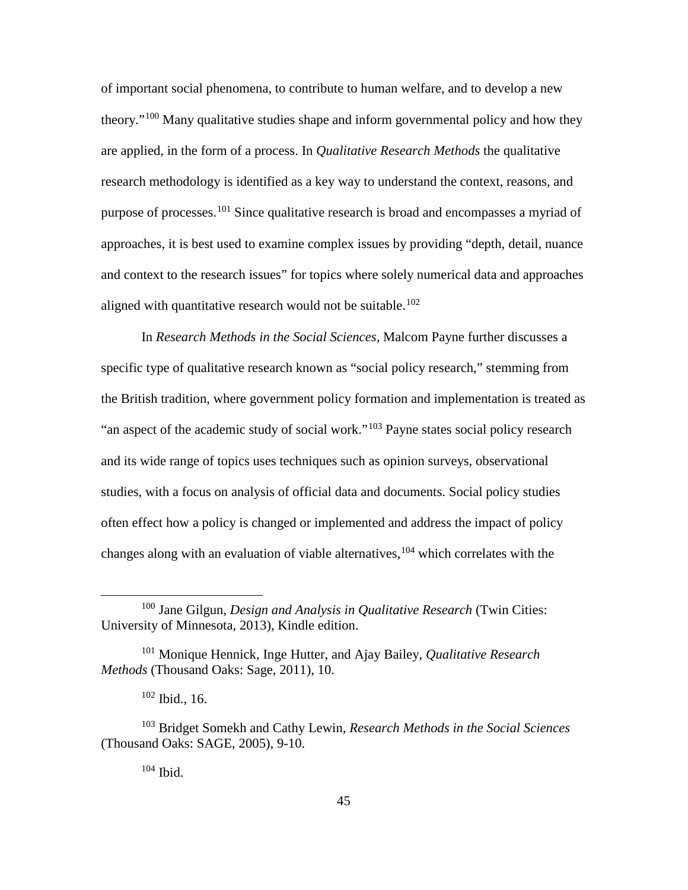of important social phenomena, to contribute to human welfare, and to develop a new theory."[100] Many qualitative studies shape and inform governmental policy and how they are applied, in the form of a process. In *Qualitative Research Methods* the qualitative research methodology is identified as a key way to understand the context, reasons, and purpose of processes.[101] Since qualitative research is broad and encompasses a myriad of approaches, it is best used to examine complex issues by providing "depth, detail, nuance and context to the research issues" for topics where solely numerical data and approaches aligned with quantitative research would not be suitable.[102]

In *Research Methods in the Social Sciences*, Malcom Payne further discusses a specific type of qualitative research known as "social policy research," stemming from the British tradition, where government policy formation and implementation is treated as "an aspect of the academic study of social work."[103] Payne states social policy research and its wide range of topics uses techniques such as opinion surveys, observational studies, with a focus on analysis of official data and documents. Social policy studies often effect how a policy is changed or implemented and address the impact of policy changes along with an evaluation of viable alternatives,[104] which correlates with the

---

[100] Jane Gilgun, *Design and Analysis in Qualitative Research* (Twin Cities: University of Minnesota, 2013), Kindle edition.

[101] Monique Hennick, Inge Hutter, and Ajay Bailey, *Qualitative Research Methods* (Thousand Oaks: Sage, 2011), 10.

[102] Ibid., 16.

[103] Bridget Somekh and Cathy Lewin, *Research Methods in the Social Sciences* (Thousand Oaks: SAGE, 2005), 9-10.

[104] Ibid.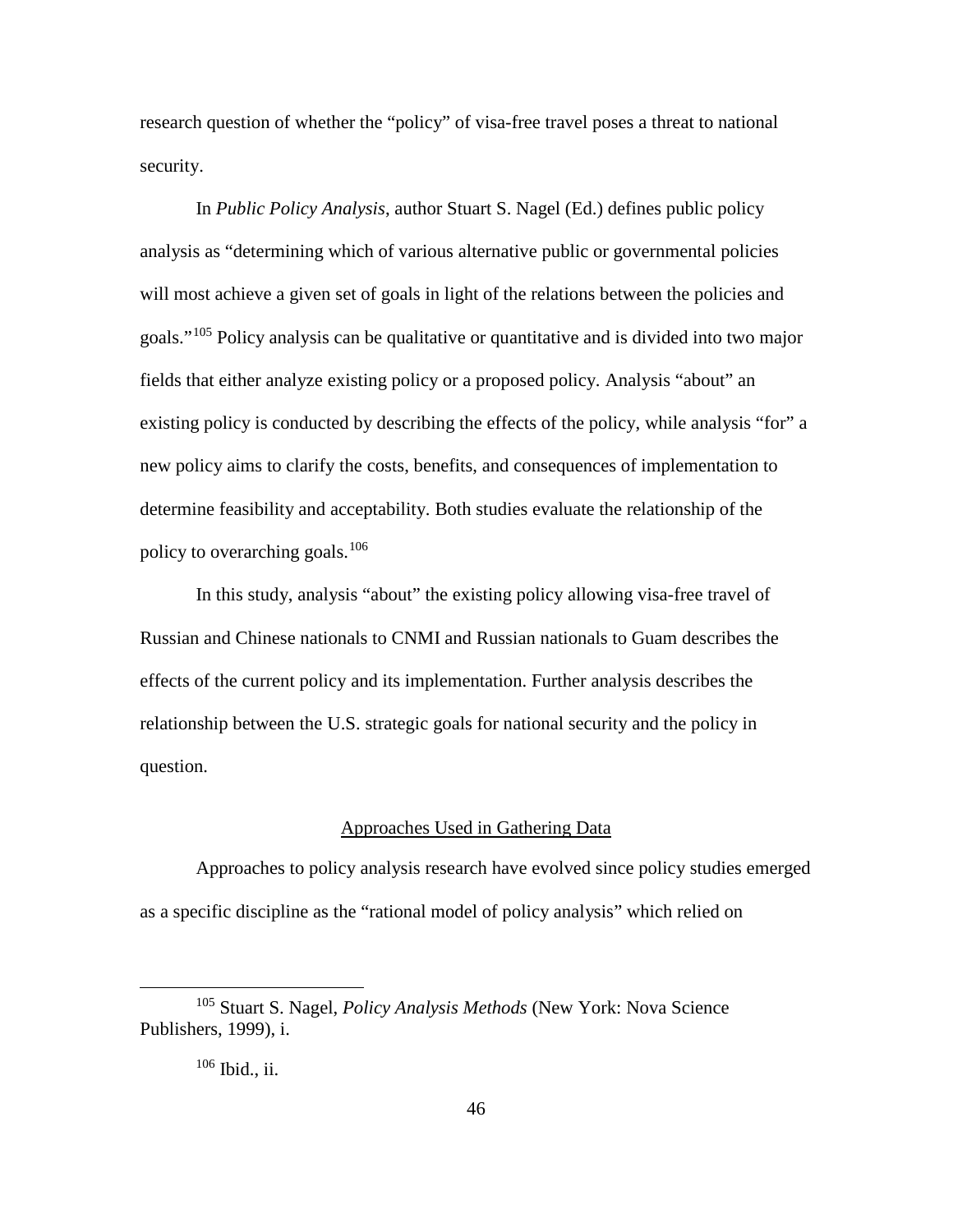research question of whether the "policy" of visa-free travel poses a threat to national security.

In *Public Policy Analysis*, author Stuart S. Nagel (Ed.) defines public policy analysis as "determining which of various alternative public or governmental policies will most achieve a given set of goals in light of the relations between the policies and goals."[105] Policy analysis can be qualitative or quantitative and is divided into two major fields that either analyze existing policy or a proposed policy. Analysis "about" an existing policy is conducted by describing the effects of the policy, while analysis "for" a new policy aims to clarify the costs, benefits, and consequences of implementation to determine feasibility and acceptability. Both studies evaluate the relationship of the policy to overarching goals.[106]

In this study, analysis "about" the existing policy allowing visa-free travel of Russian and Chinese nationals to CNMI and Russian nationals to Guam describes the effects of the current policy and its implementation. Further analysis describes the relationship between the U.S. strategic goals for national security and the policy in question.

## Approaches Used in Gathering Data

Approaches to policy analysis research have evolved since policy studies emerged as a specific discipline as the "rational model of policy analysis" which relied on

---

[105] Stuart S. Nagel, *Policy Analysis Methods* (New York: Nova Science Publishers, 1999), i.

[106] Ibid., ii.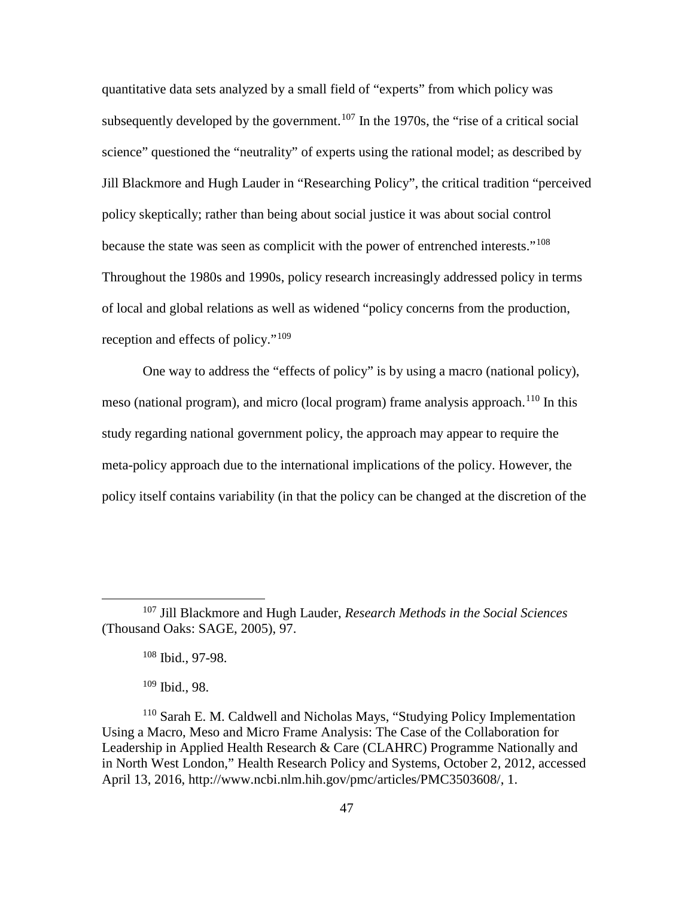quantitative data sets analyzed by a small field of "experts" from which policy was subsequently developed by the government.[107] In the 1970s, the "rise of a critical social science" questioned the "neutrality" of experts using the rational model; as described by Jill Blackmore and Hugh Lauder in "Researching Policy", the critical tradition "perceived policy skeptically; rather than being about social justice it was about social control because the state was seen as complicit with the power of entrenched interests."[108] Throughout the 1980s and 1990s, policy research increasingly addressed policy in terms of local and global relations as well as widened "policy concerns from the production, reception and effects of policy."[109]

One way to address the "effects of policy" is by using a macro (national policy), meso (national program), and micro (local program) frame analysis approach.[110] In this study regarding national government policy, the approach may appear to require the meta-policy approach due to the international implications of the policy. However, the policy itself contains variability (in that the policy can be changed at the discretion of the

---

[107] Jill Blackmore and Hugh Lauder, *Research Methods in the Social Sciences* (Thousand Oaks: SAGE, 2005), 97.

[108] Ibid., 97-98.

[109] Ibid., 98.

[110] Sarah E. M. Caldwell and Nicholas Mays, "Studying Policy Implementation Using a Macro, Meso and Micro Frame Analysis: The Case of the Collaboration for Leadership in Applied Health Research & Care (CLAHRC) Programme Nationally and in North West London," Health Research Policy and Systems, October 2, 2012, accessed April 13, 2016, http://www.ncbi.nlm.hih.gov/pmc/articles/PMC3503608/, 1.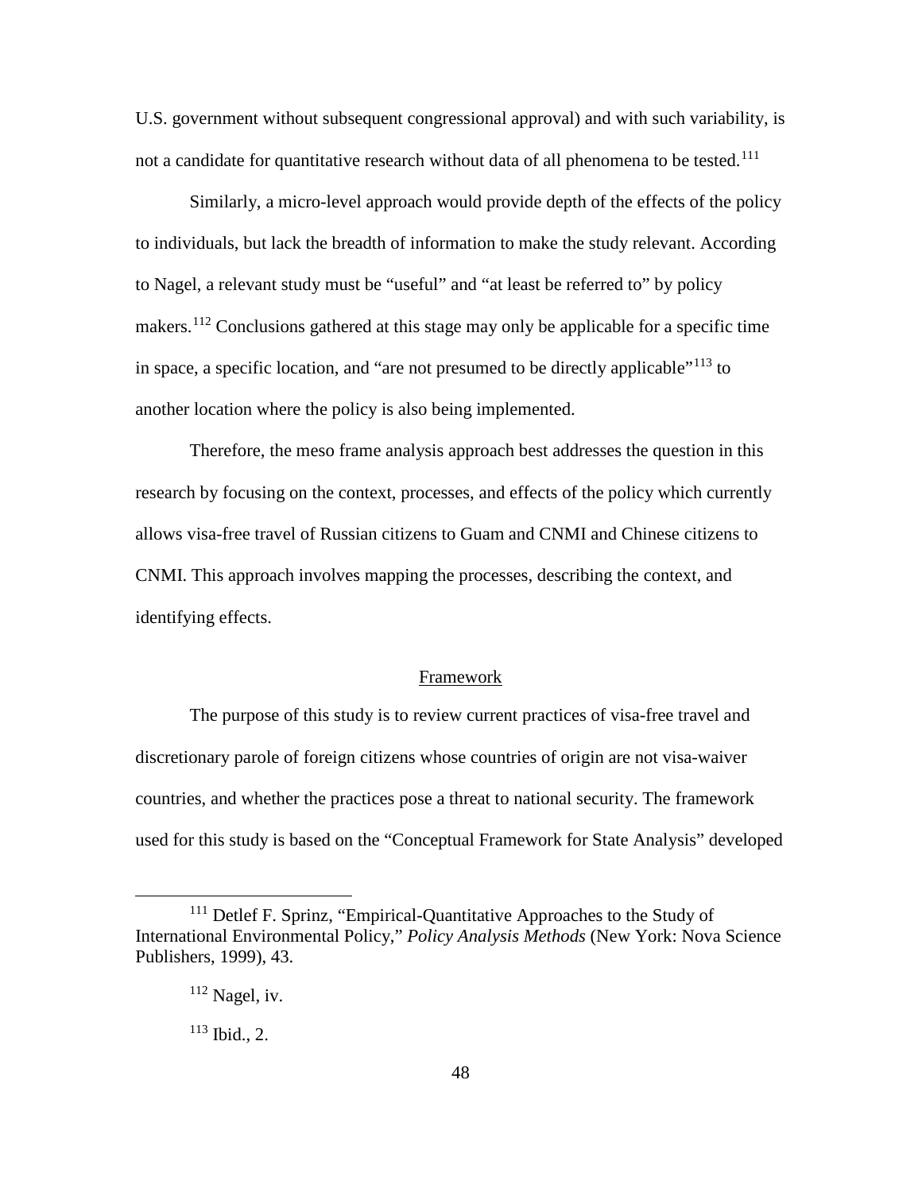U.S. government without subsequent congressional approval) and with such variability, is not a candidate for quantitative research without data of all phenomena to be tested.[111]

Similarly, a micro-level approach would provide depth of the effects of the policy to individuals, but lack the breadth of information to make the study relevant. According to Nagel, a relevant study must be "useful" and "at least be referred to" by policy makers.[112] Conclusions gathered at this stage may only be applicable for a specific time in space, a specific location, and "are not presumed to be directly applicable"[113] to another location where the policy is also being implemented.

Therefore, the meso frame analysis approach best addresses the question in this research by focusing on the context, processes, and effects of the policy which currently allows visa-free travel of Russian citizens to Guam and CNMI and Chinese citizens to CNMI. This approach involves mapping the processes, describing the context, and identifying effects.

## Framework

The purpose of this study is to review current practices of visa-free travel and discretionary parole of foreign citizens whose countries of origin are not visa-waiver countries, and whether the practices pose a threat to national security. The framework used for this study is based on the "Conceptual Framework for State Analysis" developed

---

[111] Detlef F. Sprinz, "Empirical-Quantitative Approaches to the Study of International Environmental Policy," *Policy Analysis Methods* (New York: Nova Science Publishers, 1999), 43.

[112] Nagel, iv.

[113] Ibid., 2.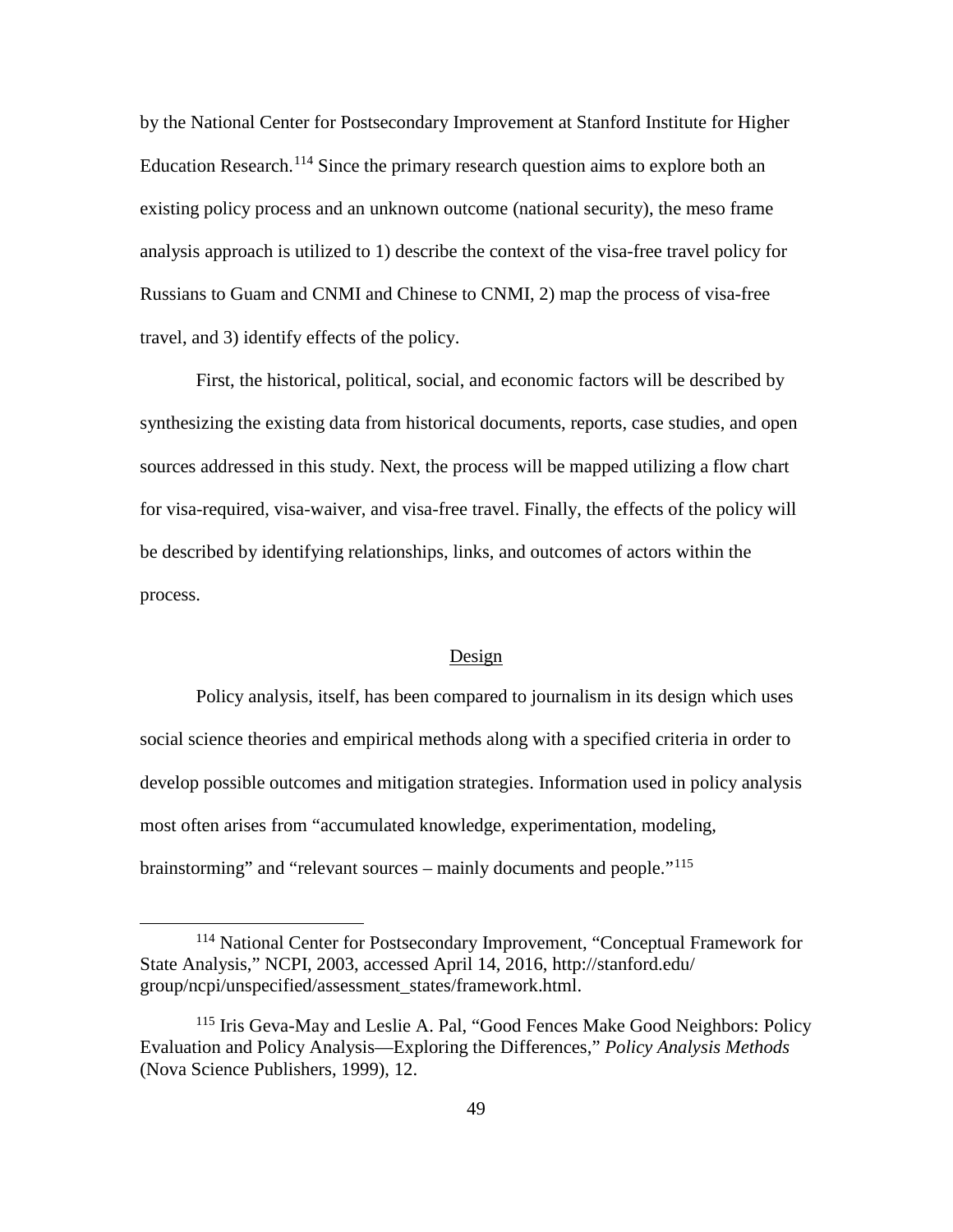by the National Center for Postsecondary Improvement at Stanford Institute for Higher Education Research.[114] Since the primary research question aims to explore both an existing policy process and an unknown outcome (national security), the meso frame analysis approach is utilized to 1) describe the context of the visa-free travel policy for Russians to Guam and CNMI and Chinese to CNMI, 2) map the process of visa-free travel, and 3) identify effects of the policy.

First, the historical, political, social, and economic factors will be described by synthesizing the existing data from historical documents, reports, case studies, and open sources addressed in this study. Next, the process will be mapped utilizing a flow chart for visa-required, visa-waiver, and visa-free travel. Finally, the effects of the policy will be described by identifying relationships, links, and outcomes of actors within the process.

## Design

Policy analysis, itself, has been compared to journalism in its design which uses social science theories and empirical methods along with a specified criteria in order to develop possible outcomes and mitigation strategies. Information used in policy analysis most often arises from "accumulated knowledge, experimentation, modeling, brainstorming" and "relevant sources – mainly documents and people."[115]

---

[114] National Center for Postsecondary Improvement, "Conceptual Framework for State Analysis," NCPI, 2003, accessed April 14, 2016, http://stanford.edu/group/ncpi/unspecified/assessment_states/framework.html.

[115] Iris Geva-May and Leslie A. Pal, "Good Fences Make Good Neighbors: Policy Evaluation and Policy Analysis—Exploring the Differences," *Policy Analysis Methods* (Nova Science Publishers, 1999), 12.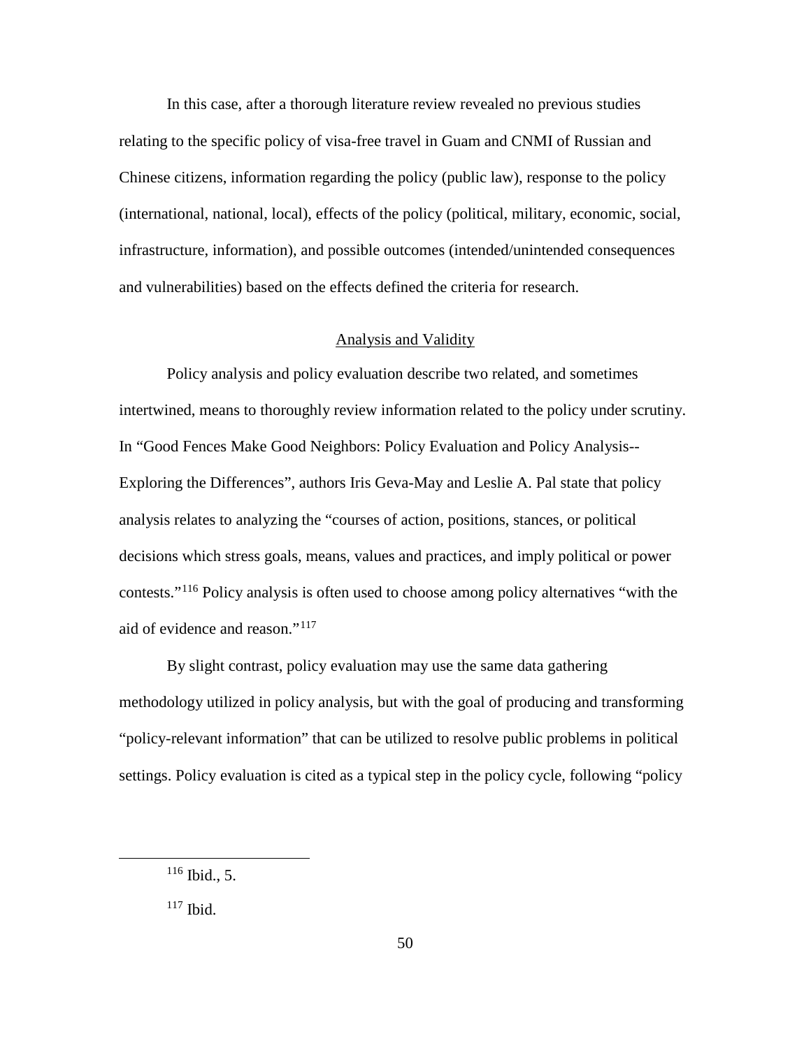In this case, after a thorough literature review revealed no previous studies relating to the specific policy of visa-free travel in Guam and CNMI of Russian and Chinese citizens, information regarding the policy (public law), response to the policy (international, national, local), effects of the policy (political, military, economic, social, infrastructure, information), and possible outcomes (intended/unintended consequences and vulnerabilities) based on the effects defined the criteria for research.

## Analysis and Validity

Policy analysis and policy evaluation describe two related, and sometimes intertwined, means to thoroughly review information related to the policy under scrutiny. In "Good Fences Make Good Neighbors: Policy Evaluation and Policy Analysis--Exploring the Differences", authors Iris Geva-May and Leslie A. Pal state that policy analysis relates to analyzing the "courses of action, positions, stances, or political decisions which stress goals, means, values and practices, and imply political or power contests."[116] Policy analysis is often used to choose among policy alternatives "with the aid of evidence and reason."[117]

By slight contrast, policy evaluation may use the same data gathering methodology utilized in policy analysis, but with the goal of producing and transforming "policy-relevant information" that can be utilized to resolve public problems in political settings. Policy evaluation is cited as a typical step in the policy cycle, following "policy

---

[116] Ibid., 5.

[117] Ibid.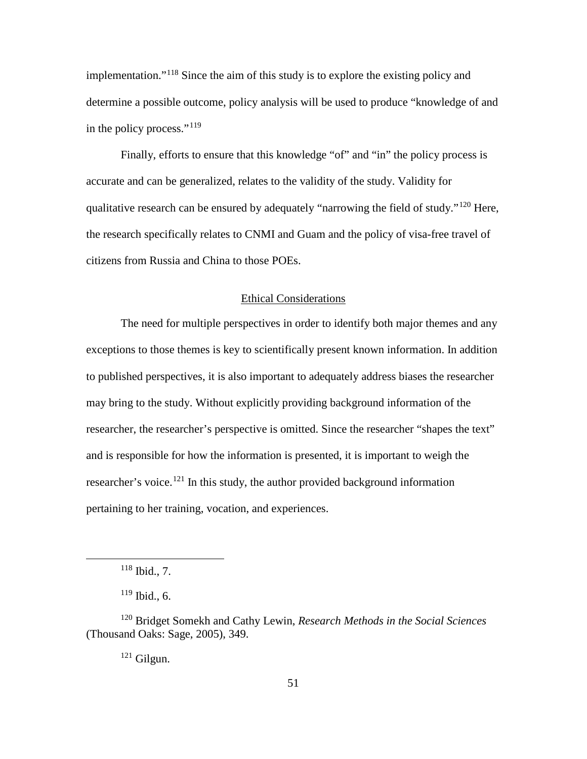implementation."[118] Since the aim of this study is to explore the existing policy and determine a possible outcome, policy analysis will be used to produce "knowledge of and in the policy process."[119]

Finally, efforts to ensure that this knowledge "of" and "in" the policy process is accurate and can be generalized, relates to the validity of the study. Validity for qualitative research can be ensured by adequately "narrowing the field of study."[120] Here, the research specifically relates to CNMI and Guam and the policy of visa-free travel of citizens from Russia and China to those POEs.

## Ethical Considerations

The need for multiple perspectives in order to identify both major themes and any exceptions to those themes is key to scientifically present known information. In addition to published perspectives, it is also important to adequately address biases the researcher may bring to the study. Without explicitly providing background information of the researcher, the researcher's perspective is omitted. Since the researcher "shapes the text" and is responsible for how the information is presented, it is important to weigh the researcher's voice.[121] In this study, the author provided background information pertaining to her training, vocation, and experiences.

---

[118] Ibid., 7.

[119] Ibid., 6.

[120] Bridget Somekh and Cathy Lewin, *Research Methods in the Social Sciences* (Thousand Oaks: Sage, 2005), 349.

[121] Gilgun.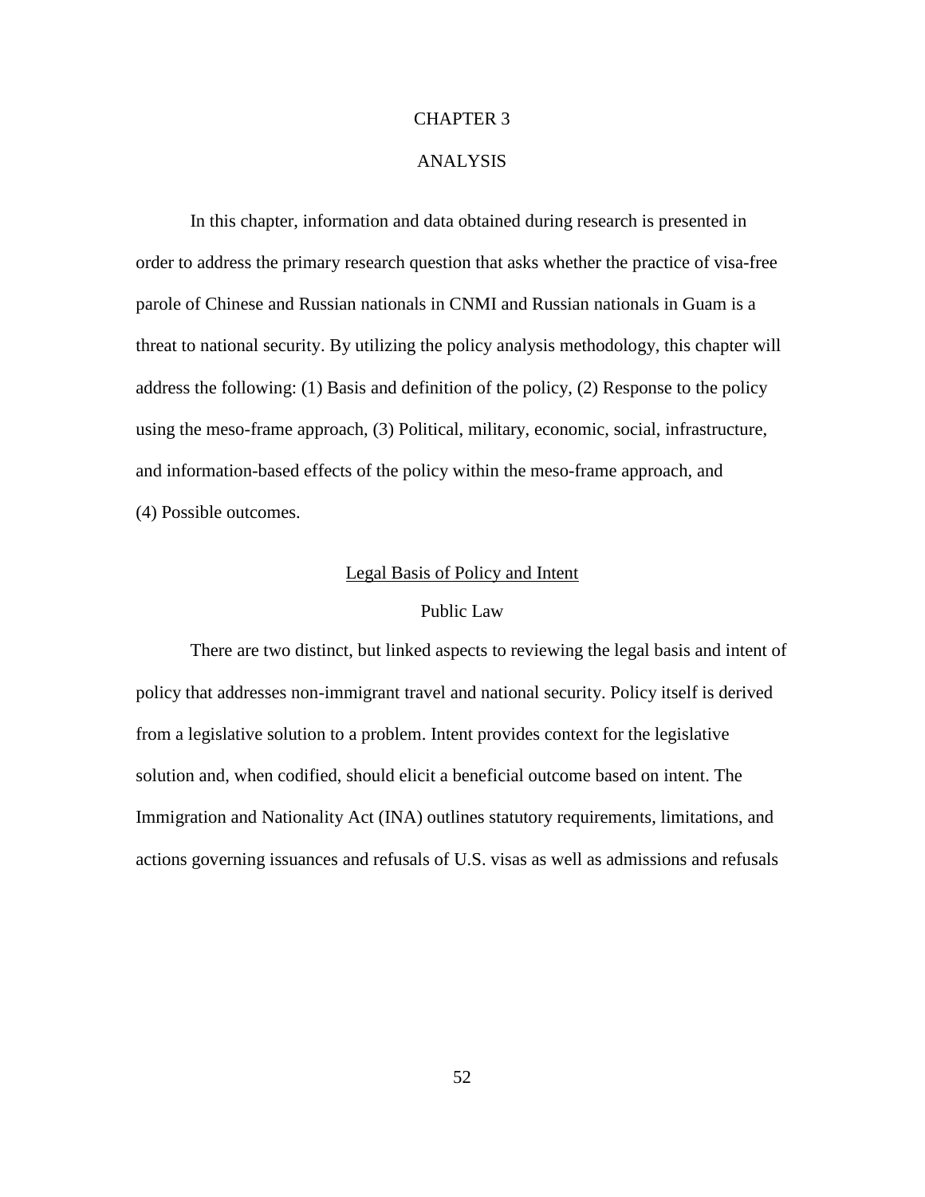# CHAPTER 3

# ANALYSIS

In this chapter, information and data obtained during research is presented in order to address the primary research question that asks whether the practice of visa-free parole of Chinese and Russian nationals in CNMI and Russian nationals in Guam is a threat to national security. By utilizing the policy analysis methodology, this chapter will address the following: (1) Basis and definition of the policy, (2) Response to the policy using the meso-frame approach, (3) Political, military, economic, social, infrastructure, and information-based effects of the policy within the meso-frame approach, and (4) Possible outcomes.

## Legal Basis of Policy and Intent

### Public Law

There are two distinct, but linked aspects to reviewing the legal basis and intent of policy that addresses non-immigrant travel and national security. Policy itself is derived from a legislative solution to a problem. Intent provides context for the legislative solution and, when codified, should elicit a beneficial outcome based on intent. The Immigration and Nationality Act (INA) outlines statutory requirements, limitations, and actions governing issuances and refusals of U.S. visas as well as admissions and refusals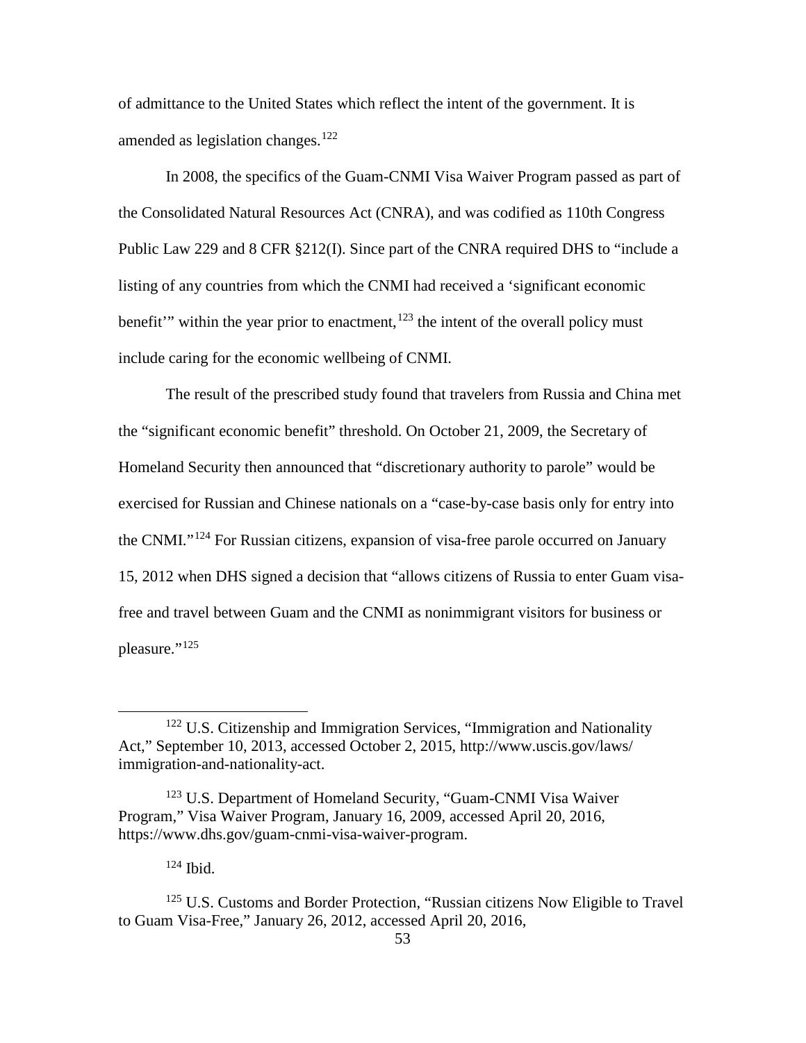of admittance to the United States which reflect the intent of the government. It is amended as legislation changes.[122]

In 2008, the specifics of the Guam-CNMI Visa Waiver Program passed as part of the Consolidated Natural Resources Act (CNRA), and was codified as 110th Congress Public Law 229 and 8 CFR §212(I). Since part of the CNRA required DHS to "include a listing of any countries from which the CNMI had received a 'significant economic benefit'" within the year prior to enactment,[123] the intent of the overall policy must include caring for the economic wellbeing of CNMI.

The result of the prescribed study found that travelers from Russia and China met the "significant economic benefit" threshold. On October 21, 2009, the Secretary of Homeland Security then announced that "discretionary authority to parole" would be exercised for Russian and Chinese nationals on a "case-by-case basis only for entry into the CNMI."[124] For Russian citizens, expansion of visa-free parole occurred on January 15, 2012 when DHS signed a decision that "allows citizens of Russia to enter Guam visa-free and travel between Guam and the CNMI as nonimmigrant visitors for business or pleasure."[125]

---

[122] U.S. Citizenship and Immigration Services, "Immigration and Nationality Act," September 10, 2013, accessed October 2, 2015, http://www.uscis.gov/laws/immigration-and-nationality-act.

[123] U.S. Department of Homeland Security, "Guam-CNMI Visa Waiver Program," Visa Waiver Program, January 16, 2009, accessed April 20, 2016, https://www.dhs.gov/guam-cnmi-visa-waiver-program.

[124] Ibid.

[125] U.S. Customs and Border Protection, "Russian citizens Now Eligible to Travel to Guam Visa-Free," January 26, 2012, accessed April 20, 2016,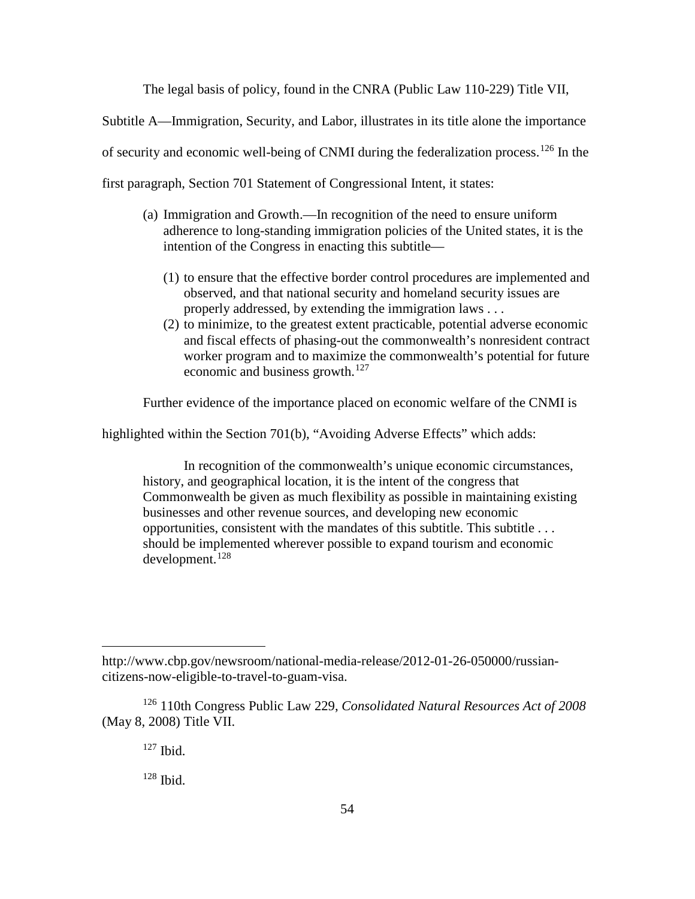The legal basis of policy, found in the CNRA (Public Law 110-229) Title VII, Subtitle A—Immigration, Security, and Labor, illustrates in its title alone the importance of security and economic well-being of CNMI during the federalization process.[126] In the first paragraph, Section 701 Statement of Congressional Intent, it states:

> (a) Immigration and Growth.—In recognition of the need to ensure uniform adherence to long-standing immigration policies of the United states, it is the intention of the Congress in enacting this subtitle—
>
> (1) to ensure that the effective border control procedures are implemented and observed, and that national security and homeland security issues are properly addressed, by extending the immigration laws . . .
> (2) to minimize, to the greatest extent practicable, potential adverse economic and fiscal effects of phasing-out the commonwealth's nonresident contract worker program and to maximize the commonwealth's potential for future economic and business growth.[127]

Further evidence of the importance placed on economic welfare of the CNMI is highlighted within the Section 701(b), "Avoiding Adverse Effects" which adds:

> In recognition of the commonwealth's unique economic circumstances, history, and geographical location, it is the intent of the congress that Commonwealth be given as much flexibility as possible in maintaining existing businesses and other revenue sources, and developing new economic opportunities, consistent with the mandates of this subtitle. This subtitle . . . should be implemented wherever possible to expand tourism and economic development.[128]

---

http://www.cbp.gov/newsroom/national-media-release/2012-01-26-050000/russian-citizens-now-eligible-to-travel-to-guam-visa.

[126] 110th Congress Public Law 229, *Consolidated Natural Resources Act of 2008* (May 8, 2008) Title VII.

[127] Ibid.

[128] Ibid.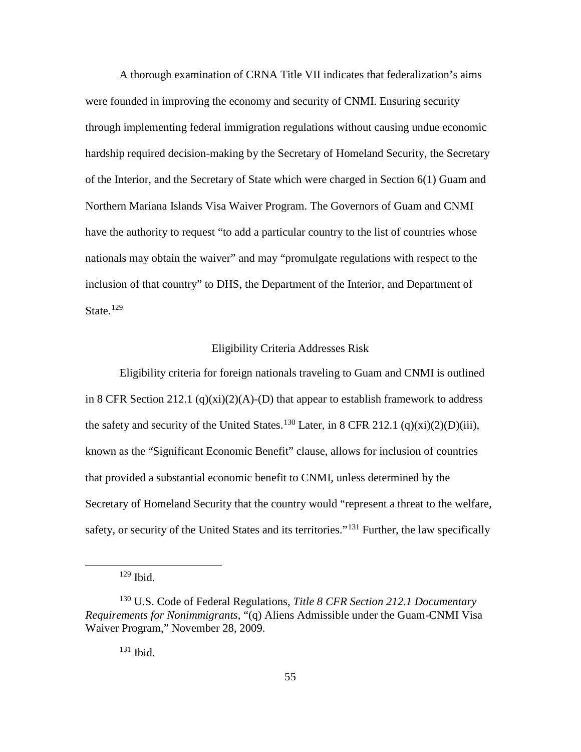A thorough examination of CRNA Title VII indicates that federalization's aims were founded in improving the economy and security of CNMI. Ensuring security through implementing federal immigration regulations without causing undue economic hardship required decision-making by the Secretary of Homeland Security, the Secretary of the Interior, and the Secretary of State which were charged in Section 6(1) Guam and Northern Mariana Islands Visa Waiver Program. The Governors of Guam and CNMI have the authority to request "to add a particular country to the list of countries whose nationals may obtain the waiver" and may "promulgate regulations with respect to the inclusion of that country" to DHS, the Department of the Interior, and Department of State.[129]

### Eligibility Criteria Addresses Risk

Eligibility criteria for foreign nationals traveling to Guam and CNMI is outlined in 8 CFR Section 212.1 (q)(xi)(2)(A)-(D) that appear to establish framework to address the safety and security of the United States.[130] Later, in 8 CFR 212.1 (q)(xi)(2)(D)(iii), known as the "Significant Economic Benefit" clause, allows for inclusion of countries that provided a substantial economic benefit to CNMI, unless determined by the Secretary of Homeland Security that the country would "represent a threat to the welfare, safety, or security of the United States and its territories."[131] Further, the law specifically

---

[129] Ibid.

[130] U.S. Code of Federal Regulations, *Title 8 CFR Section 212.1 Documentary Requirements for Nonimmigrants*, "(q) Aliens Admissible under the Guam-CNMI Visa Waiver Program," November 28, 2009.

[131] Ibid.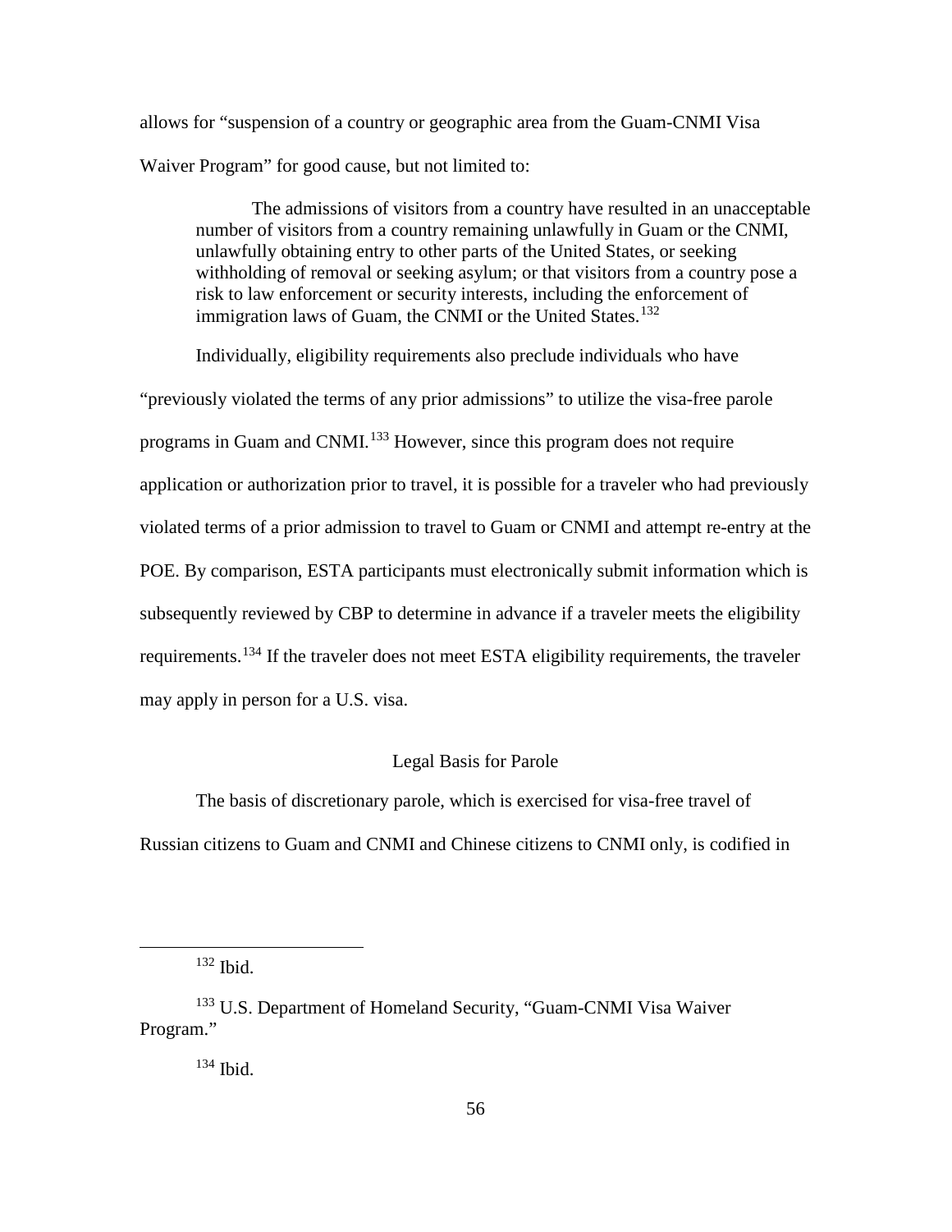allows for "suspension of a country or geographic area from the Guam-CNMI Visa Waiver Program" for good cause, but not limited to:

> The admissions of visitors from a country have resulted in an unacceptable number of visitors from a country remaining unlawfully in Guam or the CNMI, unlawfully obtaining entry to other parts of the United States, or seeking withholding of removal or seeking asylum; or that visitors from a country pose a risk to law enforcement or security interests, including the enforcement of immigration laws of Guam, the CNMI or the United States.[132]

Individually, eligibility requirements also preclude individuals who have "previously violated the terms of any prior admissions" to utilize the visa-free parole programs in Guam and CNMI.[133] However, since this program does not require application or authorization prior to travel, it is possible for a traveler who had previously violated terms of a prior admission to travel to Guam or CNMI and attempt re-entry at the POE. By comparison, ESTA participants must electronically submit information which is subsequently reviewed by CBP to determine in advance if a traveler meets the eligibility requirements.[134] If the traveler does not meet ESTA eligibility requirements, the traveler may apply in person for a U.S. visa.

### Legal Basis for Parole

The basis of discretionary parole, which is exercised for visa-free travel of Russian citizens to Guam and CNMI and Chinese citizens to CNMI only, is codified in

---

[132] Ibid.

[133] U.S. Department of Homeland Security, "Guam-CNMI Visa Waiver Program."

[134] Ibid.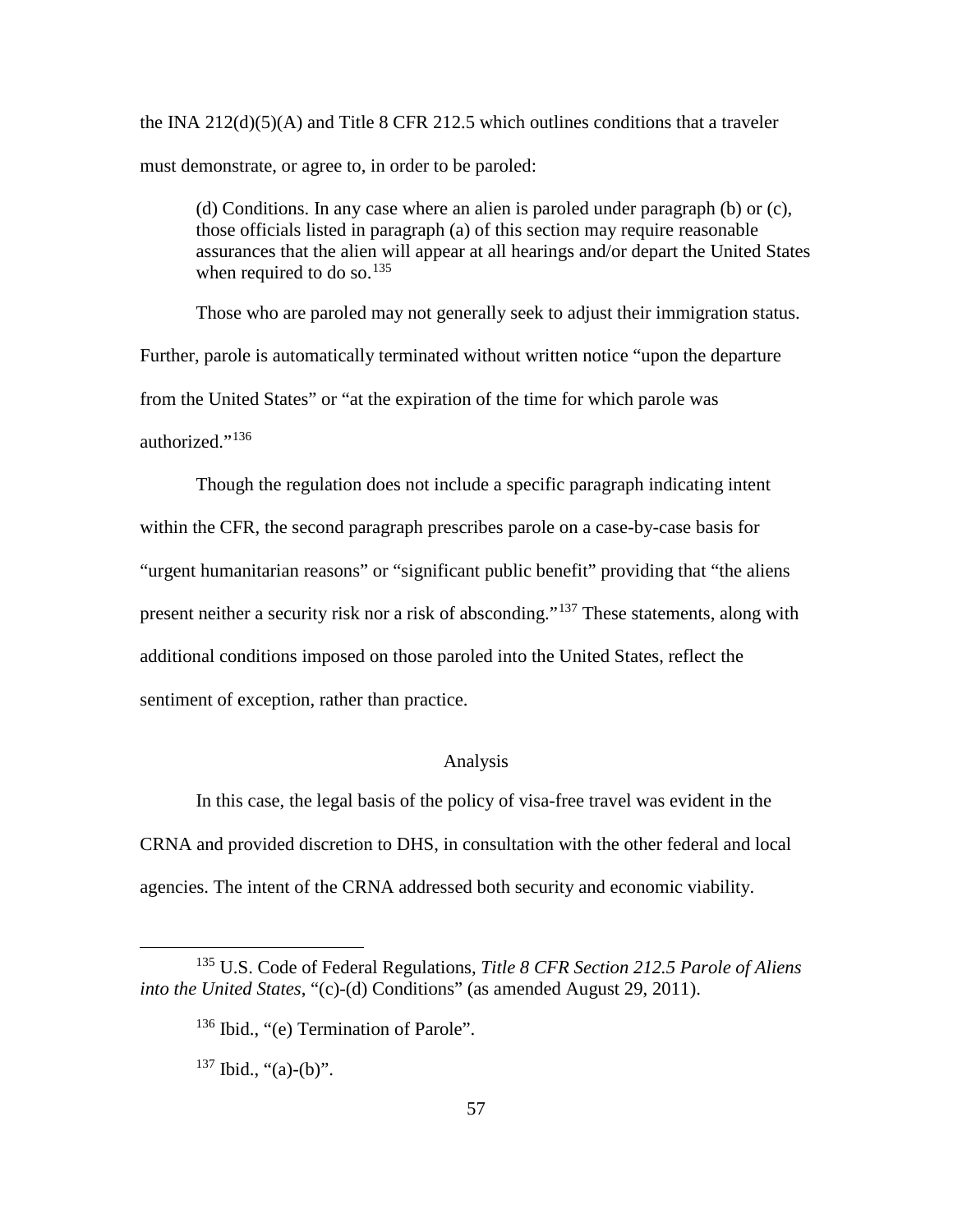the INA 212(d)(5)(A) and Title 8 CFR 212.5 which outlines conditions that a traveler must demonstrate, or agree to, in order to be paroled:

> (d) Conditions. In any case where an alien is paroled under paragraph (b) or (c), those officials listed in paragraph (a) of this section may require reasonable assurances that the alien will appear at all hearings and/or depart the United States when required to do so.[135]

Those who are paroled may not generally seek to adjust their immigration status. Further, parole is automatically terminated without written notice "upon the departure from the United States" or "at the expiration of the time for which parole was authorized."[136]

Though the regulation does not include a specific paragraph indicating intent within the CFR, the second paragraph prescribes parole on a case-by-case basis for "urgent humanitarian reasons" or "significant public benefit" providing that "the aliens present neither a security risk nor a risk of absconding."[137] These statements, along with additional conditions imposed on those paroled into the United States, reflect the sentiment of exception, rather than practice.

## Analysis

In this case, the legal basis of the policy of visa-free travel was evident in the CRNA and provided discretion to DHS, in consultation with the other federal and local agencies. The intent of the CRNA addressed both security and economic viability.

---

[135] U.S. Code of Federal Regulations, *Title 8 CFR Section 212.5 Parole of Aliens into the United States*, "(c)-(d) Conditions" (as amended August 29, 2011).

[136] Ibid., "(e) Termination of Parole".

[137] Ibid., "(a)-(b)".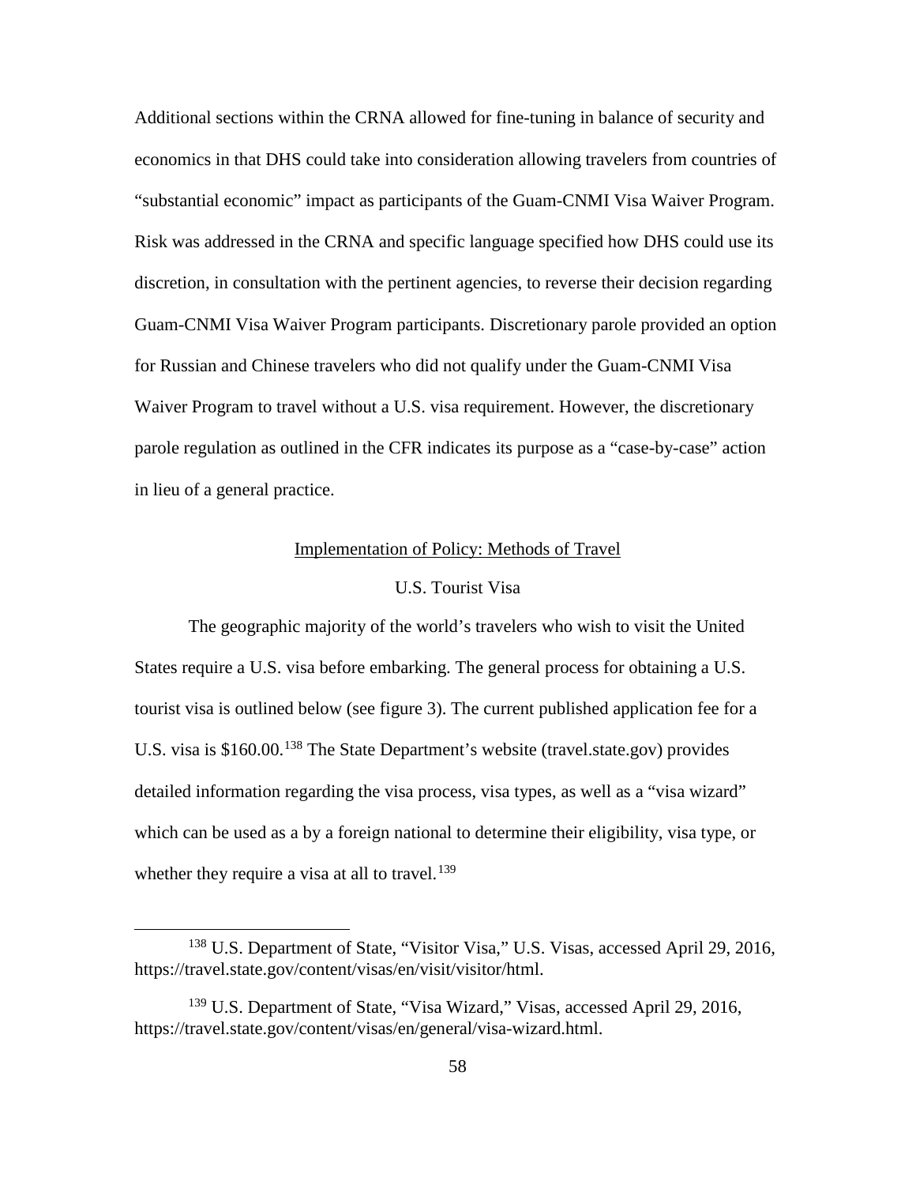Additional sections within the CRNA allowed for fine-tuning in balance of security and economics in that DHS could take into consideration allowing travelers from countries of "substantial economic" impact as participants of the Guam-CNMI Visa Waiver Program. Risk was addressed in the CRNA and specific language specified how DHS could use its discretion, in consultation with the pertinent agencies, to reverse their decision regarding Guam-CNMI Visa Waiver Program participants. Discretionary parole provided an option for Russian and Chinese travelers who did not qualify under the Guam-CNMI Visa Waiver Program to travel without a U.S. visa requirement. However, the discretionary parole regulation as outlined in the CFR indicates its purpose as a "case-by-case" action in lieu of a general practice.

## Implementation of Policy: Methods of Travel

### U.S. Tourist Visa

The geographic majority of the world's travelers who wish to visit the United States require a U.S. visa before embarking. The general process for obtaining a U.S. tourist visa is outlined below (see figure 3). The current published application fee for a U.S. visa is $160.00.[138] The State Department's website (travel.state.gov) provides detailed information regarding the visa process, visa types, as well as a "visa wizard" which can be used as a by a foreign national to determine their eligibility, visa type, or whether they require a visa at all to travel.[139]

---

[138] U.S. Department of State, "Visitor Visa," U.S. Visas, accessed April 29, 2016, https://travel.state.gov/content/visas/en/visit/visitor/html.

[139] U.S. Department of State, "Visa Wizard," Visas, accessed April 29, 2016, https://travel.state.gov/content/visas/en/general/visa-wizard.html.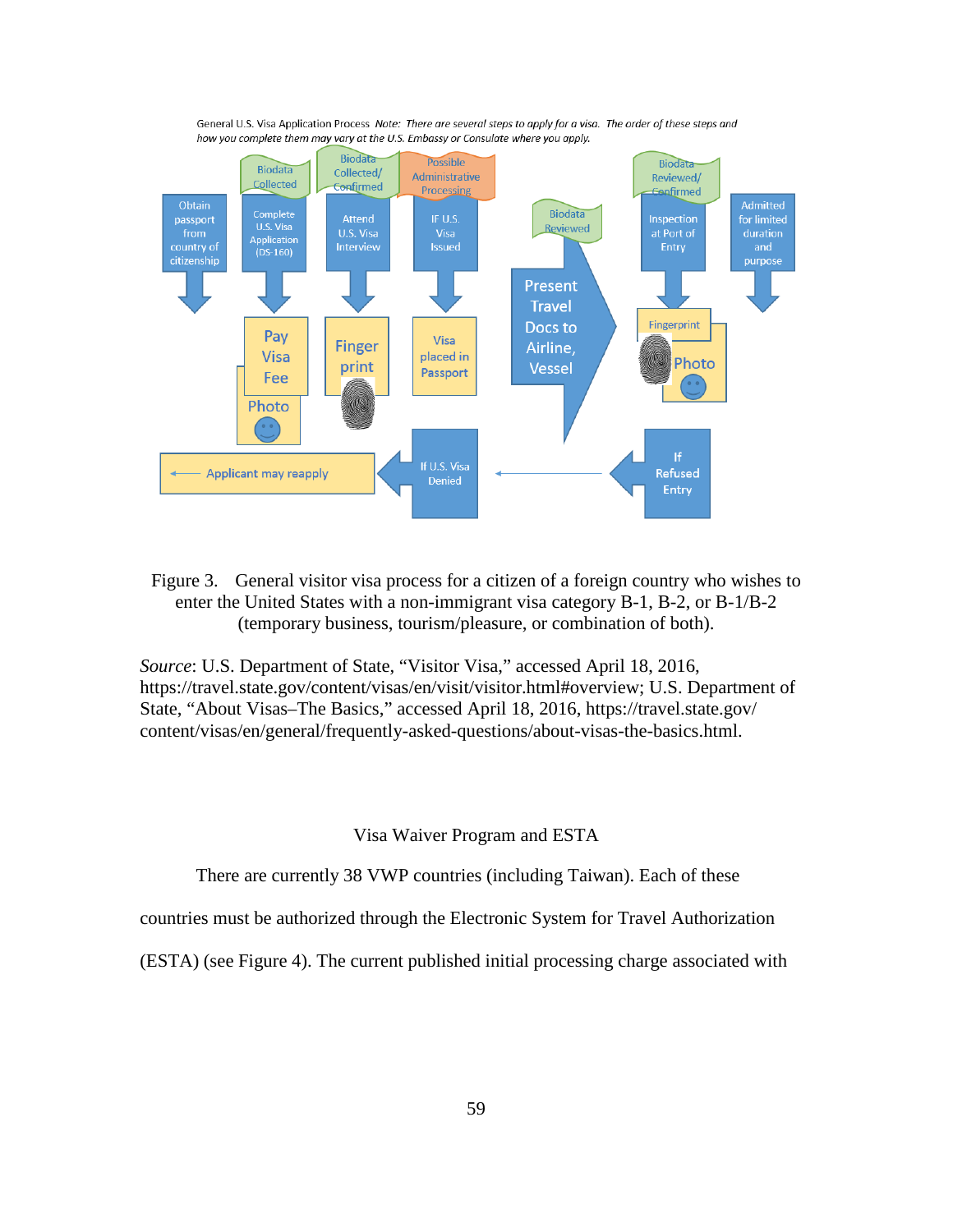General U.S. Visa Application Process *Note: There are several steps to apply for a visa. The order of these steps and how you complete them may vary at the U.S. Embassy or Consulate where you apply.*

Obtain passport from country of citizenship

Biodata Collected — Complete U.S. Visa Application (DS-160) — Pay Visa Fee — Photo

Biodata Collected/ Confirmed — Attend U.S. Visa Interview — Finger print

Possible Administrative Processing — IF U.S. Visa Issued — Visa placed in Passport

Biodata Reviewed — Present Travel Docs to Airline, Vessel

Biodata Reviewed/ Confirmed — Inspection at Port of Entry — Fingerprint — Photo

Admitted for limited duration and purpose

If Refused Entry → If U.S. Visa Denied → Applicant may reapply

Figure 3. General visitor visa process for a citizen of a foreign country who wishes to enter the United States with a non-immigrant visa category B-1, B-2, or B-1/B-2 (temporary business, tourism/pleasure, or combination of both).

*Source*: U.S. Department of State, "Visitor Visa," accessed April 18, 2016, https://travel.state.gov/content/visas/en/visit/visitor.html#overview; U.S. Department of State, "About Visas–The Basics," accessed April 18, 2016, https://travel.state.gov/content/visas/en/general/frequently-asked-questions/about-visas-the-basics.html.

## Visa Waiver Program and ESTA

There are currently 38 VWP countries (including Taiwan). Each of these countries must be authorized through the Electronic System for Travel Authorization (ESTA) (see Figure 4). The current published initial processing charge associated with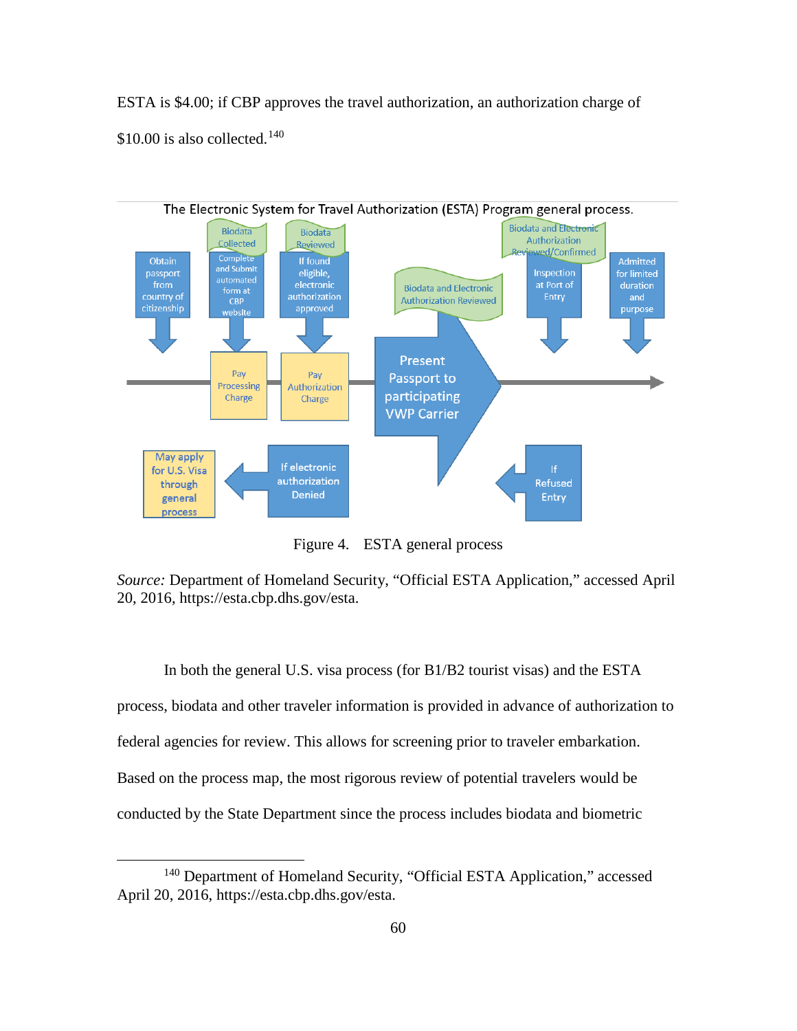ESTA is $4.00; if CBP approves the travel authorization, an authorization charge of $10.00 is also collected.[140]

The Electronic System for Travel Authorization (ESTA) Program general process.

Figure 4. ESTA general process

*Source:* Department of Homeland Security, "Official ESTA Application," accessed April 20, 2016, https://esta.cbp.dhs.gov/esta.

In both the general U.S. visa process (for B1/B2 tourist visas) and the ESTA process, biodata and other traveler information is provided in advance of authorization to federal agencies for review. This allows for screening prior to traveler embarkation. Based on the process map, the most rigorous review of potential travelers would be conducted by the State Department since the process includes biodata and biometric

[140] Department of Homeland Security, "Official ESTA Application," accessed April 20, 2016, https://esta.cbp.dhs.gov/esta.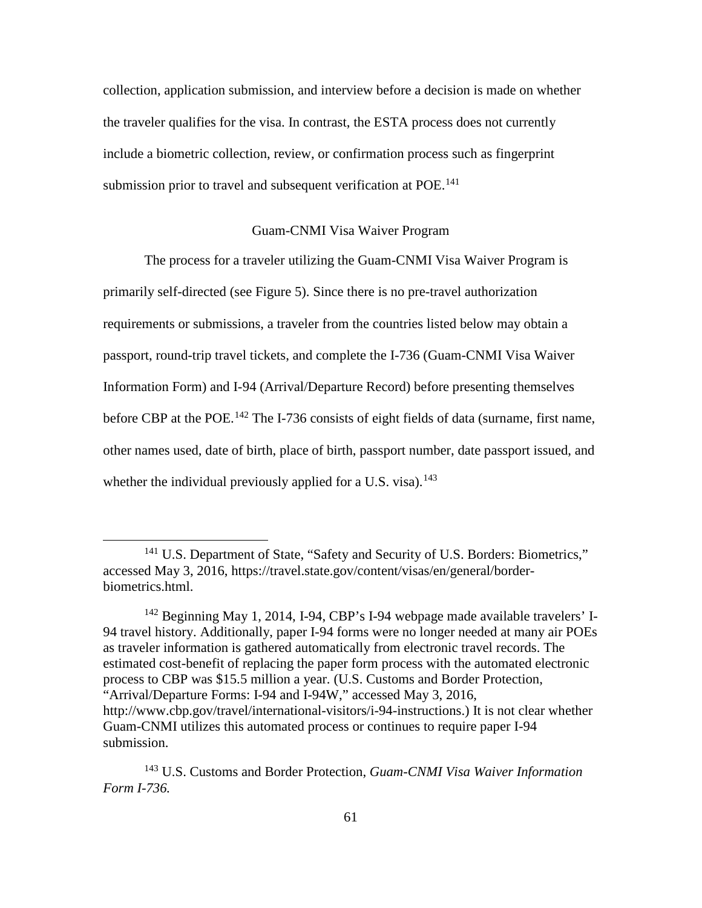collection, application submission, and interview before a decision is made on whether the traveler qualifies for the visa. In contrast, the ESTA process does not currently include a biometric collection, review, or confirmation process such as fingerprint submission prior to travel and subsequent verification at POE.[141]

### Guam-CNMI Visa Waiver Program

The process for a traveler utilizing the Guam-CNMI Visa Waiver Program is primarily self-directed (see Figure 5). Since there is no pre-travel authorization requirements or submissions, a traveler from the countries listed below may obtain a passport, round-trip travel tickets, and complete the I-736 (Guam-CNMI Visa Waiver Information Form) and I-94 (Arrival/Departure Record) before presenting themselves before CBP at the POE.[142] The I-736 consists of eight fields of data (surname, first name, other names used, date of birth, place of birth, passport number, date passport issued, and whether the individual previously applied for a U.S. visa).[143]

---

[141] U.S. Department of State, "Safety and Security of U.S. Borders: Biometrics," accessed May 3, 2016, https://travel.state.gov/content/visas/en/general/border-biometrics.html.

[142] Beginning May 1, 2014, I-94, CBP's I-94 webpage made available travelers' I-94 travel history. Additionally, paper I-94 forms were no longer needed at many air POEs as traveler information is gathered automatically from electronic travel records. The estimated cost-benefit of replacing the paper form process with the automated electronic process to CBP was $15.5 million a year. (U.S. Customs and Border Protection, "Arrival/Departure Forms: I-94 and I-94W," accessed May 3, 2016, http://www.cbp.gov/travel/international-visitors/i-94-instructions.) It is not clear whether Guam-CNMI utilizes this automated process or continues to require paper I-94 submission.

[143] U.S. Customs and Border Protection, *Guam-CNMI Visa Waiver Information Form I-736.*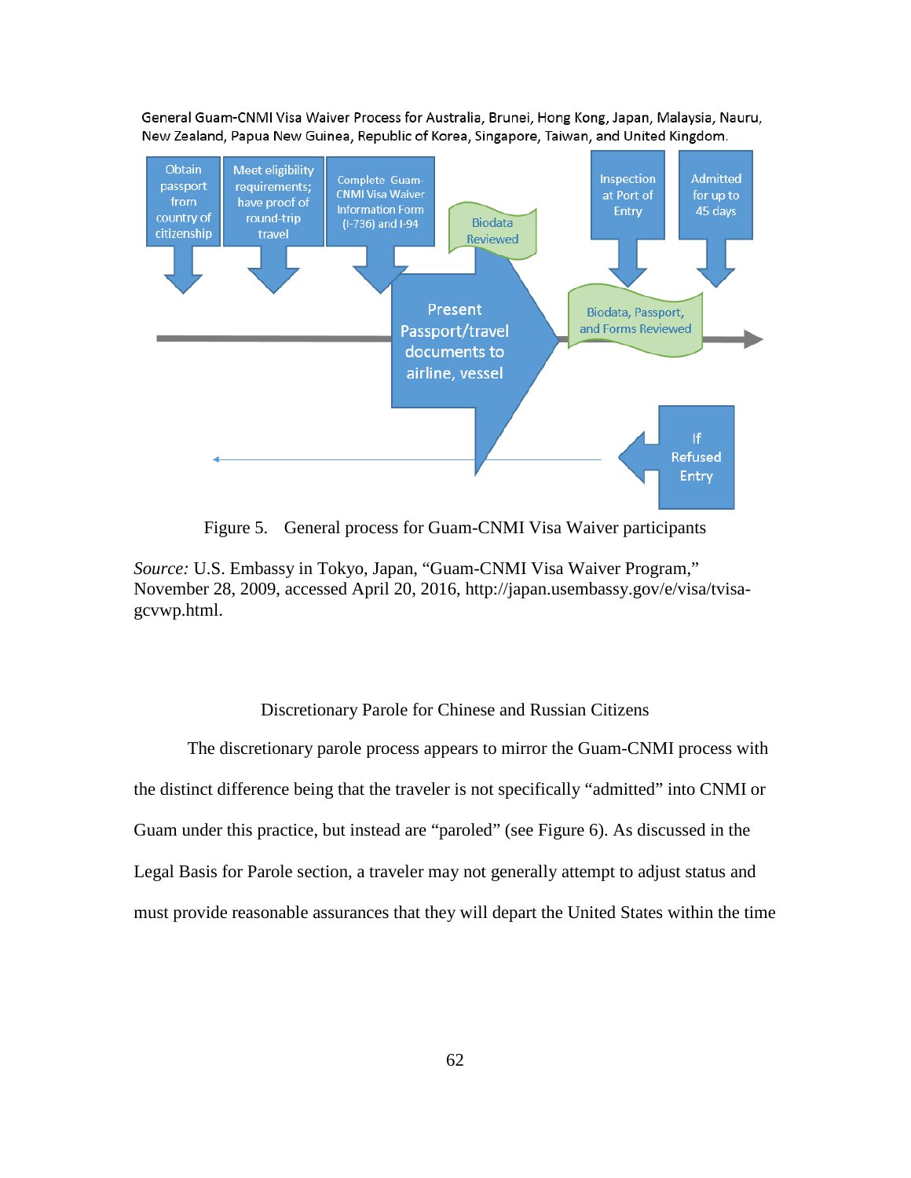General Guam-CNMI Visa Waiver Process for Australia, Brunei, Hong Kong, Japan, Malaysia, Nauru, New Zealand, Papua New Guinea, Republic of Korea, Singapore, Taiwan, and United Kingdom.

Obtain passport from country of citizenship → Meet eligibility requirements; have proof of round-trip travel → Complete Guam-CNMI Visa Waiver Information Form (I-736) and I-94 → Biodata Reviewed → Present Passport/travel documents to airline, vessel → Inspection at Port of Entry → Biodata, Passport, and Forms Reviewed → Admitted for up to 45 days

If Refused Entry

Figure 5. General process for Guam-CNMI Visa Waiver participants

*Source:* U.S. Embassy in Tokyo, Japan, "Guam-CNMI Visa Waiver Program," November 28, 2009, accessed April 20, 2016, http://japan.usembassy.gov/e/visa/tvisa-gcvwp.html.

## Discretionary Parole for Chinese and Russian Citizens

The discretionary parole process appears to mirror the Guam-CNMI process with the distinct difference being that the traveler is not specifically "admitted" into CNMI or Guam under this practice, but instead are "paroled" (see Figure 6). As discussed in the Legal Basis for Parole section, a traveler may not generally attempt to adjust status and must provide reasonable assurances that they will depart the United States within the time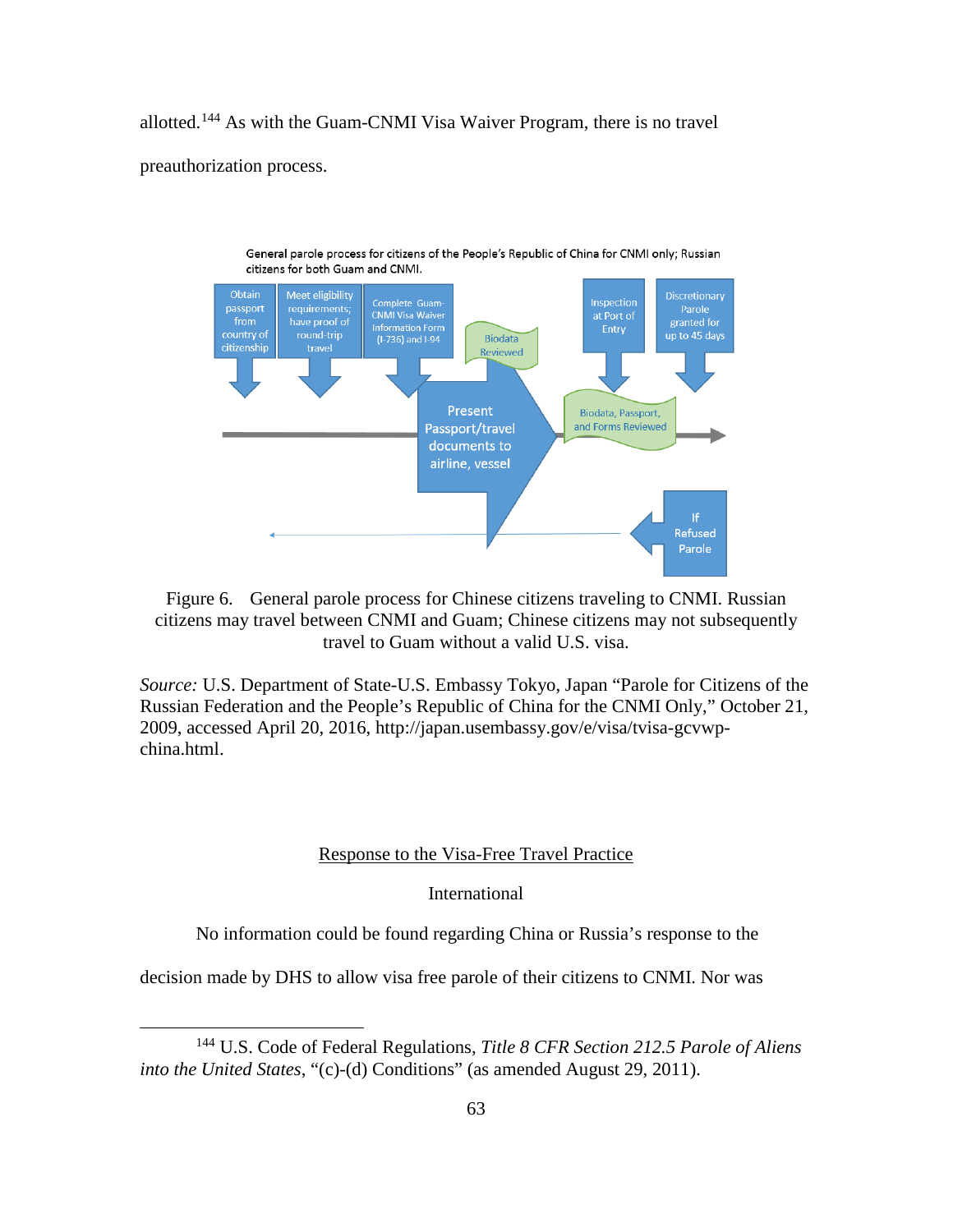allotted.[144] As with the Guam-CNMI Visa Waiver Program, there is no travel preauthorization process.

General parole process for citizens of the People's Republic of China for CNMI only; Russian citizens for both Guam and CNMI.

Obtain passport from country of citizenship → Meet eligibility requirements; have proof of round-trip travel → Complete Guam-CNMI Visa Waiver Information Form (I-736) and I-94 → Biodata Reviewed → Present Passport/travel documents to airline, vessel → Biodata, Passport, and Forms Reviewed → Inspection at Port of Entry → Discretionary Parole granted for up to 45 days

If Refused Parole

Figure 6. General parole process for Chinese citizens traveling to CNMI. Russian citizens may travel between CNMI and Guam; Chinese citizens may not subsequently travel to Guam without a valid U.S. visa.

*Source:* U.S. Department of State-U.S. Embassy Tokyo, Japan "Parole for Citizens of the Russian Federation and the People's Republic of China for the CNMI Only," October 21, 2009, accessed April 20, 2016, http://japan.usembassy.gov/e/visa/tvisa-gcvwp-china.html.

## Response to the Visa-Free Travel Practice

### International

No information could be found regarding China or Russia's response to the decision made by DHS to allow visa free parole of their citizens to CNMI. Nor was

[144] U.S. Code of Federal Regulations, *Title 8 CFR Section 212.5 Parole of Aliens into the United States*, "(c)-(d) Conditions" (as amended August 29, 2011).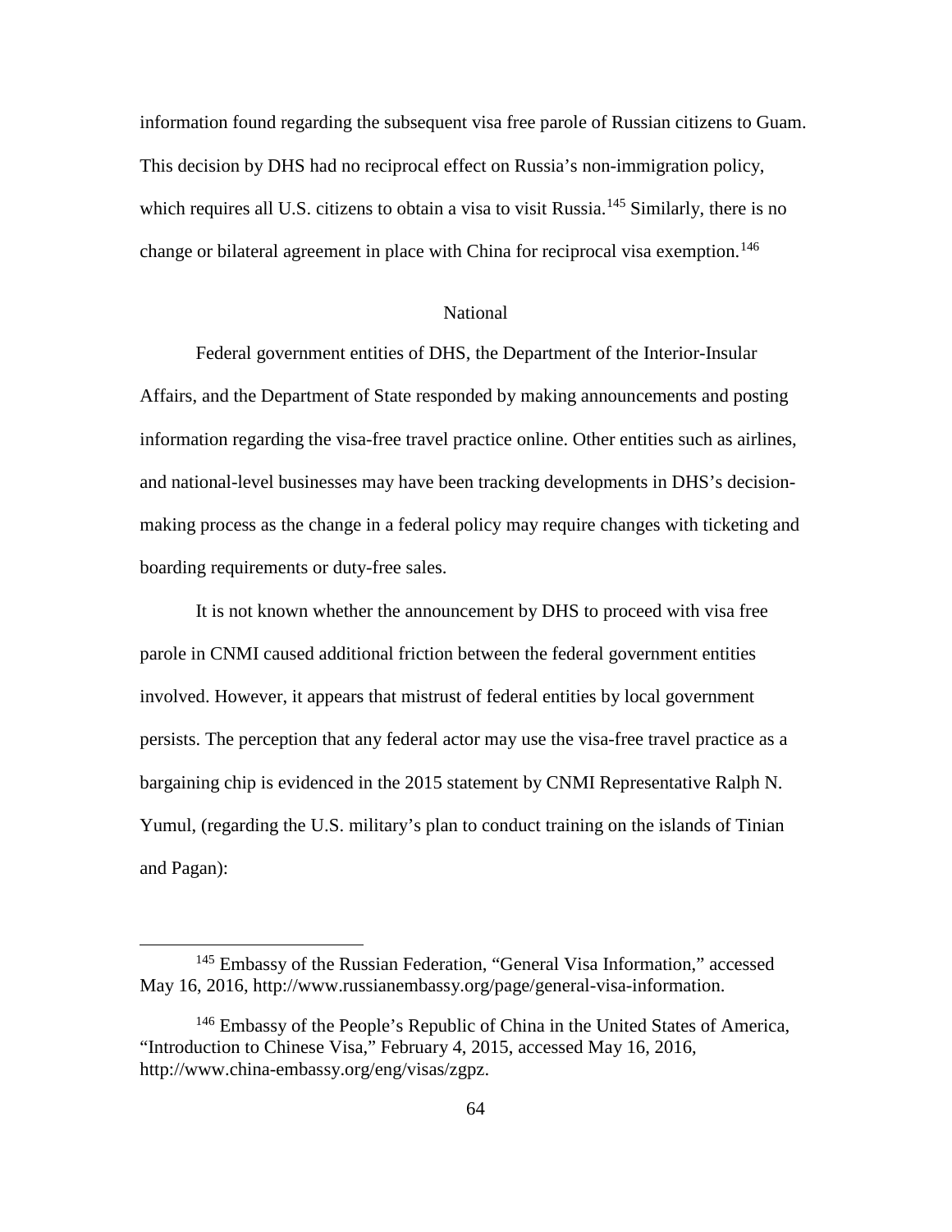information found regarding the subsequent visa free parole of Russian citizens to Guam. This decision by DHS had no reciprocal effect on Russia's non-immigration policy, which requires all U.S. citizens to obtain a visa to visit Russia.[145] Similarly, there is no change or bilateral agreement in place with China for reciprocal visa exemption.[146]

### National

Federal government entities of DHS, the Department of the Interior-Insular Affairs, and the Department of State responded by making announcements and posting information regarding the visa-free travel practice online. Other entities such as airlines, and national-level businesses may have been tracking developments in DHS's decision-making process as the change in a federal policy may require changes with ticketing and boarding requirements or duty-free sales.

It is not known whether the announcement by DHS to proceed with visa free parole in CNMI caused additional friction between the federal government entities involved. However, it appears that mistrust of federal entities by local government persists. The perception that any federal actor may use the visa-free travel practice as a bargaining chip is evidenced in the 2015 statement by CNMI Representative Ralph N. Yumul, (regarding the U.S. military's plan to conduct training on the islands of Tinian and Pagan):

---

[145] Embassy of the Russian Federation, "General Visa Information," accessed May 16, 2016, http://www.russianembassy.org/page/general-visa-information.

[146] Embassy of the People's Republic of China in the United States of America, "Introduction to Chinese Visa," February 4, 2015, accessed May 16, 2016, http://www.china-embassy.org/eng/visas/zgpz.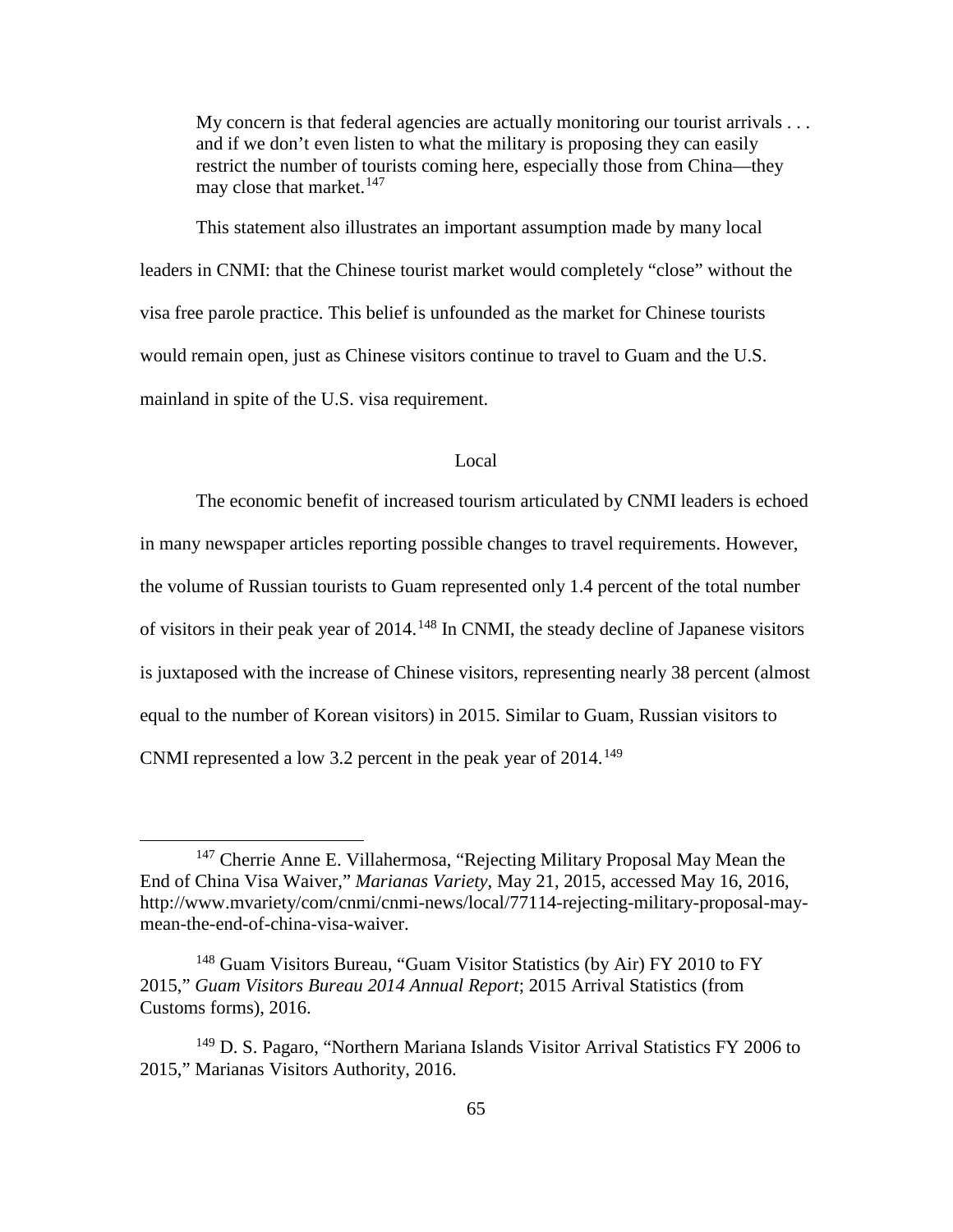> My concern is that federal agencies are actually monitoring our tourist arrivals . . . and if we don't even listen to what the military is proposing they can easily restrict the number of tourists coming here, especially those from China—they may close that market.[147]

This statement also illustrates an important assumption made by many local leaders in CNMI: that the Chinese tourist market would completely "close" without the visa free parole practice. This belief is unfounded as the market for Chinese tourists would remain open, just as Chinese visitors continue to travel to Guam and the U.S. mainland in spite of the U.S. visa requirement.

### Local

The economic benefit of increased tourism articulated by CNMI leaders is echoed in many newspaper articles reporting possible changes to travel requirements. However, the volume of Russian tourists to Guam represented only 1.4 percent of the total number of visitors in their peak year of 2014.[148] In CNMI, the steady decline of Japanese visitors is juxtaposed with the increase of Chinese visitors, representing nearly 38 percent (almost equal to the number of Korean visitors) in 2015. Similar to Guam, Russian visitors to CNMI represented a low 3.2 percent in the peak year of 2014.[149]

---

[147] Cherrie Anne E. Villahermosa, "Rejecting Military Proposal May Mean the End of China Visa Waiver," *Marianas Variety*, May 21, 2015, accessed May 16, 2016, http://www.mvariety/com/cnmi/cnmi-news/local/77114-rejecting-military-proposal-may-mean-the-end-of-china-visa-waiver.

[148] Guam Visitors Bureau, "Guam Visitor Statistics (by Air) FY 2010 to FY 2015," *Guam Visitors Bureau 2014 Annual Report*; 2015 Arrival Statistics (from Customs forms), 2016.

[149] D. S. Pagaro, "Northern Mariana Islands Visitor Arrival Statistics FY 2006 to 2015," Marianas Visitors Authority, 2016.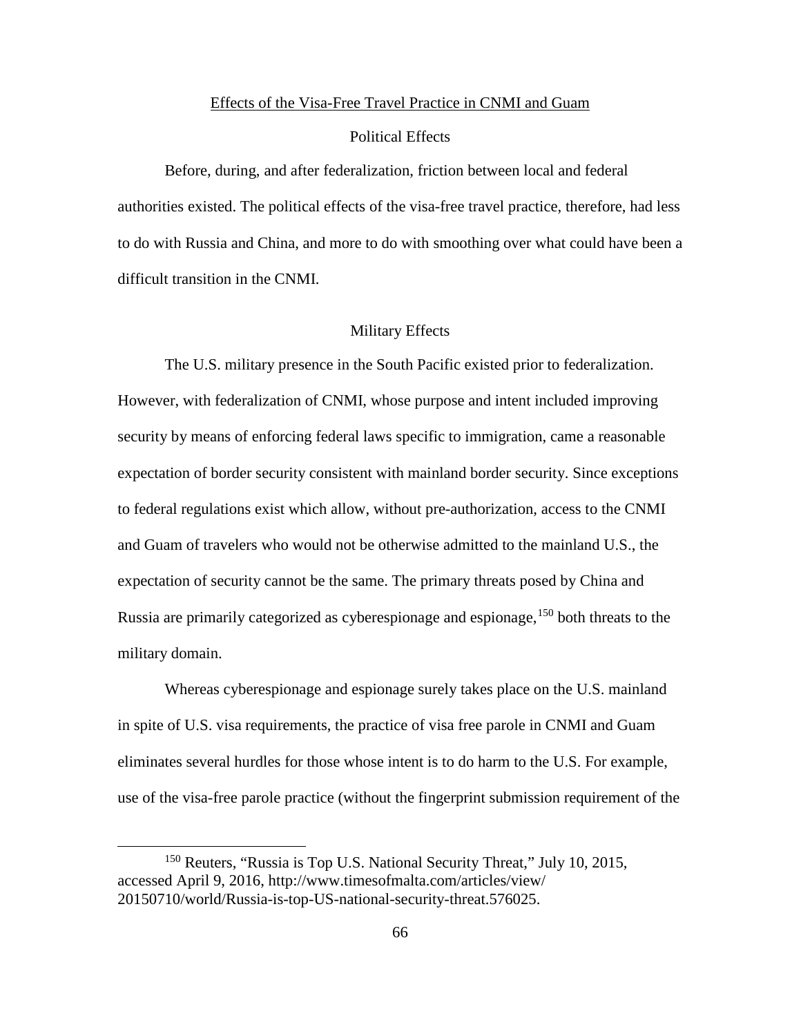## Effects of the Visa-Free Travel Practice in CNMI and Guam

### Political Effects

Before, during, and after federalization, friction between local and federal authorities existed. The political effects of the visa-free travel practice, therefore, had less to do with Russia and China, and more to do with smoothing over what could have been a difficult transition in the CNMI.

### Military Effects

The U.S. military presence in the South Pacific existed prior to federalization. However, with federalization of CNMI, whose purpose and intent included improving security by means of enforcing federal laws specific to immigration, came a reasonable expectation of border security consistent with mainland border security. Since exceptions to federal regulations exist which allow, without pre-authorization, access to the CNMI and Guam of travelers who would not be otherwise admitted to the mainland U.S., the expectation of security cannot be the same. The primary threats posed by China and Russia are primarily categorized as cyberespionage and espionage,[150] both threats to the military domain.

Whereas cyberespionage and espionage surely takes place on the U.S. mainland in spite of U.S. visa requirements, the practice of visa free parole in CNMI and Guam eliminates several hurdles for those whose intent is to do harm to the U.S. For example, use of the visa-free parole practice (without the fingerprint submission requirement of the

---

[150] Reuters, "Russia is Top U.S. National Security Threat," July 10, 2015, accessed April 9, 2016, http://www.timesofmalta.com/articles/view/20150710/world/Russia-is-top-US-national-security-threat.576025.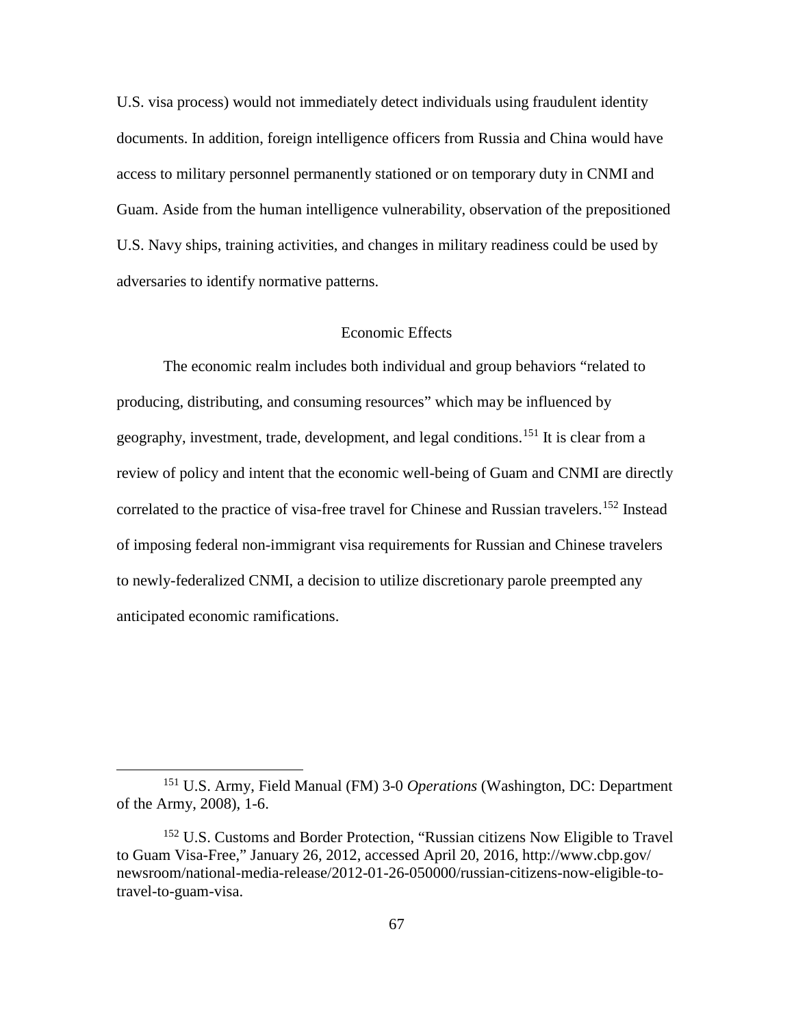U.S. visa process) would not immediately detect individuals using fraudulent identity documents. In addition, foreign intelligence officers from Russia and China would have access to military personnel permanently stationed or on temporary duty in CNMI and Guam. Aside from the human intelligence vulnerability, observation of the prepositioned U.S. Navy ships, training activities, and changes in military readiness could be used by adversaries to identify normative patterns.

## Economic Effects

The economic realm includes both individual and group behaviors "related to producing, distributing, and consuming resources" which may be influenced by geography, investment, trade, development, and legal conditions.[151] It is clear from a review of policy and intent that the economic well-being of Guam and CNMI are directly correlated to the practice of visa-free travel for Chinese and Russian travelers.[152] Instead of imposing federal non-immigrant visa requirements for Russian and Chinese travelers to newly-federalized CNMI, a decision to utilize discretionary parole preempted any anticipated economic ramifications.

---

[151] U.S. Army, Field Manual (FM) 3-0 *Operations* (Washington, DC: Department of the Army, 2008), 1-6.

[152] U.S. Customs and Border Protection, "Russian citizens Now Eligible to Travel to Guam Visa-Free," January 26, 2012, accessed April 20, 2016, http://www.cbp.gov/newsroom/national-media-release/2012-01-26-050000/russian-citizens-now-eligible-to-travel-to-guam-visa.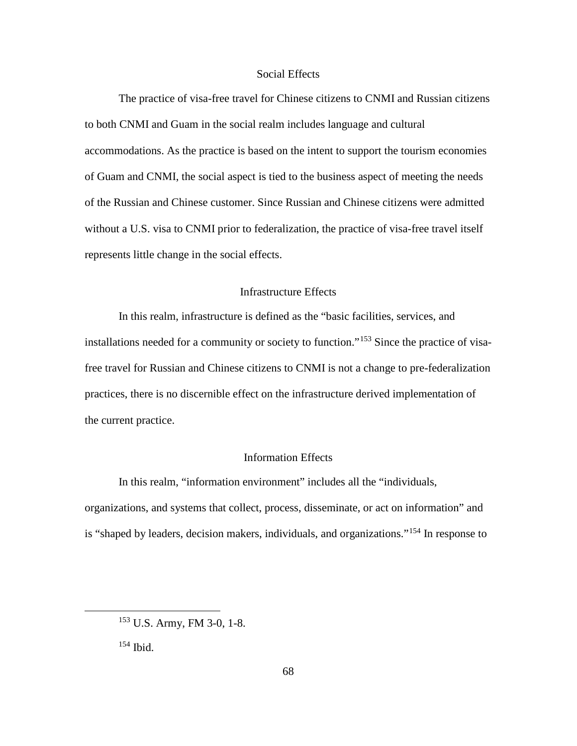## Social Effects

The practice of visa-free travel for Chinese citizens to CNMI and Russian citizens to both CNMI and Guam in the social realm includes language and cultural accommodations. As the practice is based on the intent to support the tourism economies of Guam and CNMI, the social aspect is tied to the business aspect of meeting the needs of the Russian and Chinese customer. Since Russian and Chinese citizens were admitted without a U.S. visa to CNMI prior to federalization, the practice of visa-free travel itself represents little change in the social effects.

## Infrastructure Effects

In this realm, infrastructure is defined as the "basic facilities, services, and installations needed for a community or society to function."[153] Since the practice of visa-free travel for Russian and Chinese citizens to CNMI is not a change to pre-federalization practices, there is no discernible effect on the infrastructure derived implementation of the current practice.

## Information Effects

In this realm, "information environment" includes all the "individuals, organizations, and systems that collect, process, disseminate, or act on information" and is "shaped by leaders, decision makers, individuals, and organizations."[154] In response to

---

[153] U.S. Army, FM 3-0, 1-8.

[154] Ibid.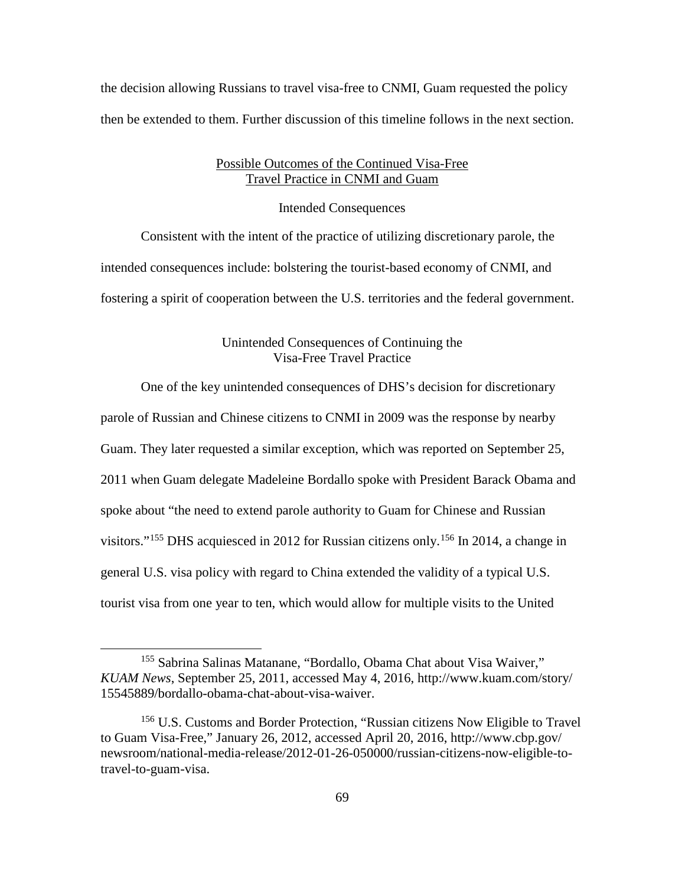the decision allowing Russians to travel visa-free to CNMI, Guam requested the policy then be extended to them. Further discussion of this timeline follows in the next section.

## Possible Outcomes of the Continued Visa-Free Travel Practice in CNMI and Guam

### Intended Consequences

Consistent with the intent of the practice of utilizing discretionary parole, the intended consequences include: bolstering the tourist-based economy of CNMI, and fostering a spirit of cooperation between the U.S. territories and the federal government.

### Unintended Consequences of Continuing the Visa-Free Travel Practice

One of the key unintended consequences of DHS's decision for discretionary parole of Russian and Chinese citizens to CNMI in 2009 was the response by nearby Guam. They later requested a similar exception, which was reported on September 25, 2011 when Guam delegate Madeleine Bordallo spoke with President Barack Obama and spoke about "the need to extend parole authority to Guam for Chinese and Russian visitors."[155] DHS acquiesced in 2012 for Russian citizens only.[156] In 2014, a change in general U.S. visa policy with regard to China extended the validity of a typical U.S. tourist visa from one year to ten, which would allow for multiple visits to the United

---

[155] Sabrina Salinas Matanane, "Bordallo, Obama Chat about Visa Waiver," *KUAM News*, September 25, 2011, accessed May 4, 2016, http://www.kuam.com/story/15545889/bordallo-obama-chat-about-visa-waiver.

[156] U.S. Customs and Border Protection, "Russian citizens Now Eligible to Travel to Guam Visa-Free," January 26, 2012, accessed April 20, 2016, http://www.cbp.gov/newsroom/national-media-release/2012-01-26-050000/russian-citizens-now-eligible-to-travel-to-guam-visa.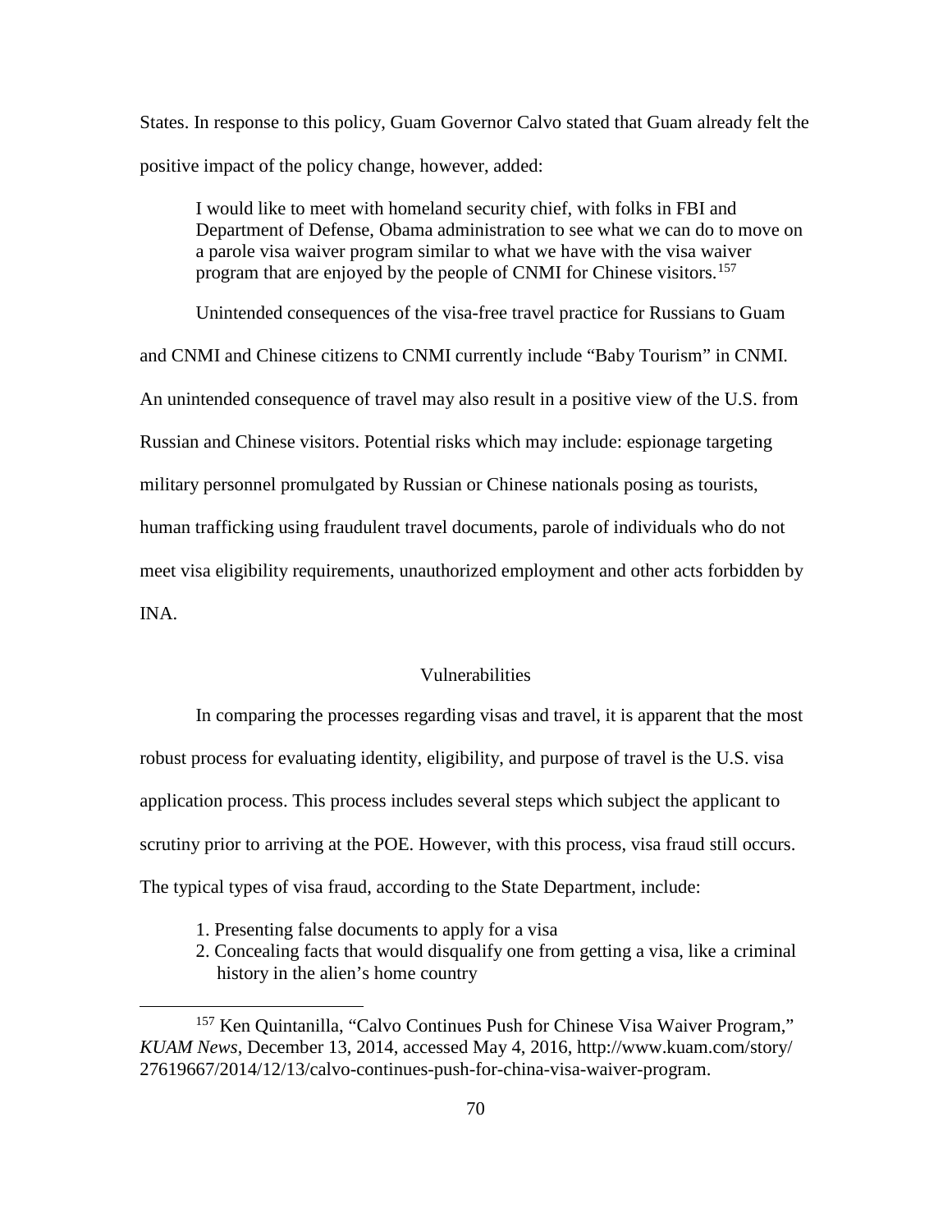States. In response to this policy, Guam Governor Calvo stated that Guam already felt the positive impact of the policy change, however, added:

> I would like to meet with homeland security chief, with folks in FBI and Department of Defense, Obama administration to see what we can do to move on a parole visa waiver program similar to what we have with the visa waiver program that are enjoyed by the people of CNMI for Chinese visitors.[157]

Unintended consequences of the visa-free travel practice for Russians to Guam and CNMI and Chinese citizens to CNMI currently include "Baby Tourism" in CNMI. An unintended consequence of travel may also result in a positive view of the U.S. from Russian and Chinese visitors. Potential risks which may include: espionage targeting military personnel promulgated by Russian or Chinese nationals posing as tourists, human trafficking using fraudulent travel documents, parole of individuals who do not meet visa eligibility requirements, unauthorized employment and other acts forbidden by INA.

## Vulnerabilities

In comparing the processes regarding visas and travel, it is apparent that the most robust process for evaluating identity, eligibility, and purpose of travel is the U.S. visa application process. This process includes several steps which subject the applicant to scrutiny prior to arriving at the POE. However, with this process, visa fraud still occurs. The typical types of visa fraud, according to the State Department, include:

1. Presenting false documents to apply for a visa
2. Concealing facts that would disqualify one from getting a visa, like a criminal history in the alien's home country

---

[157] Ken Quintanilla, "Calvo Continues Push for Chinese Visa Waiver Program," *KUAM News*, December 13, 2014, accessed May 4, 2016, http://www.kuam.com/story/27619667/2014/12/13/calvo-continues-push-for-china-visa-waiver-program.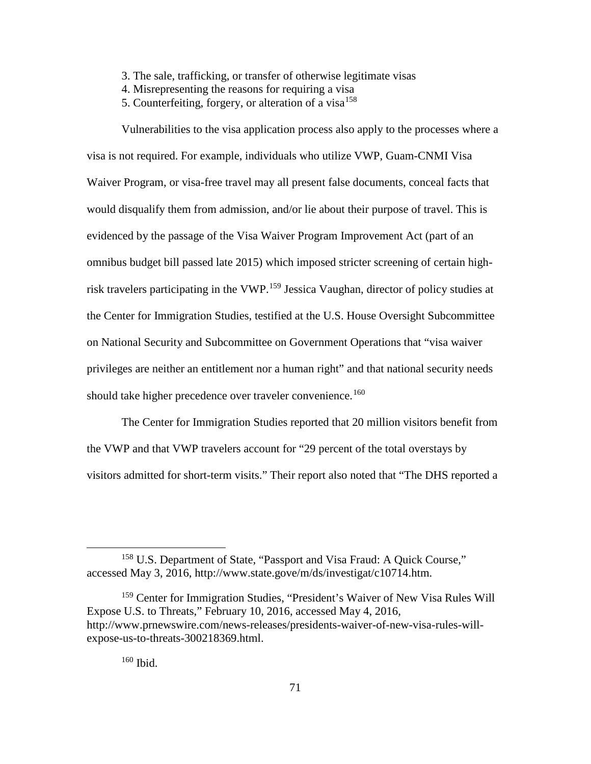3. The sale, trafficking, or transfer of otherwise legitimate visas
4. Misrepresenting the reasons for requiring a visa
5. Counterfeiting, forgery, or alteration of a visa[158]

Vulnerabilities to the visa application process also apply to the processes where a visa is not required. For example, individuals who utilize VWP, Guam-CNMI Visa Waiver Program, or visa-free travel may all present false documents, conceal facts that would disqualify them from admission, and/or lie about their purpose of travel. This is evidenced by the passage of the Visa Waiver Program Improvement Act (part of an omnibus budget bill passed late 2015) which imposed stricter screening of certain high-risk travelers participating in the VWP.[159] Jessica Vaughan, director of policy studies at the Center for Immigration Studies, testified at the U.S. House Oversight Subcommittee on National Security and Subcommittee on Government Operations that "visa waiver privileges are neither an entitlement nor a human right" and that national security needs should take higher precedence over traveler convenience.[160]

The Center for Immigration Studies reported that 20 million visitors benefit from the VWP and that VWP travelers account for "29 percent of the total overstays by visitors admitted for short-term visits." Their report also noted that "The DHS reported a

---

[158] U.S. Department of State, "Passport and Visa Fraud: A Quick Course," accessed May 3, 2016, http://www.state.gove/m/ds/investigat/c10714.htm.

[159] Center for Immigration Studies, "President's Waiver of New Visa Rules Will Expose U.S. to Threats," February 10, 2016, accessed May 4, 2016, http://www.prnewswire.com/news-releases/presidents-waiver-of-new-visa-rules-will-expose-us-to-threats-300218369.html.

[160] Ibid.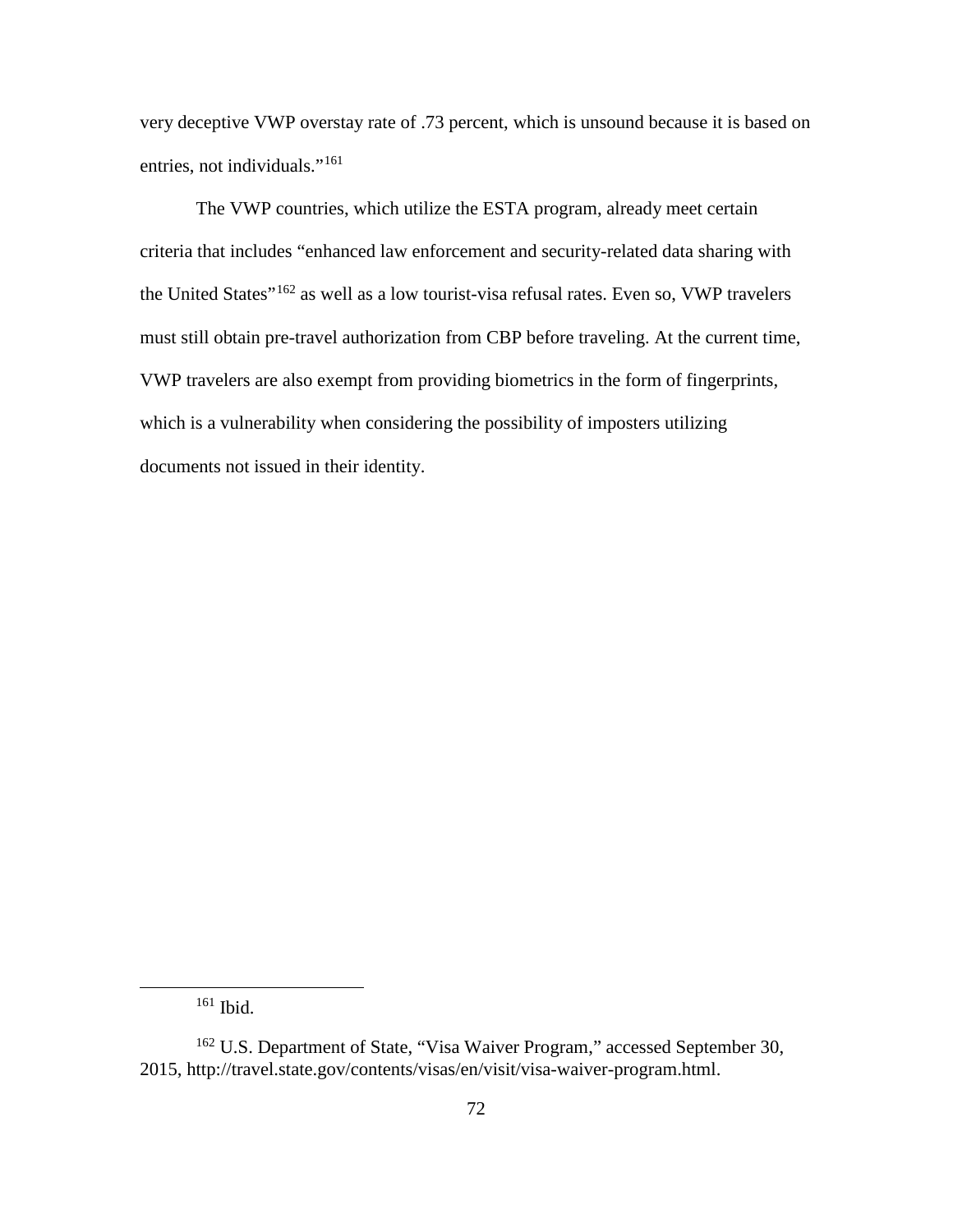very deceptive VWP overstay rate of .73 percent, which is unsound because it is based on entries, not individuals."[161]

The VWP countries, which utilize the ESTA program, already meet certain criteria that includes "enhanced law enforcement and security-related data sharing with the United States"[162] as well as a low tourist-visa refusal rates. Even so, VWP travelers must still obtain pre-travel authorization from CBP before traveling. At the current time, VWP travelers are also exempt from providing biometrics in the form of fingerprints, which is a vulnerability when considering the possibility of imposters utilizing documents not issued in their identity.

---

[161] Ibid.

[162] U.S. Department of State, "Visa Waiver Program," accessed September 30, 2015, http://travel.state.gov/contents/visas/en/visit/visa-waiver-program.html.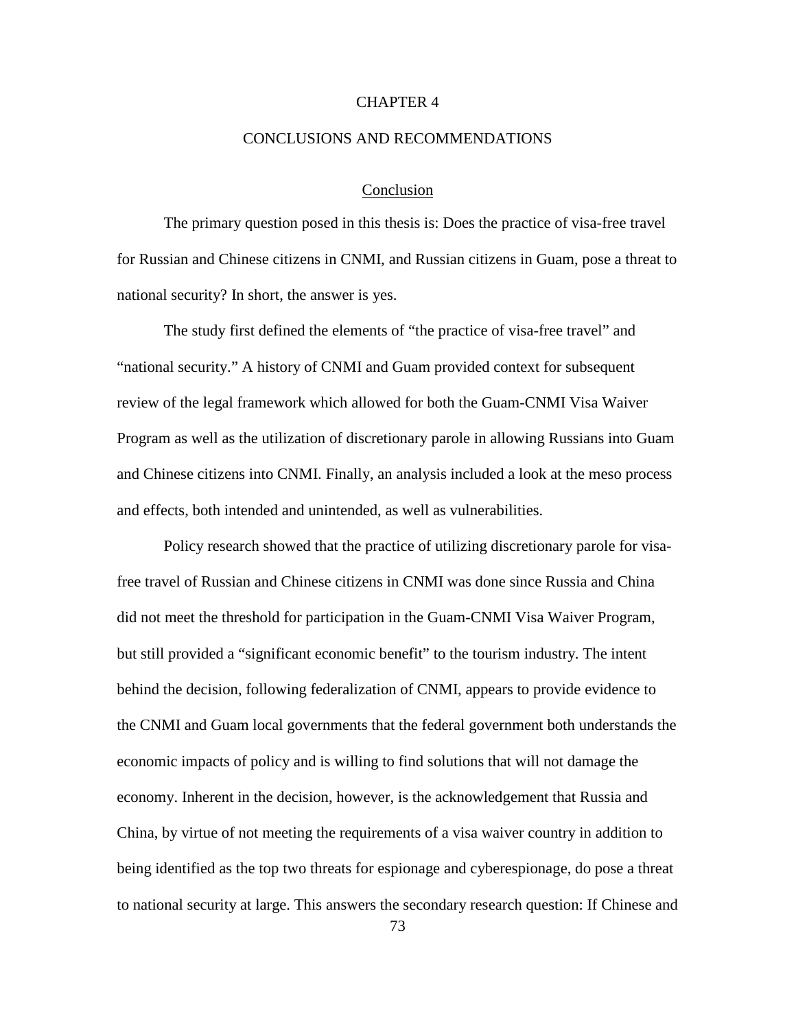# CHAPTER 4

# CONCLUSIONS AND RECOMMENDATIONS

## Conclusion

The primary question posed in this thesis is: Does the practice of visa-free travel for Russian and Chinese citizens in CNMI, and Russian citizens in Guam, pose a threat to national security? In short, the answer is yes.

The study first defined the elements of "the practice of visa-free travel" and "national security." A history of CNMI and Guam provided context for subsequent review of the legal framework which allowed for both the Guam-CNMI Visa Waiver Program as well as the utilization of discretionary parole in allowing Russians into Guam and Chinese citizens into CNMI. Finally, an analysis included a look at the meso process and effects, both intended and unintended, as well as vulnerabilities.

Policy research showed that the practice of utilizing discretionary parole for visa-free travel of Russian and Chinese citizens in CNMI was done since Russia and China did not meet the threshold for participation in the Guam-CNMI Visa Waiver Program, but still provided a "significant economic benefit" to the tourism industry. The intent behind the decision, following federalization of CNMI, appears to provide evidence to the CNMI and Guam local governments that the federal government both understands the economic impacts of policy and is willing to find solutions that will not damage the economy. Inherent in the decision, however, is the acknowledgement that Russia and China, by virtue of not meeting the requirements of a visa waiver country in addition to being identified as the top two threats for espionage and cyberespionage, do pose a threat to national security at large. This answers the secondary research question: If Chinese and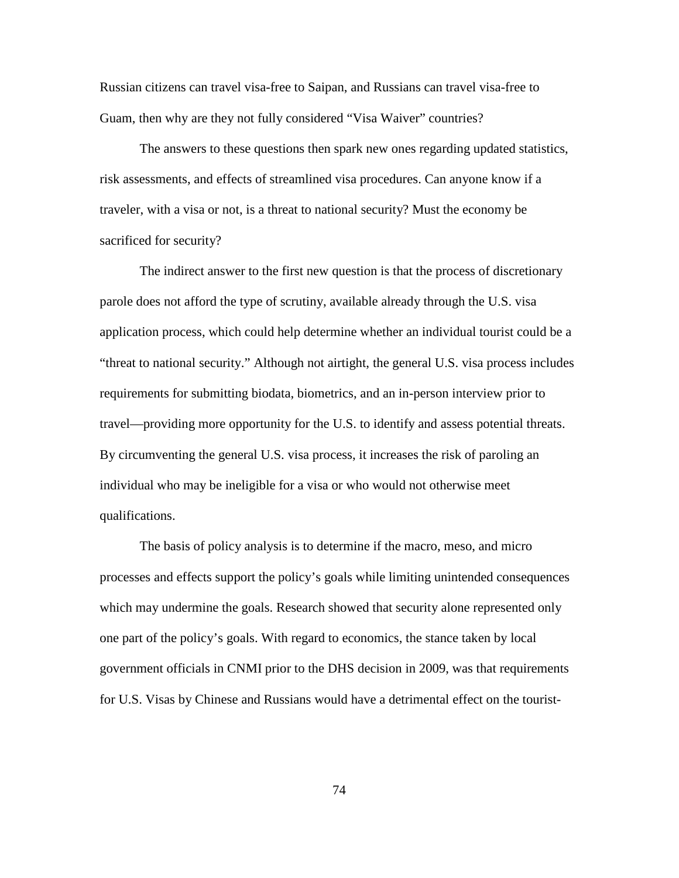Russian citizens can travel visa-free to Saipan, and Russians can travel visa-free to Guam, then why are they not fully considered "Visa Waiver" countries?

The answers to these questions then spark new ones regarding updated statistics, risk assessments, and effects of streamlined visa procedures. Can anyone know if a traveler, with a visa or not, is a threat to national security? Must the economy be sacrificed for security?

The indirect answer to the first new question is that the process of discretionary parole does not afford the type of scrutiny, available already through the U.S. visa application process, which could help determine whether an individual tourist could be a "threat to national security." Although not airtight, the general U.S. visa process includes requirements for submitting biodata, biometrics, and an in-person interview prior to travel—providing more opportunity for the U.S. to identify and assess potential threats. By circumventing the general U.S. visa process, it increases the risk of paroling an individual who may be ineligible for a visa or who would not otherwise meet qualifications.

The basis of policy analysis is to determine if the macro, meso, and micro processes and effects support the policy's goals while limiting unintended consequences which may undermine the goals. Research showed that security alone represented only one part of the policy's goals. With regard to economics, the stance taken by local government officials in CNMI prior to the DHS decision in 2009, was that requirements for U.S. Visas by Chinese and Russians would have a detrimental effect on the tourist-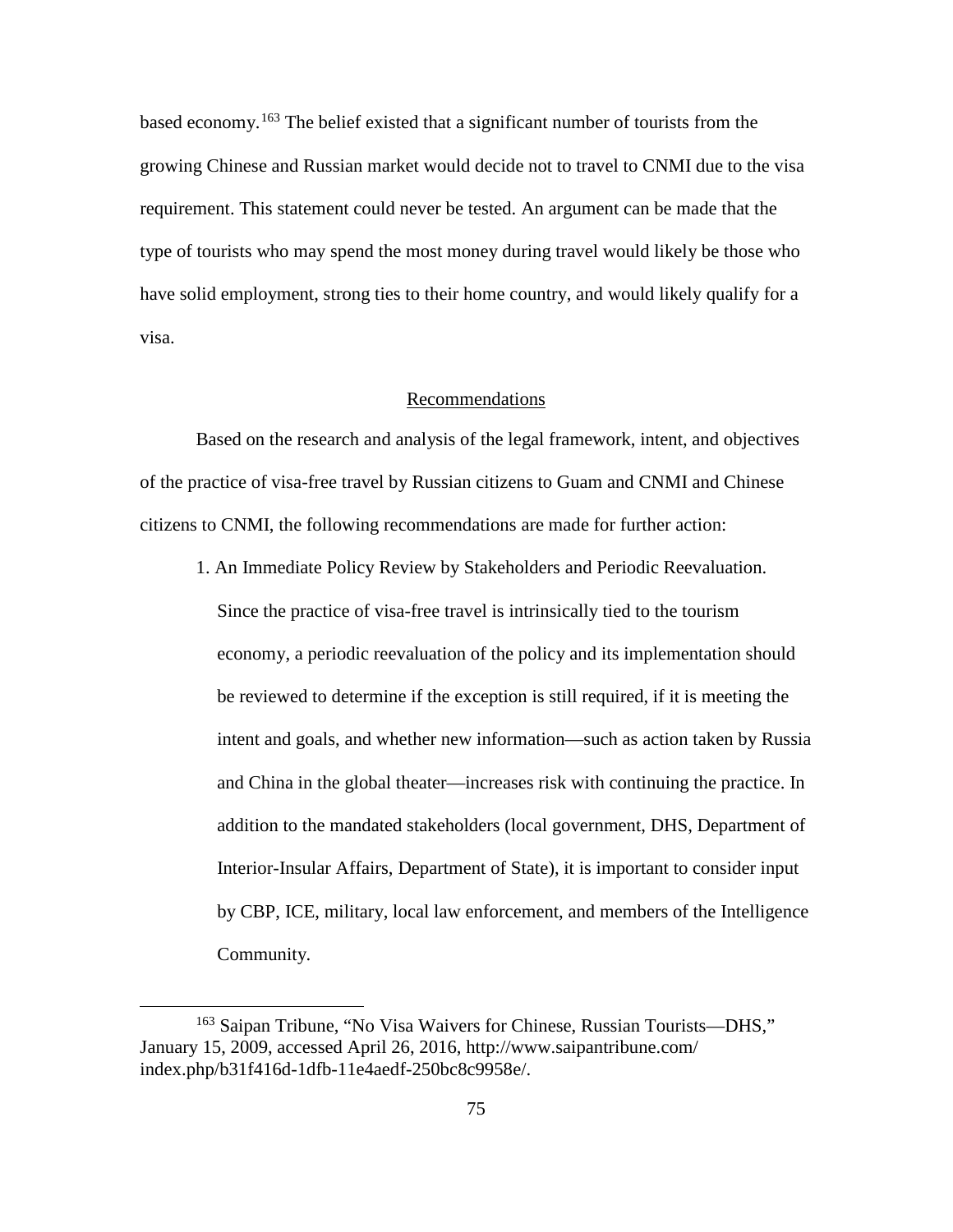based economy.[163] The belief existed that a significant number of tourists from the growing Chinese and Russian market would decide not to travel to CNMI due to the visa requirement. This statement could never be tested. An argument can be made that the type of tourists who may spend the most money during travel would likely be those who have solid employment, strong ties to their home country, and would likely qualify for a visa.

## Recommendations

Based on the research and analysis of the legal framework, intent, and objectives of the practice of visa-free travel by Russian citizens to Guam and CNMI and Chinese citizens to CNMI, the following recommendations are made for further action:

1. An Immediate Policy Review by Stakeholders and Periodic Reevaluation. Since the practice of visa-free travel is intrinsically tied to the tourism economy, a periodic reevaluation of the policy and its implementation should be reviewed to determine if the exception is still required, if it is meeting the intent and goals, and whether new information—such as action taken by Russia and China in the global theater—increases risk with continuing the practice. In addition to the mandated stakeholders (local government, DHS, Department of Interior-Insular Affairs, Department of State), it is important to consider input by CBP, ICE, military, local law enforcement, and members of the Intelligence Community.

---

[163] Saipan Tribune, "No Visa Waivers for Chinese, Russian Tourists—DHS," January 15, 2009, accessed April 26, 2016, http://www.saipantribune.com/index.php/b31f416d-1dfb-11e4aedf-250bc8c9958e/.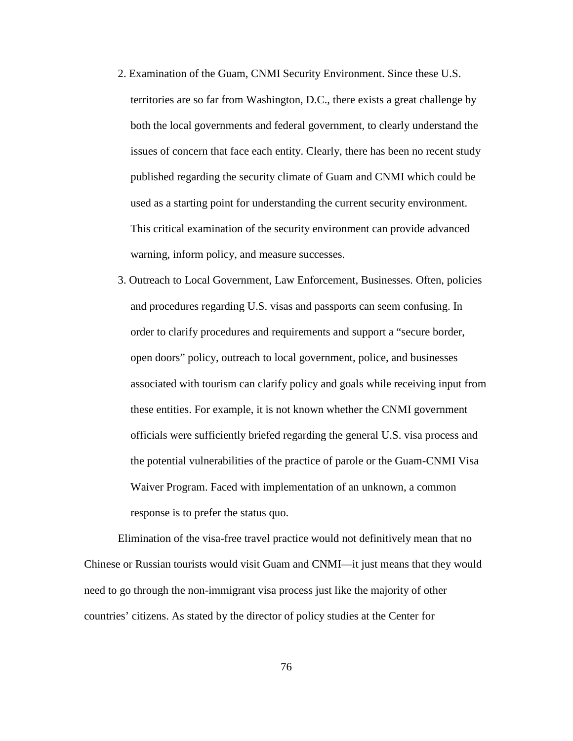2. Examination of the Guam, CNMI Security Environment. Since these U.S. territories are so far from Washington, D.C., there exists a great challenge by both the local governments and federal government, to clearly understand the issues of concern that face each entity. Clearly, there has been no recent study published regarding the security climate of Guam and CNMI which could be used as a starting point for understanding the current security environment. This critical examination of the security environment can provide advanced warning, inform policy, and measure successes.

3. Outreach to Local Government, Law Enforcement, Businesses. Often, policies and procedures regarding U.S. visas and passports can seem confusing. In order to clarify procedures and requirements and support a "secure border, open doors" policy, outreach to local government, police, and businesses associated with tourism can clarify policy and goals while receiving input from these entities. For example, it is not known whether the CNMI government officials were sufficiently briefed regarding the general U.S. visa process and the potential vulnerabilities of the practice of parole or the Guam-CNMI Visa Waiver Program. Faced with implementation of an unknown, a common response is to prefer the status quo.

Elimination of the visa-free travel practice would not definitively mean that no Chinese or Russian tourists would visit Guam and CNMI—it just means that they would need to go through the non-immigrant visa process just like the majority of other countries' citizens. As stated by the director of policy studies at the Center for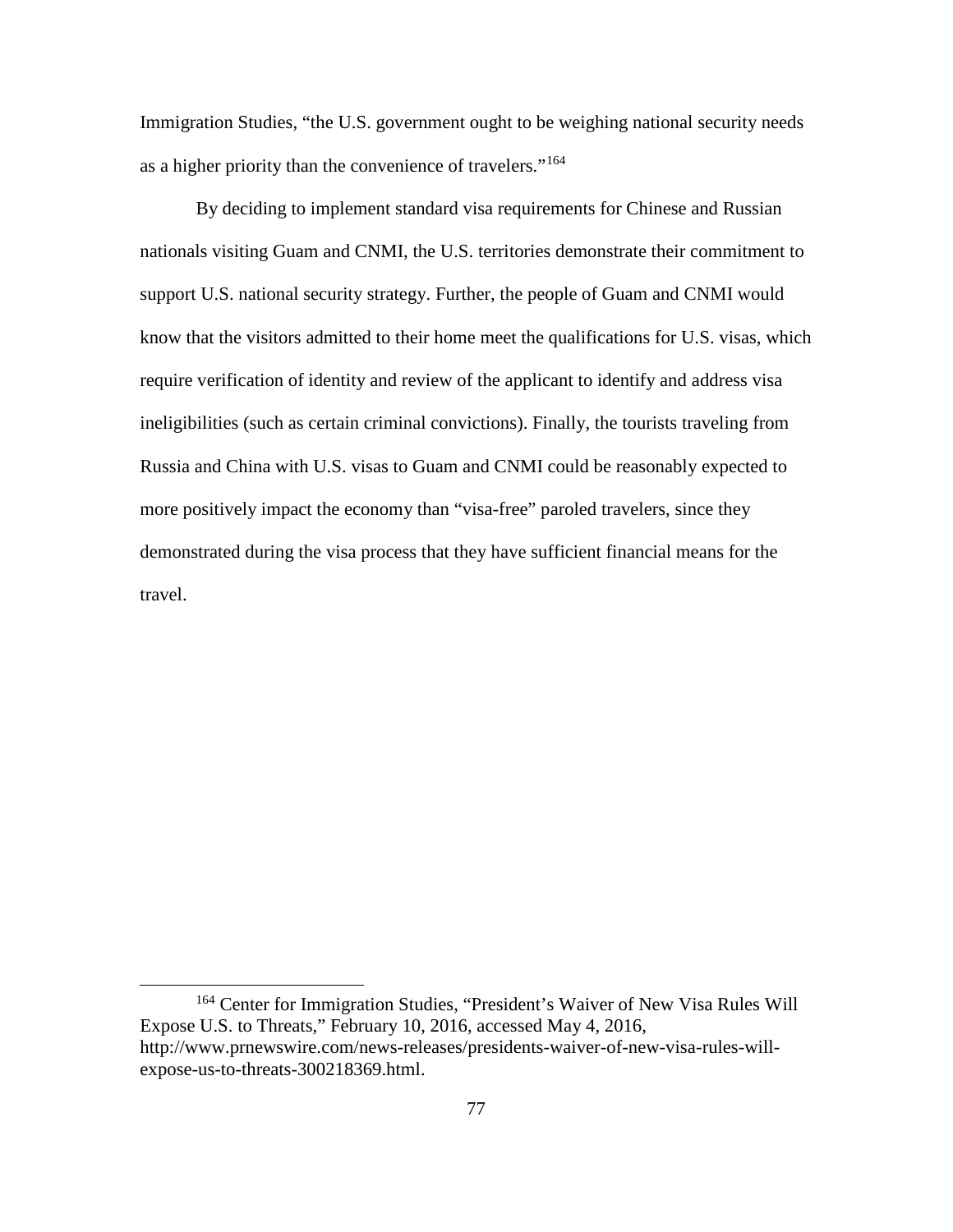Immigration Studies, "the U.S. government ought to be weighing national security needs as a higher priority than the convenience of travelers."[164]

By deciding to implement standard visa requirements for Chinese and Russian nationals visiting Guam and CNMI, the U.S. territories demonstrate their commitment to support U.S. national security strategy. Further, the people of Guam and CNMI would know that the visitors admitted to their home meet the qualifications for U.S. visas, which require verification of identity and review of the applicant to identify and address visa ineligibilities (such as certain criminal convictions). Finally, the tourists traveling from Russia and China with U.S. visas to Guam and CNMI could be reasonably expected to more positively impact the economy than "visa-free" paroled travelers, since they demonstrated during the visa process that they have sufficient financial means for the travel.

---

[164] Center for Immigration Studies, "President's Waiver of New Visa Rules Will Expose U.S. to Threats," February 10, 2016, accessed May 4, 2016, http://www.prnewswire.com/news-releases/presidents-waiver-of-new-visa-rules-will-expose-us-to-threats-300218369.html.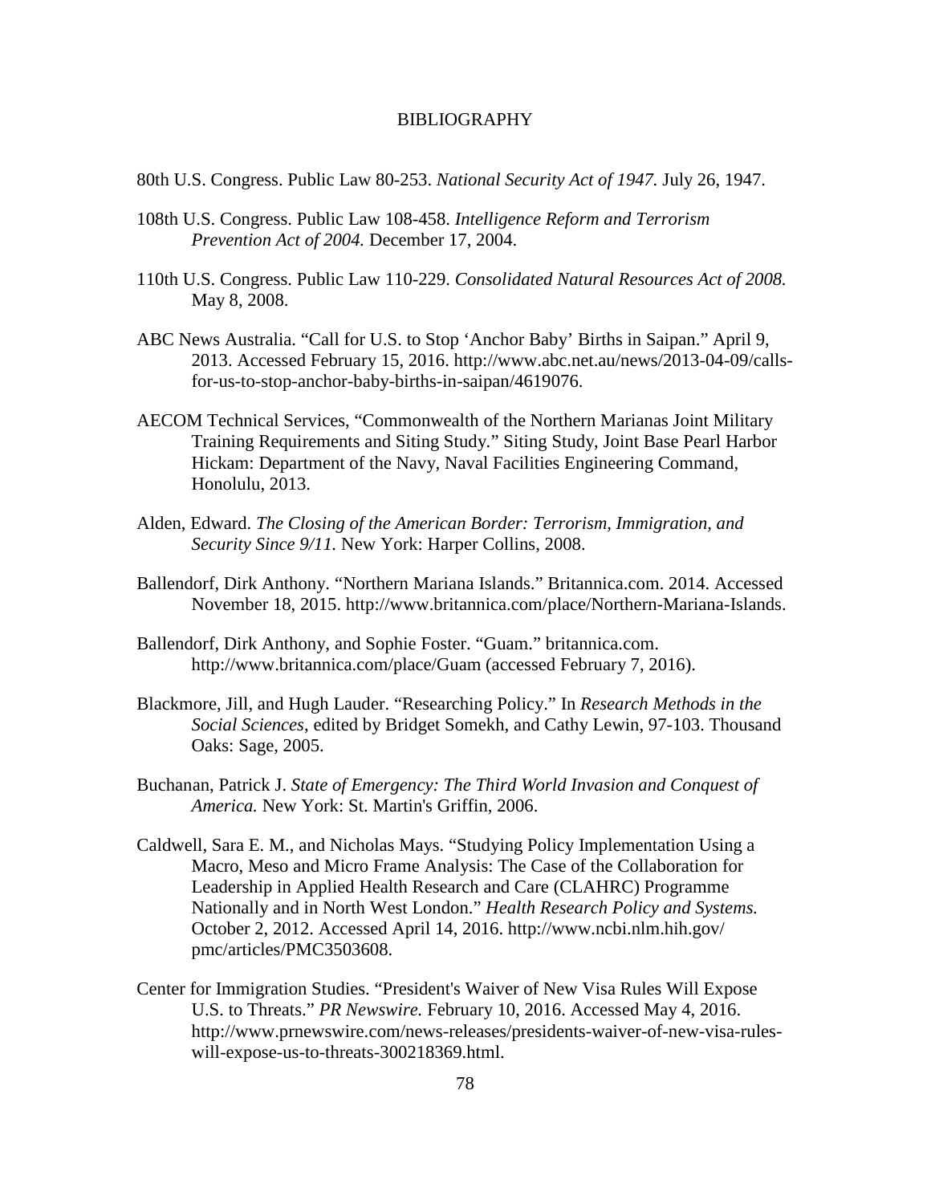# BIBLIOGRAPHY

80th U.S. Congress. Public Law 80-253. *National Security Act of 1947.* July 26, 1947.

108th U.S. Congress. Public Law 108-458. *Intelligence Reform and Terrorism Prevention Act of 2004.* December 17, 2004.

110th U.S. Congress. Public Law 110-229. *Consolidated Natural Resources Act of 2008.* May 8, 2008.

ABC News Australia. "Call for U.S. to Stop 'Anchor Baby' Births in Saipan." April 9, 2013. Accessed February 15, 2016. http://www.abc.net.au/news/2013-04-09/calls-for-us-to-stop-anchor-baby-births-in-saipan/4619076.

AECOM Technical Services, "Commonwealth of the Northern Marianas Joint Military Training Requirements and Siting Study." Siting Study, Joint Base Pearl Harbor Hickam: Department of the Navy, Naval Facilities Engineering Command, Honolulu, 2013.

Alden, Edward. *The Closing of the American Border: Terrorism, Immigration, and Security Since 9/11.* New York: Harper Collins, 2008.

Ballendorf, Dirk Anthony. "Northern Mariana Islands." Britannica.com. 2014. Accessed November 18, 2015. http://www.britannica.com/place/Northern-Mariana-Islands.

Ballendorf, Dirk Anthony, and Sophie Foster. "Guam." britannica.com. http://www.britannica.com/place/Guam (accessed February 7, 2016).

Blackmore, Jill, and Hugh Lauder. "Researching Policy." In *Research Methods in the Social Sciences*, edited by Bridget Somekh, and Cathy Lewin, 97-103. Thousand Oaks: Sage, 2005.

Buchanan, Patrick J. *State of Emergency: The Third World Invasion and Conquest of America.* New York: St. Martin's Griffin, 2006.

Caldwell, Sara E. M., and Nicholas Mays. "Studying Policy Implementation Using a Macro, Meso and Micro Frame Analysis: The Case of the Collaboration for Leadership in Applied Health Research and Care (CLAHRC) Programme Nationally and in North West London." *Health Research Policy and Systems.* October 2, 2012. Accessed April 14, 2016. http://www.ncbi.nlm.hih.gov/pmc/articles/PMC3503608.

Center for Immigration Studies. "President's Waiver of New Visa Rules Will Expose U.S. to Threats." *PR Newswire.* February 10, 2016. Accessed May 4, 2016. http://www.prnewswire.com/news-releases/presidents-waiver-of-new-visa-rules-will-expose-us-to-threats-300218369.html.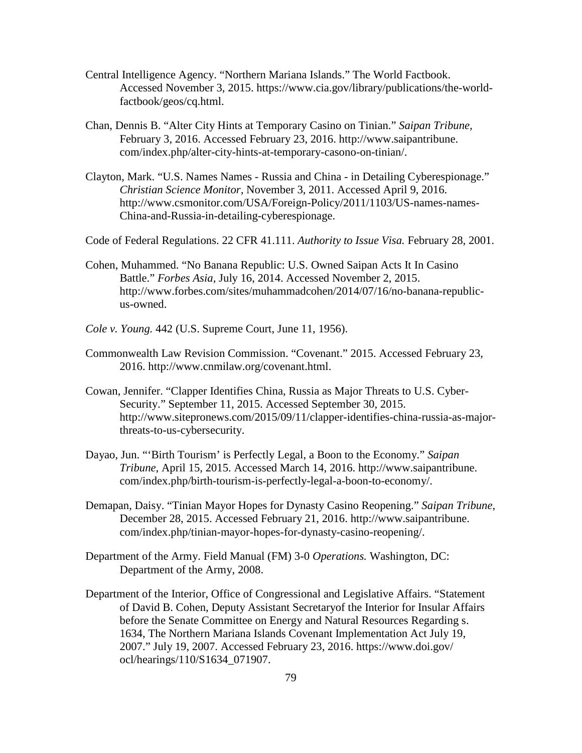Central Intelligence Agency. “Northern Mariana Islands.” The World Factbook. Accessed November 3, 2015. https://www.cia.gov/library/publications/the-world-factbook/geos/cq.html.

Chan, Dennis B. “Alter City Hints at Temporary Casino on Tinian.” *Saipan Tribune*, February 3, 2016. Accessed February 23, 2016. http://www.saipantribune.com/index.php/alter-city-hints-at-temporary-casono-on-tinian/.

Clayton, Mark. “U.S. Names Names - Russia and China - in Detailing Cyberespionage.” *Christian Science Monitor*, November 3, 2011. Accessed April 9, 2016. http://www.csmonitor.com/USA/Foreign-Policy/2011/1103/US-names-names-China-and-Russia-in-detailing-cyberespionage.

Code of Federal Regulations. 22 CFR 41.111. *Authority to Issue Visa.* February 28, 2001.

Cohen, Muhammed. “No Banana Republic: U.S. Owned Saipan Acts It In Casino Battle.” *Forbes Asia*, July 16, 2014. Accessed November 2, 2015. http://www.forbes.com/sites/muhammadcohen/2014/07/16/no-banana-republic-us-owned.

*Cole v. Young.* 442 (U.S. Supreme Court, June 11, 1956).

Commonwealth Law Revision Commission. “Covenant.” 2015. Accessed February 23, 2016. http://www.cnmilaw.org/covenant.html.

Cowan, Jennifer. “Clapper Identifies China, Russia as Major Threats to U.S. Cyber-Security.” September 11, 2015. Accessed September 30, 2015. http://www.sitepronews.com/2015/09/11/clapper-identifies-china-russia-as-major-threats-to-us-cybersecurity.

Dayao, Jun. “‘Birth Tourism’ is Perfectly Legal, a Boon to the Economy.” *Saipan Tribune*, April 15, 2015. Accessed March 14, 2016. http://www.saipantribune.com/index.php/birth-tourism-is-perfectly-legal-a-boon-to-economy/.

Demapan, Daisy. “Tinian Mayor Hopes for Dynasty Casino Reopening.” *Saipan Tribune*, December 28, 2015. Accessed February 21, 2016. http://www.saipantribune.com/index.php/tinian-mayor-hopes-for-dynasty-casino-reopening/.

Department of the Army. Field Manual (FM) 3-0 *Operations.* Washington, DC: Department of the Army, 2008.

Department of the Interior, Office of Congressional and Legislative Affairs. “Statement of David B. Cohen, Deputy Assistant Secretaryof the Interior for Insular Affairs before the Senate Committee on Energy and Natural Resources Regarding s. 1634, The Northern Mariana Islands Covenant Implementation Act July 19, 2007.” July 19, 2007. Accessed February 23, 2016. https://www.doi.gov/ocl/hearings/110/S1634_071907.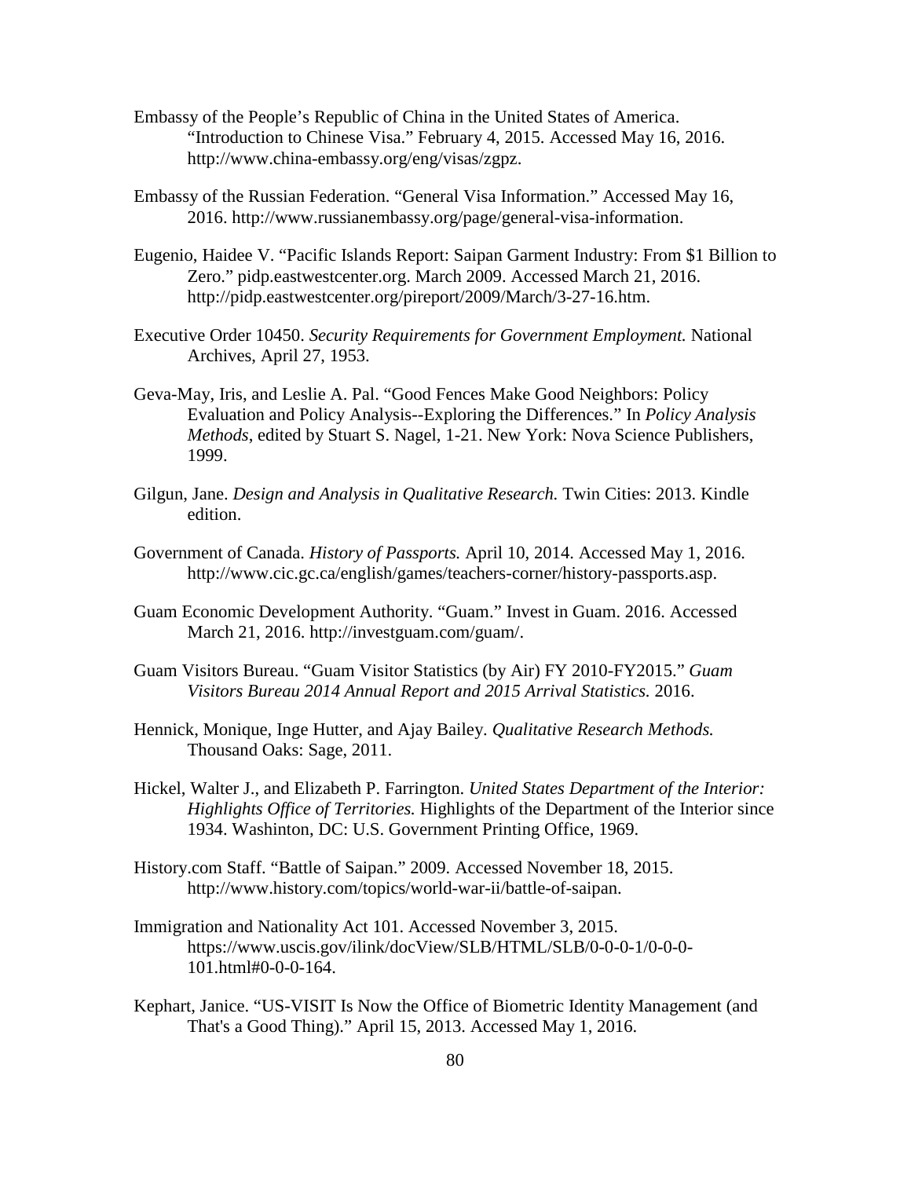Embassy of the People's Republic of China in the United States of America. "Introduction to Chinese Visa." February 4, 2015. Accessed May 16, 2016. http://www.china-embassy.org/eng/visas/zgpz.

Embassy of the Russian Federation. "General Visa Information." Accessed May 16, 2016. http://www.russianembassy.org/page/general-visa-information.

Eugenio, Haidee V. "Pacific Islands Report: Saipan Garment Industry: From $1 Billion to Zero." pidp.eastwestcenter.org. March 2009. Accessed March 21, 2016. http://pidp.eastwestcenter.org/pireport/2009/March/3-27-16.htm.

Executive Order 10450. *Security Requirements for Government Employment.* National Archives, April 27, 1953.

Geva-May, Iris, and Leslie A. Pal. "Good Fences Make Good Neighbors: Policy Evaluation and Policy Analysis--Exploring the Differences." In *Policy Analysis Methods*, edited by Stuart S. Nagel, 1-21. New York: Nova Science Publishers, 1999.

Gilgun, Jane. *Design and Analysis in Qualitative Research.* Twin Cities: 2013. Kindle edition.

Government of Canada. *History of Passports.* April 10, 2014. Accessed May 1, 2016. http://www.cic.gc.ca/english/games/teachers-corner/history-passports.asp.

Guam Economic Development Authority. "Guam." Invest in Guam. 2016. Accessed March 21, 2016. http://investguam.com/guam/.

Guam Visitors Bureau. "Guam Visitor Statistics (by Air) FY 2010-FY2015." *Guam Visitors Bureau 2014 Annual Report and 2015 Arrival Statistics.* 2016.

Hennick, Monique, Inge Hutter, and Ajay Bailey. *Qualitative Research Methods.* Thousand Oaks: Sage, 2011.

Hickel, Walter J., and Elizabeth P. Farrington. *United States Department of the Interior: Highlights Office of Territories.* Highlights of the Department of the Interior since 1934. Washinton, DC: U.S. Government Printing Office, 1969.

History.com Staff. "Battle of Saipan." 2009. Accessed November 18, 2015. http://www.history.com/topics/world-war-ii/battle-of-saipan.

Immigration and Nationality Act 101. Accessed November 3, 2015. https://www.uscis.gov/ilink/docView/SLB/HTML/SLB/0-0-0-1/0-0-0-101.html#0-0-0-164.

Kephart, Janice. "US-VISIT Is Now the Office of Biometric Identity Management (and That's a Good Thing)." April 15, 2013. Accessed May 1, 2016.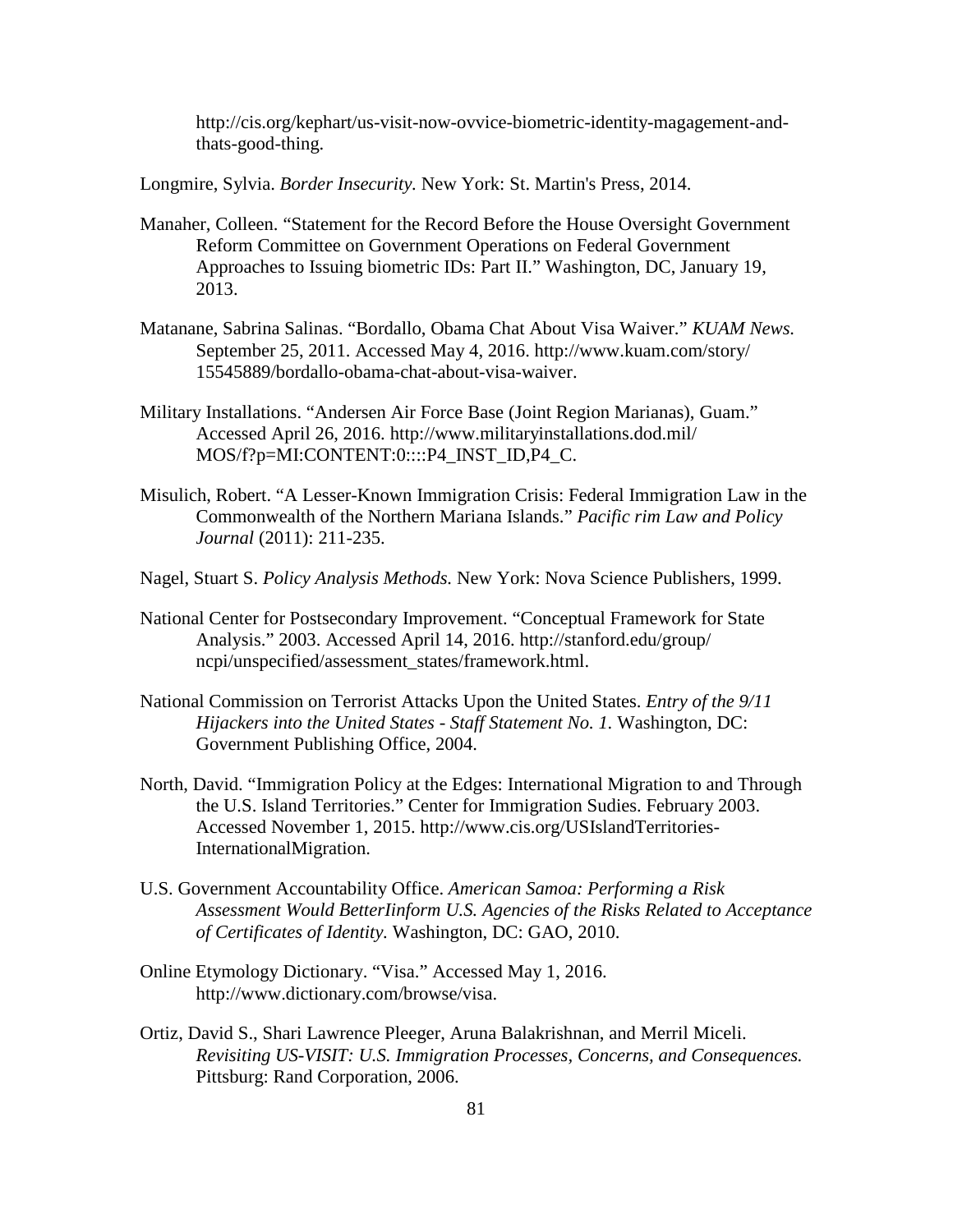http://cis.org/kephart/us-visit-now-ovvice-biometric-identity-magagement-and-thats-good-thing.

Longmire, Sylvia. *Border Insecurity.* New York: St. Martin's Press, 2014.

Manaher, Colleen. "Statement for the Record Before the House Oversight Government Reform Committee on Government Operations on Federal Government Approaches to Issuing biometric IDs: Part II." Washington, DC, January 19, 2013.

Matanane, Sabrina Salinas. "Bordallo, Obama Chat About Visa Waiver." *KUAM News.* September 25, 2011. Accessed May 4, 2016. http://www.kuam.com/story/15545889/bordallo-obama-chat-about-visa-waiver.

Military Installations. "Andersen Air Force Base (Joint Region Marianas), Guam." Accessed April 26, 2016. http://www.militaryinstallations.dod.mil/MOS/f?p=MI:CONTENT:0::::P4_INST_ID,P4_C.

Misulich, Robert. "A Lesser-Known Immigration Crisis: Federal Immigration Law in the Commonwealth of the Northern Mariana Islands." *Pacific rim Law and Policy Journal* (2011): 211-235.

Nagel, Stuart S. *Policy Analysis Methods.* New York: Nova Science Publishers, 1999.

National Center for Postsecondary Improvement. "Conceptual Framework for State Analysis." 2003. Accessed April 14, 2016. http://stanford.edu/group/ncpi/unspecified/assessment_states/framework.html.

National Commission on Terrorist Attacks Upon the United States. *Entry of the 9/11 Hijackers into the United States - Staff Statement No. 1.* Washington, DC: Government Publishing Office, 2004.

North, David. "Immigration Policy at the Edges: International Migration to and Through the U.S. Island Territories." Center for Immigration Sudies. February 2003. Accessed November 1, 2015. http://www.cis.org/USIslandTerritories-InternationalMigration.

U.S. Government Accountability Office. *American Samoa: Performing a Risk Assessment Would BetterIinform U.S. Agencies of the Risks Related to Acceptance of Certificates of Identity.* Washington, DC: GAO, 2010.

Online Etymology Dictionary. "Visa." Accessed May 1, 2016. http://www.dictionary.com/browse/visa.

Ortiz, David S., Shari Lawrence Pleeger, Aruna Balakrishnan, and Merril Miceli. *Revisiting US-VISIT: U.S. Immigration Processes, Concerns, and Consequences.* Pittsburg: Rand Corporation, 2006.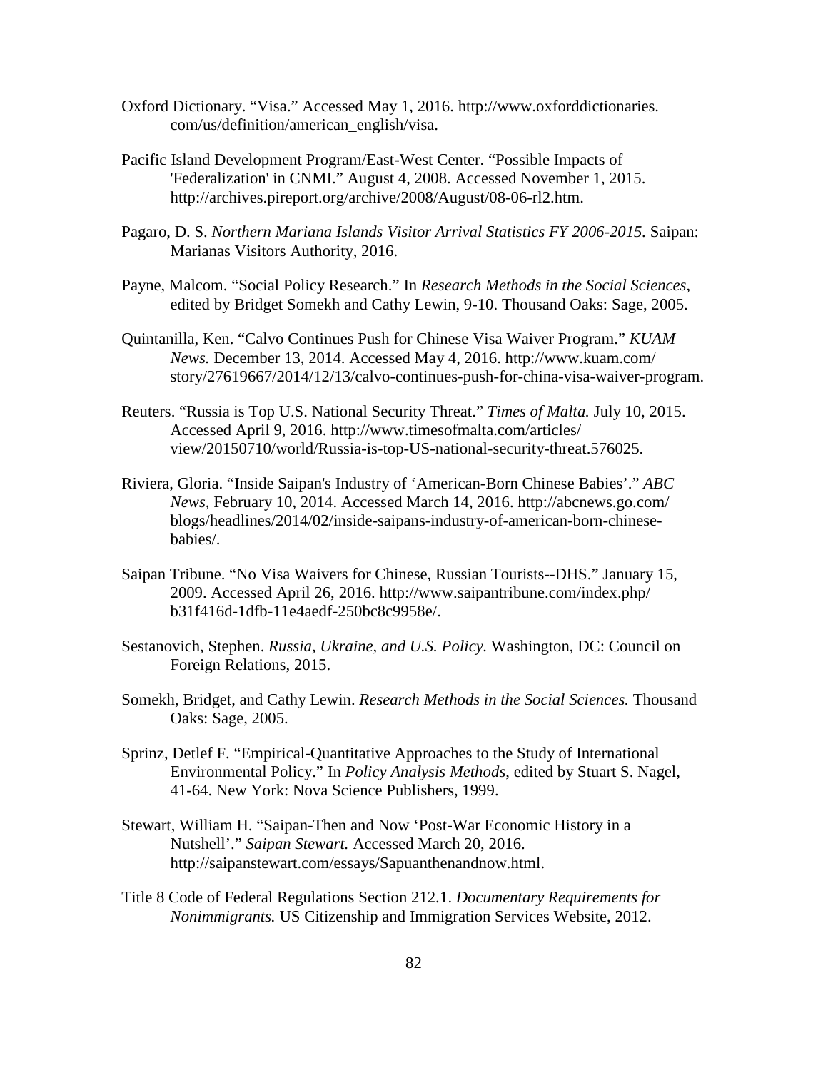Oxford Dictionary. "Visa." Accessed May 1, 2016. http://www.oxforddictionaries.com/us/definition/american_english/visa.

Pacific Island Development Program/East-West Center. "Possible Impacts of 'Federalization' in CNMI." August 4, 2008. Accessed November 1, 2015. http://archives.pireport.org/archive/2008/August/08-06-rl2.htm.

Pagaro, D. S. *Northern Mariana Islands Visitor Arrival Statistics FY 2006-2015.* Saipan: Marianas Visitors Authority, 2016.

Payne, Malcom. "Social Policy Research." In *Research Methods in the Social Sciences*, edited by Bridget Somekh and Cathy Lewin, 9-10. Thousand Oaks: Sage, 2005.

Quintanilla, Ken. "Calvo Continues Push for Chinese Visa Waiver Program." *KUAM News.* December 13, 2014. Accessed May 4, 2016. http://www.kuam.com/story/27619667/2014/12/13/calvo-continues-push-for-china-visa-waiver-program.

Reuters. "Russia is Top U.S. National Security Threat." *Times of Malta.* July 10, 2015. Accessed April 9, 2016. http://www.timesofmalta.com/articles/view/20150710/world/Russia-is-top-US-national-security-threat.576025.

Riviera, Gloria. "Inside Saipan's Industry of 'American-Born Chinese Babies'." *ABC News*, February 10, 2014. Accessed March 14, 2016. http://abcnews.go.com/blogs/headlines/2014/02/inside-saipans-industry-of-american-born-chinese-babies/.

Saipan Tribune. "No Visa Waivers for Chinese, Russian Tourists--DHS." January 15, 2009. Accessed April 26, 2016. http://www.saipantribune.com/index.php/b31f416d-1dfb-11e4aedf-250bc8c9958e/.

Sestanovich, Stephen. *Russia, Ukraine, and U.S. Policy.* Washington, DC: Council on Foreign Relations, 2015.

Somekh, Bridget, and Cathy Lewin. *Research Methods in the Social Sciences.* Thousand Oaks: Sage, 2005.

Sprinz, Detlef F. "Empirical-Quantitative Approaches to the Study of International Environmental Policy." In *Policy Analysis Methods*, edited by Stuart S. Nagel, 41-64. New York: Nova Science Publishers, 1999.

Stewart, William H. "Saipan-Then and Now 'Post-War Economic History in a Nutshell'." *Saipan Stewart.* Accessed March 20, 2016. http://saipanstewart.com/essays/Sapuanthenandnow.html.

Title 8 Code of Federal Regulations Section 212.1. *Documentary Requirements for Nonimmigrants.* US Citizenship and Immigration Services Website, 2012.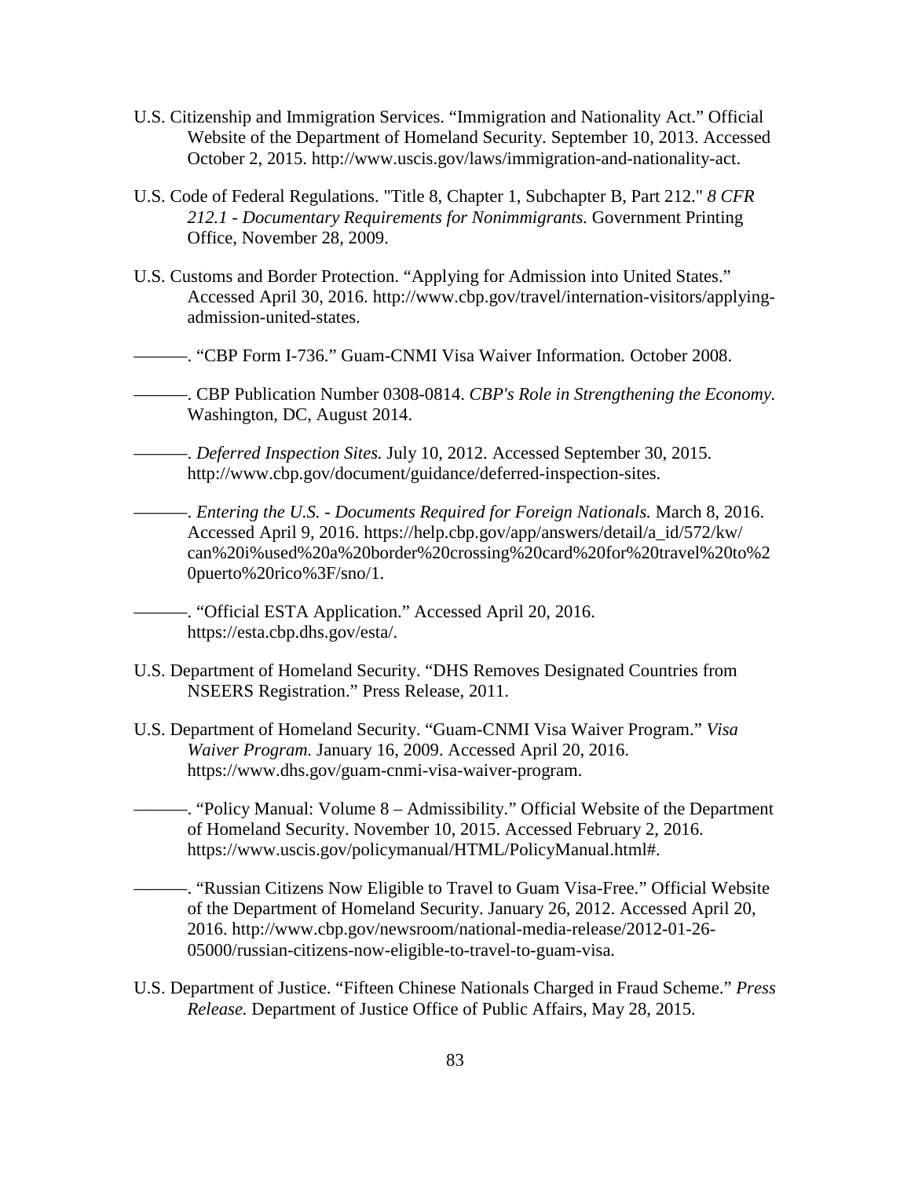U.S. Citizenship and Immigration Services. "Immigration and Nationality Act." Official Website of the Department of Homeland Security. September 10, 2013. Accessed October 2, 2015. http://www.uscis.gov/laws/immigration-and-nationality-act.

U.S. Code of Federal Regulations. "Title 8, Chapter 1, Subchapter B, Part 212." *8 CFR 212.1 - Documentary Requirements for Nonimmigrants.* Government Printing Office, November 28, 2009.

U.S. Customs and Border Protection. "Applying for Admission into United States." Accessed April 30, 2016. http://www.cbp.gov/travel/internation-visitors/applying-admission-united-states.

———. "CBP Form I-736." Guam-CNMI Visa Waiver Information*.* October 2008.

———. CBP Publication Number 0308-0814. *CBP's Role in Strengthening the Economy.* Washington, DC, August 2014.

———. *Deferred Inspection Sites.* July 10, 2012. Accessed September 30, 2015. http://www.cbp.gov/document/guidance/deferred-inspection-sites.

———. *Entering the U.S. - Documents Required for Foreign Nationals.* March 8, 2016. Accessed April 9, 2016. https://help.cbp.gov/app/answers/detail/a_id/572/kw/can%20i%used%20a%20border%20crossing%20card%20for%20travel%20to%20puerto%20rico%3F/sno/1.

———. "Official ESTA Application." Accessed April 20, 2016. https://esta.cbp.dhs.gov/esta/.

U.S. Department of Homeland Security. "DHS Removes Designated Countries from NSEERS Registration." Press Release, 2011.

U.S. Department of Homeland Security. "Guam-CNMI Visa Waiver Program." *Visa Waiver Program.* January 16, 2009. Accessed April 20, 2016. https://www.dhs.gov/guam-cnmi-visa-waiver-program.

———. "Policy Manual: Volume 8 – Admissibility." Official Website of the Department of Homeland Security. November 10, 2015. Accessed February 2, 2016. https://www.uscis.gov/policymanual/HTML/PolicyManual.html#.

———. "Russian Citizens Now Eligible to Travel to Guam Visa-Free." Official Website of the Department of Homeland Security. January 26, 2012. Accessed April 20, 2016. http://www.cbp.gov/newsroom/national-media-release/2012-01-26-05000/russian-citizens-now-eligible-to-travel-to-guam-visa.

U.S. Department of Justice. "Fifteen Chinese Nationals Charged in Fraud Scheme." *Press Release.* Department of Justice Office of Public Affairs, May 28, 2015.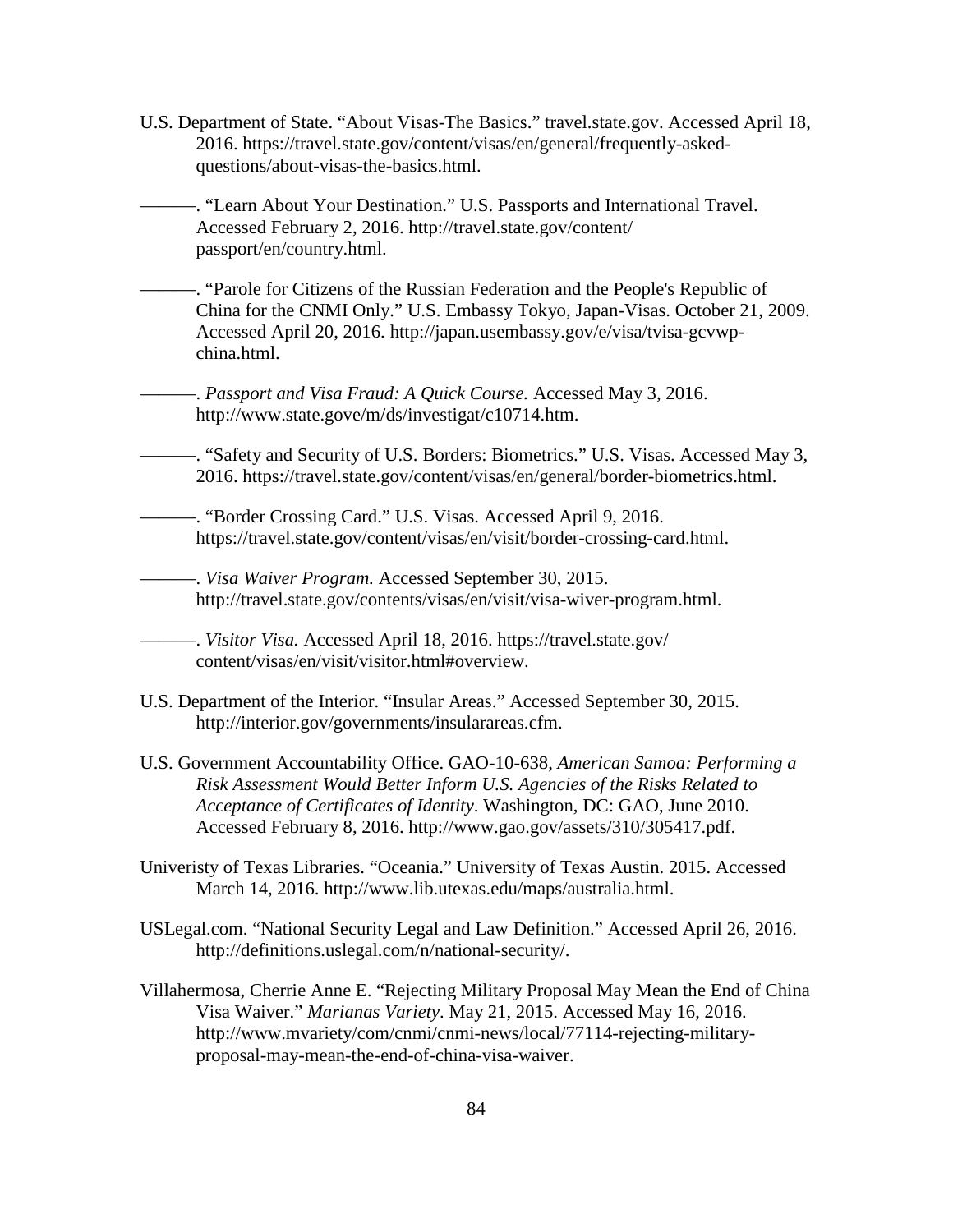U.S. Department of State. “About Visas-The Basics.” travel.state.gov. Accessed April 18, 2016. https://travel.state.gov/content/visas/en/general/frequently-asked-questions/about-visas-the-basics.html.

———. “Learn About Your Destination.” U.S. Passports and International Travel. Accessed February 2, 2016. http://travel.state.gov/content/passport/en/country.html.

———. “Parole for Citizens of the Russian Federation and the People's Republic of China for the CNMI Only.” U.S. Embassy Tokyo, Japan-Visas. October 21, 2009. Accessed April 20, 2016. http://japan.usembassy.gov/e/visa/tvisa-gcvwp-china.html.

———. *Passport and Visa Fraud: A Quick Course.* Accessed May 3, 2016. http://www.state.gove/m/ds/investigat/c10714.htm.

———. “Safety and Security of U.S. Borders: Biometrics.” U.S. Visas. Accessed May 3, 2016. https://travel.state.gov/content/visas/en/general/border-biometrics.html.

———. “Border Crossing Card.” U.S. Visas. Accessed April 9, 2016. https://travel.state.gov/content/visas/en/visit/border-crossing-card.html.

———. *Visa Waiver Program.* Accessed September 30, 2015. http://travel.state.gov/contents/visas/en/visit/visa-wiver-program.html.

———. *Visitor Visa.* Accessed April 18, 2016. https://travel.state.gov/content/visas/en/visit/visitor.html#overview.

U.S. Department of the Interior. “Insular Areas.” Accessed September 30, 2015. http://interior.gov/governments/insularareas.cfm.

U.S. Government Accountability Office. GAO-10-638, *American Samoa: Performing a Risk Assessment Would Better Inform U.S. Agencies of the Risks Related to Acceptance of Certificates of Identity*. Washington, DC: GAO, June 2010. Accessed February 8, 2016. http://www.gao.gov/assets/310/305417.pdf.

Univeristy of Texas Libraries. “Oceania.” University of Texas Austin. 2015. Accessed March 14, 2016. http://www.lib.utexas.edu/maps/australia.html.

USLegal.com. “National Security Legal and Law Definition.” Accessed April 26, 2016. http://definitions.uslegal.com/n/national-security/.

Villahermosa, Cherrie Anne E. “Rejecting Military Proposal May Mean the End of China Visa Waiver.” *Marianas Variety*. May 21, 2015. Accessed May 16, 2016. http://www.mvariety/com/cnmi/cnmi-news/local/77114-rejecting-military-proposal-may-mean-the-end-of-china-visa-waiver.